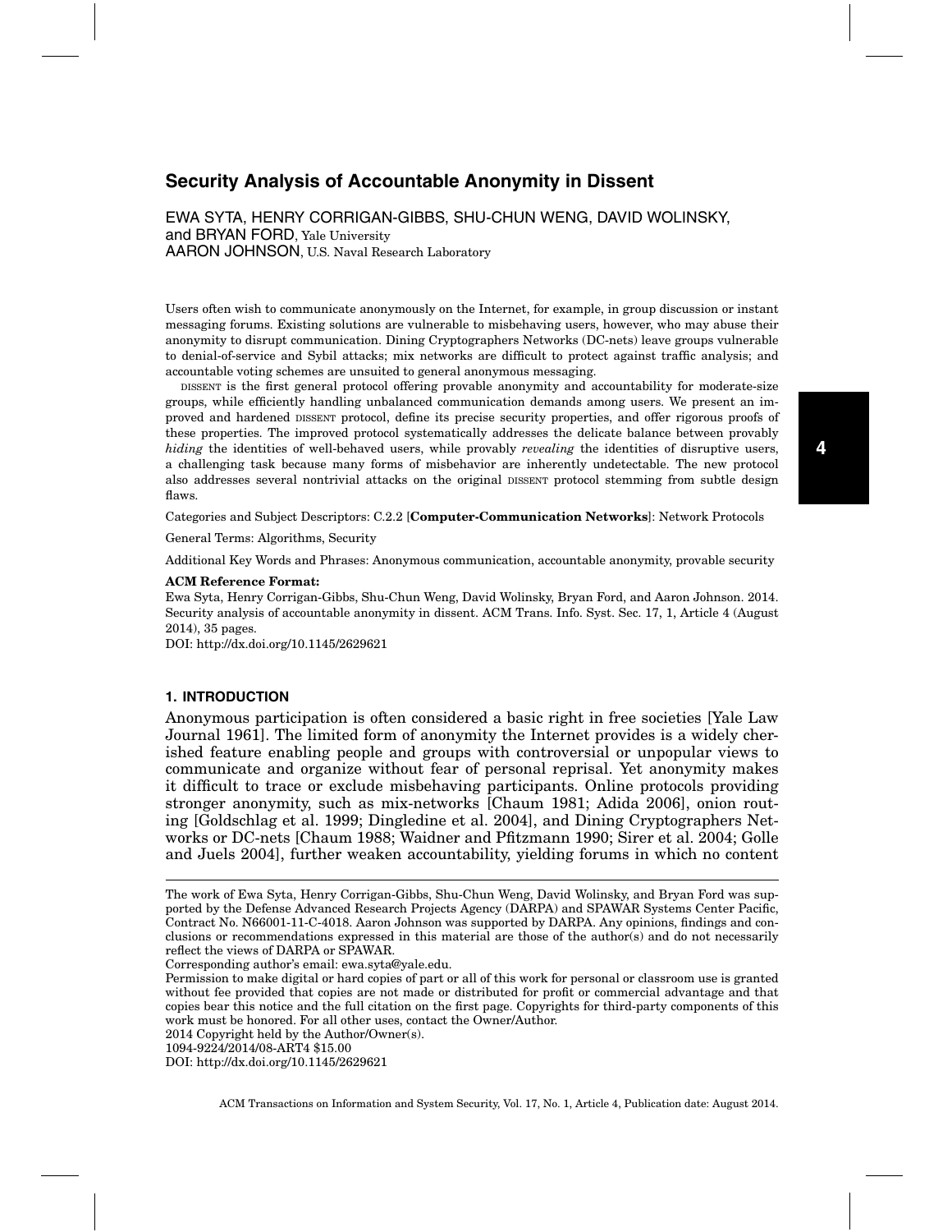# Security Analysis of Accountable Anonymity in Dissent

EWA SYTA, HENRY CORRIGAN-GIBBS, SHU-CHUN WENG, DAVID WOLINSKY, and BRYAN FORD, Yale University
AARON JOHNSON, U.S. Naval Research Laboratory

Users often wish to communicate anonymously on the Internet, for example, in group discussion or instant messaging forums. Existing solutions are vulnerable to misbehaving users, however, who may abuse their anonymity to disrupt communication. Dining Cryptographers Networks (DC-nets) leave groups vulnerable to denial-of-service and Sybil attacks; mix networks are difficult to protect against traffic analysis; and accountable voting schemes are unsuited to general anonymous messaging.

DISSENT is the first general protocol offering provable anonymity and accountability for moderate-size groups, while efficiently handling unbalanced communication demands among users. We present an improved and hardened DISSENT protocol, define its precise security properties, and offer rigorous proofs of these properties. The improved protocol systematically addresses the delicate balance between provably *hiding* the identities of well-behaved users, while provably *revealing* the identities of disruptive users, a challenging task because many forms of misbehavior are inherently undetectable. The new protocol also addresses several nontrivial attacks on the original DISSENT protocol stemming from subtle design flaws.

Categories and Subject Descriptors: C.2.2 [**Computer-Communication Networks**]: Network Protocols

General Terms: Algorithms, Security

Additional Key Words and Phrases: Anonymous communication, accountable anonymity, provable security

**ACM Reference Format:**
Ewa Syta, Henry Corrigan-Gibbs, Shu-Chun Weng, David Wolinsky, Bryan Ford, and Aaron Johnson. 2014. Security analysis of accountable anonymity in dissent. ACM Trans. Info. Syst. Sec. 17, 1, Article 4 (August 2014), 35 pages.
DOI: http://dx.doi.org/10.1145/2629621

## 1. INTRODUCTION

Anonymous participation is often considered a basic right in free societies [Yale Law Journal 1961]. The limited form of anonymity the Internet provides is a widely cherished feature enabling people and groups with controversial or unpopular views to communicate and organize without fear of personal reprisal. Yet anonymity makes it difficult to trace or exclude misbehaving participants. Online protocols providing stronger anonymity, such as mix-networks [Chaum 1981; Adida 2006], onion routing [Goldschlag et al. 1999; Dingledine et al. 2004], and Dining Cryptographers Networks or DC-nets [Chaum 1988; Waidner and Pfitzmann 1990; Sirer et al. 2004; Golle and Juels 2004], further weaken accountability, yielding forums in which no content

---

The work of Ewa Syta, Henry Corrigan-Gibbs, Shu-Chun Weng, David Wolinsky, and Bryan Ford was supported by the Defense Advanced Research Projects Agency (DARPA) and SPAWAR Systems Center Pacific, Contract No. N66001-11-C-4018. Aaron Johnson was supported by DARPA. Any opinions, findings and conclusions or recommendations expressed in this material are those of the author(s) and do not necessarily reflect the views of DARPA or SPAWAR.
Corresponding author's email: ewa.syta@yale.edu.
Permission to make digital or hard copies of part or all of this work for personal or classroom use is granted without fee provided that copies are not made or distributed for profit or commercial advantage and that copies bear this notice and the full citation on the first page. Copyrights for third-party components of this work must be honored. For all other uses, contact the Owner/Author.
2014 Copyright held by the Author/Owner(s).
1094-9224/2014/08-ART4 $15.00
DOI: http://dx.doi.org/10.1145/2629621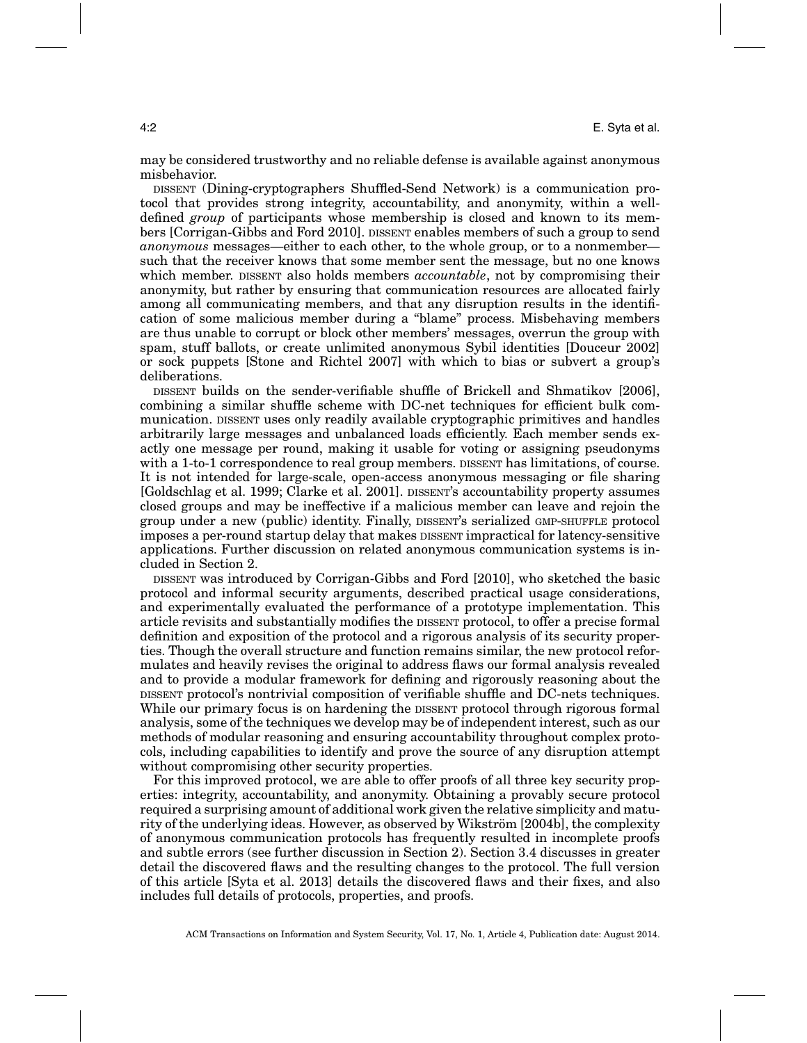may be considered trustworthy and no reliable defense is available against anonymous misbehavior.

DISSENT (Dining-cryptographers Shuffled-Send Network) is a communication protocol that provides strong integrity, accountability, and anonymity, within a well-defined *group* of participants whose membership is closed and known to its members [Corrigan-Gibbs and Ford 2010]. DISSENT enables members of such a group to send *anonymous* messages—either to each other, to the whole group, or to a nonmember—such that the receiver knows that some member sent the message, but no one knows which member. DISSENT also holds members *accountable*, not by compromising their anonymity, but rather by ensuring that communication resources are allocated fairly among all communicating members, and that any disruption results in the identification of some malicious member during a "blame" process. Misbehaving members are thus unable to corrupt or block other members' messages, overrun the group with spam, stuff ballots, or create unlimited anonymous Sybil identities [Douceur 2002] or sock puppets [Stone and Richtel 2007] with which to bias or subvert a group's deliberations.

DISSENT builds on the sender-verifiable shuffle of Brickell and Shmatikov [2006], combining a similar shuffle scheme with DC-net techniques for efficient bulk communication. DISSENT uses only readily available cryptographic primitives and handles arbitrarily large messages and unbalanced loads efficiently. Each member sends exactly one message per round, making it usable for voting or assigning pseudonyms with a 1-to-1 correspondence to real group members. DISSENT has limitations, of course. It is not intended for large-scale, open-access anonymous messaging or file sharing [Goldschlag et al. 1999; Clarke et al. 2001]. DISSENT's accountability property assumes closed groups and may be ineffective if a malicious member can leave and rejoin the group under a new (public) identity. Finally, DISSENT's serialized GMP-SHUFFLE protocol imposes a per-round startup delay that makes DISSENT impractical for latency-sensitive applications. Further discussion on related anonymous communication systems is included in Section 2.

DISSENT was introduced by Corrigan-Gibbs and Ford [2010], who sketched the basic protocol and informal security arguments, described practical usage considerations, and experimentally evaluated the performance of a prototype implementation. This article revisits and substantially modifies the DISSENT protocol, to offer a precise formal definition and exposition of the protocol and a rigorous analysis of its security properties. Though the overall structure and function remains similar, the new protocol reformulates and heavily revises the original to address flaws our formal analysis revealed and to provide a modular framework for defining and rigorously reasoning about the DISSENT protocol's nontrivial composition of verifiable shuffle and DC-nets techniques. While our primary focus is on hardening the DISSENT protocol through rigorous formal analysis, some of the techniques we develop may be of independent interest, such as our methods of modular reasoning and ensuring accountability throughout complex protocols, including capabilities to identify and prove the source of any disruption attempt without compromising other security properties.

For this improved protocol, we are able to offer proofs of all three key security properties: integrity, accountability, and anonymity. Obtaining a provably secure protocol required a surprising amount of additional work given the relative simplicity and maturity of the underlying ideas. However, as observed by Wikström [2004b], the complexity of anonymous communication protocols has frequently resulted in incomplete proofs and subtle errors (see further discussion in Section 2). Section 3.4 discusses in greater detail the discovered flaws and the resulting changes to the protocol. The full version of this article [Syta et al. 2013] details the discovered flaws and their fixes, and also includes full details of protocols, properties, and proofs.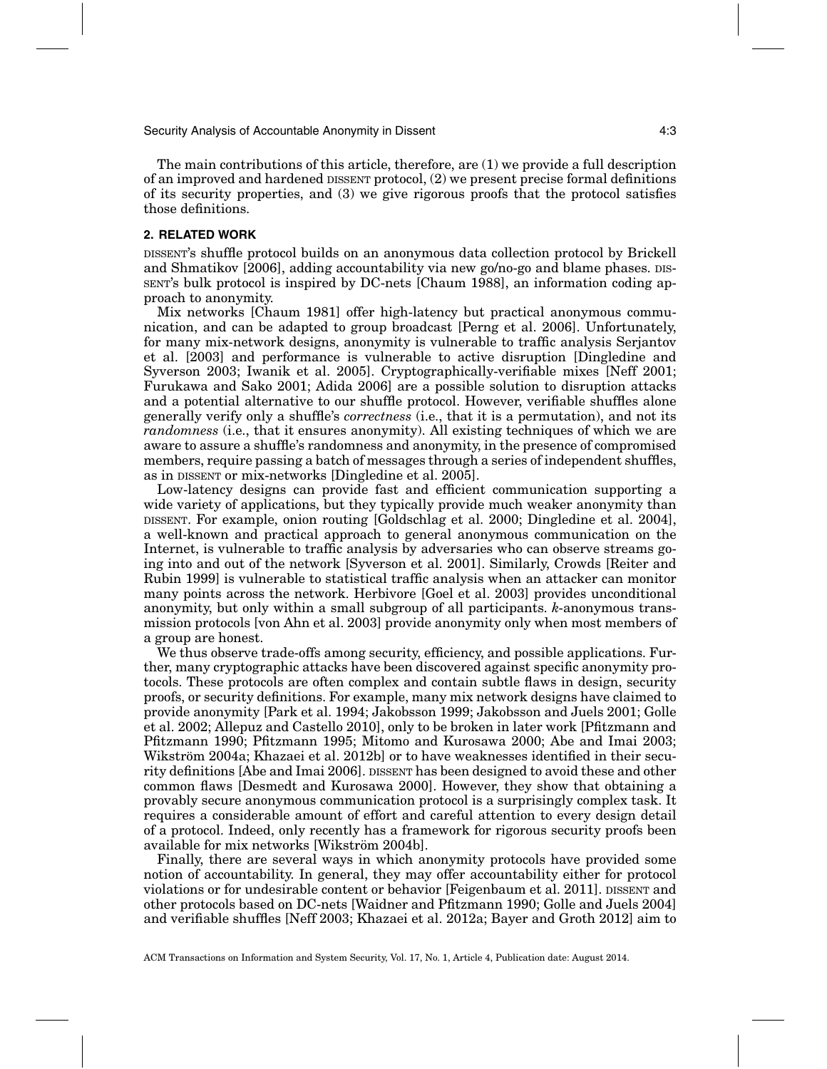The main contributions of this article, therefore, are (1) we provide a full description of an improved and hardened DISSENT protocol, (2) we present precise formal definitions of its security properties, and (3) we give rigorous proofs that the protocol satisfies those definitions.

## 2. RELATED WORK

DISSENT's shuffle protocol builds on an anonymous data collection protocol by Brickell and Shmatikov [2006], adding accountability via new go/no-go and blame phases. DISSENT's bulk protocol is inspired by DC-nets [Chaum 1988], an information coding approach to anonymity.

Mix networks [Chaum 1981] offer high-latency but practical anonymous communication, and can be adapted to group broadcast [Perng et al. 2006]. Unfortunately, for many mix-network designs, anonymity is vulnerable to traffic analysis Serjantov et al. [2003] and performance is vulnerable to active disruption [Dingledine and Syverson 2003; Iwanik et al. 2005]. Cryptographically-verifiable mixes [Neff 2001; Furukawa and Sako 2001; Adida 2006] are a possible solution to disruption attacks and a potential alternative to our shuffle protocol. However, verifiable shuffles alone generally verify only a shuffle's *correctness* (i.e., that it is a permutation), and not its *randomness* (i.e., that it ensures anonymity). All existing techniques of which we are aware to assure a shuffle's randomness and anonymity, in the presence of compromised members, require passing a batch of messages through a series of independent shuffles, as in DISSENT or mix-networks [Dingledine et al. 2005].

Low-latency designs can provide fast and efficient communication supporting a wide variety of applications, but they typically provide much weaker anonymity than DISSENT. For example, onion routing [Goldschlag et al. 2000; Dingledine et al. 2004], a well-known and practical approach to general anonymous communication on the Internet, is vulnerable to traffic analysis by adversaries who can observe streams going into and out of the network [Syverson et al. 2001]. Similarly, Crowds [Reiter and Rubin 1999] is vulnerable to statistical traffic analysis when an attacker can monitor many points across the network. Herbivore [Goel et al. 2003] provides unconditional anonymity, but only within a small subgroup of all participants. *k*-anonymous transmission protocols [von Ahn et al. 2003] provide anonymity only when most members of a group are honest.

We thus observe trade-offs among security, efficiency, and possible applications. Further, many cryptographic attacks have been discovered against specific anonymity protocols. These protocols are often complex and contain subtle flaws in design, security proofs, or security definitions. For example, many mix network designs have claimed to provide anonymity [Park et al. 1994; Jakobsson 1999; Jakobsson and Juels 2001; Golle et al. 2002; Allepuz and Castello 2010], only to be broken in later work [Pfitzmann and Pfitzmann 1990; Pfitzmann 1995; Mitomo and Kurosawa 2000; Abe and Imai 2003; Wikström 2004a; Khazaei et al. 2012b] or to have weaknesses identified in their security definitions [Abe and Imai 2006]. DISSENT has been designed to avoid these and other common flaws [Desmedt and Kurosawa 2000]. However, they show that obtaining a provably secure anonymous communication protocol is a surprisingly complex task. It requires a considerable amount of effort and careful attention to every design detail of a protocol. Indeed, only recently has a framework for rigorous security proofs been available for mix networks [Wikström 2004b].

Finally, there are several ways in which anonymity protocols have provided some notion of accountability. In general, they may offer accountability either for protocol violations or for undesirable content or behavior [Feigenbaum et al. 2011]. DISSENT and other protocols based on DC-nets [Waidner and Pfitzmann 1990; Golle and Juels 2004] and verifiable shuffles [Neff 2003; Khazaei et al. 2012a; Bayer and Groth 2012] aim to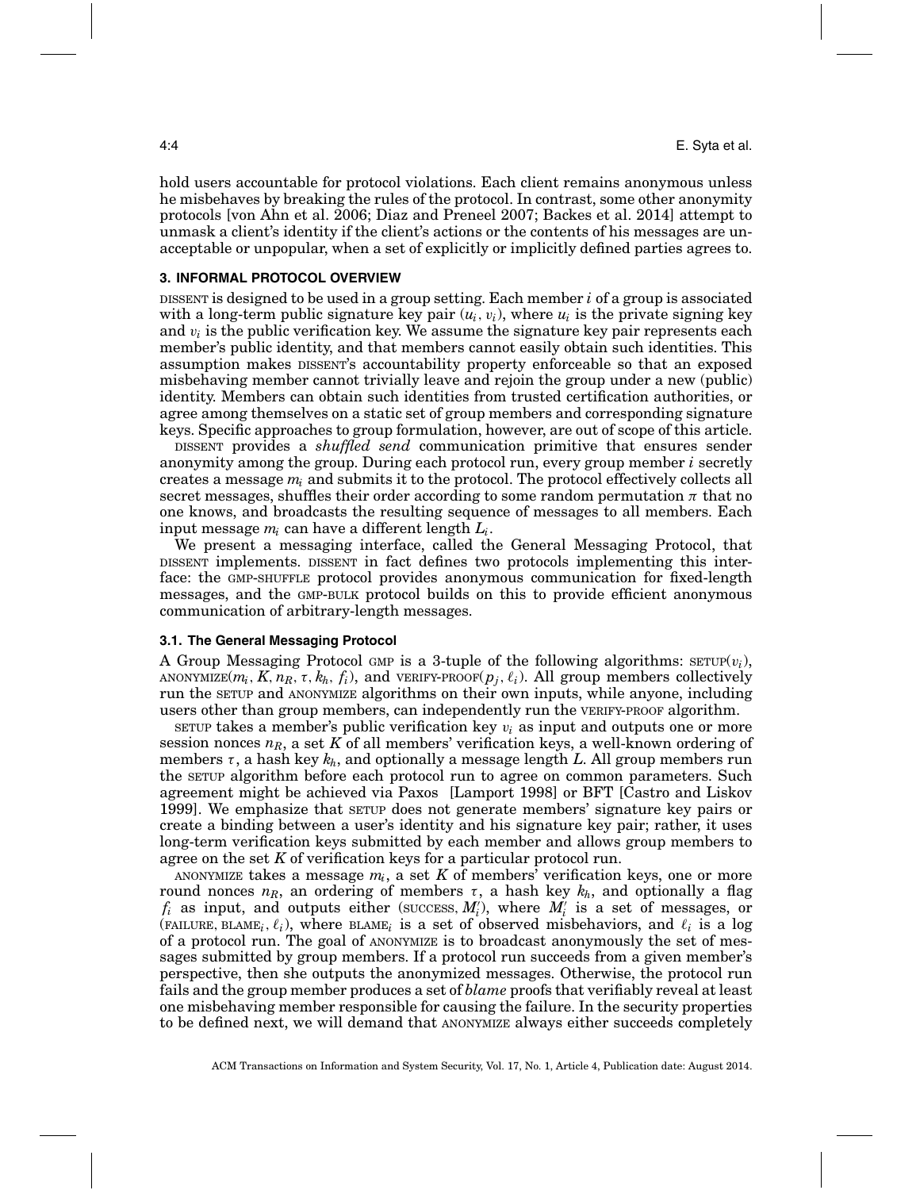hold users accountable for protocol violations. Each client remains anonymous unless he misbehaves by breaking the rules of the protocol. In contrast, some other anonymity protocols [von Ahn et al. 2006; Diaz and Preneel 2007; Backes et al. 2014] attempt to unmask a client's identity if the client's actions or the contents of his messages are unacceptable or unpopular, when a set of explicitly or implicitly defined parties agrees to.

## 3. INFORMAL PROTOCOL OVERVIEW

DISSENT is designed to be used in a group setting. Each member $i$ of a group is associated with a long-term public signature key pair $(u_i, v_i)$, where $u_i$ is the private signing key and $v_i$ is the public verification key. We assume the signature key pair represents each member's public identity, and that members cannot easily obtain such identities. This assumption makes DISSENT's accountability property enforceable so that an exposed misbehaving member cannot trivially leave and rejoin the group under a new (public) identity. Members can obtain such identities from trusted certification authorities, or agree among themselves on a static set of group members and corresponding signature keys. Specific approaches to group formulation, however, are out of scope of this article.

DISSENT provides a *shuffled send* communication primitive that ensures sender anonymity among the group. During each protocol run, every group member $i$ secretly creates a message $m_i$ and submits it to the protocol. The protocol effectively collects all secret messages, shuffles their order according to some random permutation $\pi$ that no one knows, and broadcasts the resulting sequence of messages to all members. Each input message $m_i$ can have a different length $L_i$.

We present a messaging interface, called the General Messaging Protocol, that DISSENT implements. DISSENT in fact defines two protocols implementing this interface: the GMP-SHUFFLE protocol provides anonymous communication for fixed-length messages, and the GMP-BULK protocol builds on this to provide efficient anonymous communication of arbitrary-length messages.

### 3.1. The General Messaging Protocol

A Group Messaging Protocol GMP is a 3-tuple of the following algorithms: SETUP($v_i$), ANONYMIZE($m_i, K, n_R, \tau, k_h, f_i$), and VERIFY-PROOF($p_j, \ell_i$). All group members collectively run the SETUP and ANONYMIZE algorithms on their own inputs, while anyone, including users other than group members, can independently run the VERIFY-PROOF algorithm.

SETUP takes a member's public verification key $v_i$ as input and outputs one or more session nonces $n_R$, a set $K$ of all members' verification keys, a well-known ordering of members $\tau$, a hash key $k_h$, and optionally a message length $L$. All group members run the SETUP algorithm before each protocol run to agree on common parameters. Such agreement might be achieved via Paxos [Lamport 1998] or BFT [Castro and Liskov 1999]. We emphasize that SETUP does not generate members' signature key pairs or create a binding between a user's identity and his signature key pair; rather, it uses long-term verification keys submitted by each member and allows group members to agree on the set $K$ of verification keys for a particular protocol run.

ANONYMIZE takes a message $m_i$, a set $K$ of members' verification keys, one or more round nonces $n_R$, an ordering of members $\tau$, a hash key $k_h$, and optionally a flag $f_i$ as input, and outputs either (SUCCESS, $M_i'$), where $M_i'$ is a set of messages, or (FAILURE, BLAME$_i$, $\ell_i$), where BLAME$_i$ is a set of observed misbehaviors, and $\ell_i$ is a log of a protocol run. The goal of ANONYMIZE is to broadcast anonymously the set of messages submitted by group members. If a protocol run succeeds from a given member's perspective, then she outputs the anonymized messages. Otherwise, the protocol run fails and the group member produces a set of *blame* proofs that verifiably reveal at least one misbehaving member responsible for causing the failure. In the security properties to be defined next, we will demand that ANONYMIZE always either succeeds completely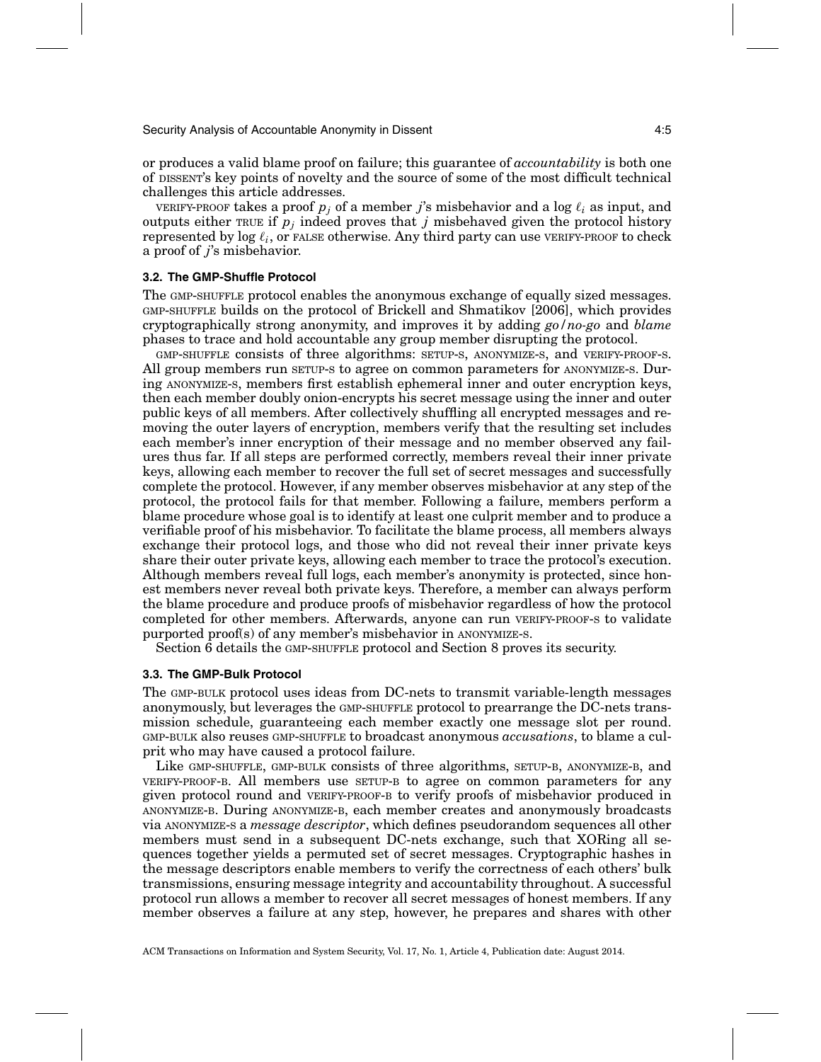or produces a valid blame proof on failure; this guarantee of *accountability* is both one of DISSENT's key points of novelty and the source of some of the most difficult technical challenges this article addresses.

VERIFY-PROOF takes a proof $p_j$ of a member $j$'s misbehavior and a log $\ell_i$ as input, and outputs either TRUE if $p_j$ indeed proves that $j$ misbehaved given the protocol history represented by log $\ell_i$, or FALSE otherwise. Any third party can use VERIFY-PROOF to check a proof of $j$'s misbehavior.

### 3.2. The GMP-Shuffle Protocol

The GMP-SHUFFLE protocol enables the anonymous exchange of equally sized messages. GMP-SHUFFLE builds on the protocol of Brickell and Shmatikov [2006], which provides cryptographically strong anonymity, and improves it by adding *go/no-go* and *blame* phases to trace and hold accountable any group member disrupting the protocol.

GMP-SHUFFLE consists of three algorithms: SETUP-S, ANONYMIZE-S, and VERIFY-PROOF-S. All group members run SETUP-S to agree on common parameters for ANONYMIZE-S. During ANONYMIZE-S, members first establish ephemeral inner and outer encryption keys, then each member doubly onion-encrypts his secret message using the inner and outer public keys of all members. After collectively shuffling all encrypted messages and removing the outer layers of encryption, members verify that the resulting set includes each member's inner encryption of their message and no member observed any failures thus far. If all steps are performed correctly, members reveal their inner private keys, allowing each member to recover the full set of secret messages and successfully complete the protocol. However, if any member observes misbehavior at any step of the protocol, the protocol fails for that member. Following a failure, members perform a blame procedure whose goal is to identify at least one culprit member and to produce a verifiable proof of his misbehavior. To facilitate the blame process, all members always exchange their protocol logs, and those who did not reveal their inner private keys share their outer private keys, allowing each member to trace the protocol's execution. Although members reveal full logs, each member's anonymity is protected, since honest members never reveal both private keys. Therefore, a member can always perform the blame procedure and produce proofs of misbehavior regardless of how the protocol completed for other members. Afterwards, anyone can run VERIFY-PROOF-S to validate purported proof(s) of any member's misbehavior in ANONYMIZE-S.

Section 6 details the GMP-SHUFFLE protocol and Section 8 proves its security.

### 3.3. The GMP-Bulk Protocol

The GMP-BULK protocol uses ideas from DC-nets to transmit variable-length messages anonymously, but leverages the GMP-SHUFFLE protocol to prearrange the DC-nets transmission schedule, guaranteeing each member exactly one message slot per round. GMP-BULK also reuses GMP-SHUFFLE to broadcast anonymous *accusations*, to blame a culprit who may have caused a protocol failure.

Like GMP-SHUFFLE, GMP-BULK consists of three algorithms, SETUP-B, ANONYMIZE-B, and VERIFY-PROOF-B. All members use SETUP-B to agree on common parameters for any given protocol round and VERIFY-PROOF-B to verify proofs of misbehavior produced in ANONYMIZE-B. During ANONYMIZE-B, each member creates and anonymously broadcasts via ANONYMIZE-S a *message descriptor*, which defines pseudorandom sequences all other members must send in a subsequent DC-nets exchange, such that XORing all sequences together yields a permuted set of secret messages. Cryptographic hashes in the message descriptors enable members to verify the correctness of each others' bulk transmissions, ensuring message integrity and accountability throughout. A successful protocol run allows a member to recover all secret messages of honest members. If any member observes a failure at any step, however, he prepares and shares with other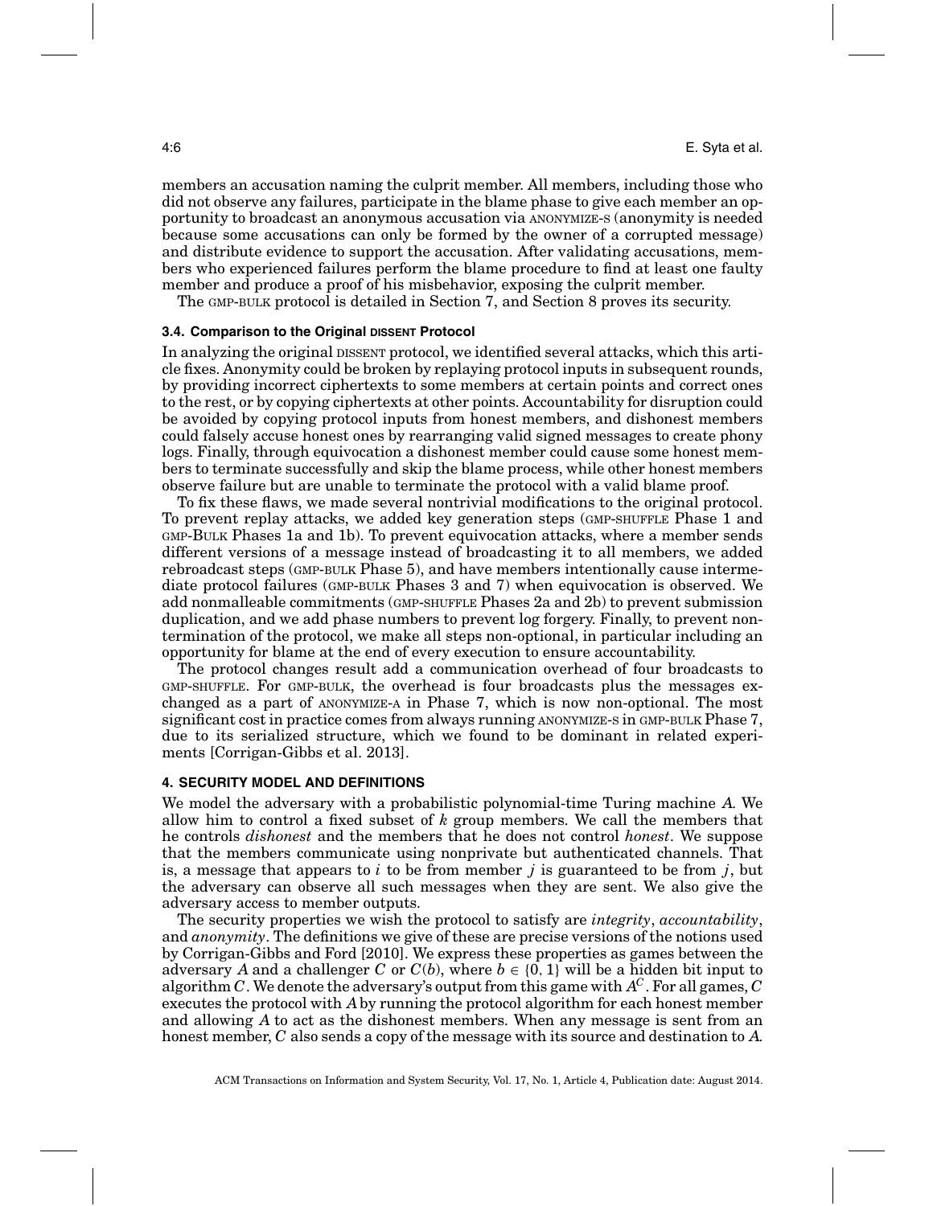members an accusation naming the culprit member. All members, including those who did not observe any failures, participate in the blame phase to give each member an opportunity to broadcast an anonymous accusation via ANONYMIZE-S (anonymity is needed because some accusations can only be formed by the owner of a corrupted message) and distribute evidence to support the accusation. After validating accusations, members who experienced failures perform the blame procedure to find at least one faulty member and produce a proof of his misbehavior, exposing the culprit member.

The GMP-BULK protocol is detailed in Section 7, and Section 8 proves its security.

### 3.4. Comparison to the Original DISSENT Protocol

In analyzing the original DISSENT protocol, we identified several attacks, which this article fixes. Anonymity could be broken by replaying protocol inputs in subsequent rounds, by providing incorrect ciphertexts to some members at certain points and correct ones to the rest, or by copying ciphertexts at other points. Accountability for disruption could be avoided by copying protocol inputs from honest members, and dishonest members could falsely accuse honest ones by rearranging valid signed messages to create phony logs. Finally, through equivocation a dishonest member could cause some honest members to terminate successfully and skip the blame process, while other honest members observe failure but are unable to terminate the protocol with a valid blame proof.

To fix these flaws, we made several nontrivial modifications to the original protocol. To prevent replay attacks, we added key generation steps (GMP-SHUFFLE Phase 1 and GMP-BULK Phases 1a and 1b). To prevent equivocation attacks, where a member sends different versions of a message instead of broadcasting it to all members, we added rebroadcast steps (GMP-BULK Phase 5), and have members intentionally cause intermediate protocol failures (GMP-BULK Phases 3 and 7) when equivocation is observed. We add nonmalleable commitments (GMP-SHUFFLE Phases 2a and 2b) to prevent submission duplication, and we add phase numbers to prevent log forgery. Finally, to prevent nontermination of the protocol, we make all steps non-optional, in particular including an opportunity for blame at the end of every execution to ensure accountability.

The protocol changes result add a communication overhead of four broadcasts to GMP-SHUFFLE. For GMP-BULK, the overhead is four broadcasts plus the messages exchanged as a part of ANONYMIZE-A in Phase 7, which is now non-optional. The most significant cost in practice comes from always running ANONYMIZE-S in GMP-BULK Phase 7, due to its serialized structure, which we found to be dominant in related experiments [Corrigan-Gibbs et al. 2013].

## 4. SECURITY MODEL AND DEFINITIONS

We model the adversary with a probabilistic polynomial-time Turing machine $A$. We allow him to control a fixed subset of $k$ group members. We call the members that he controls *dishonest* and the members that he does not control *honest*. We suppose that the members communicate using nonprivate but authenticated channels. That is, a message that appears to $i$ to be from member $j$ is guaranteed to be from $j$, but the adversary can observe all such messages when they are sent. We also give the adversary access to member outputs.

The security properties we wish the protocol to satisfy are *integrity*, *accountability*, and *anonymity*. The definitions we give of these are precise versions of the notions used by Corrigan-Gibbs and Ford [2010]. We express these properties as games between the adversary $A$ and a challenger $C$ or $C(b)$, where $b \in \{0, 1\}$ will be a hidden bit input to algorithm $C$. We denote the adversary's output from this game with $A^C$. For all games, $C$ executes the protocol with $A$ by running the protocol algorithm for each honest member and allowing $A$ to act as the dishonest members. When any message is sent from an honest member, $C$ also sends a copy of the message with its source and destination to $A$.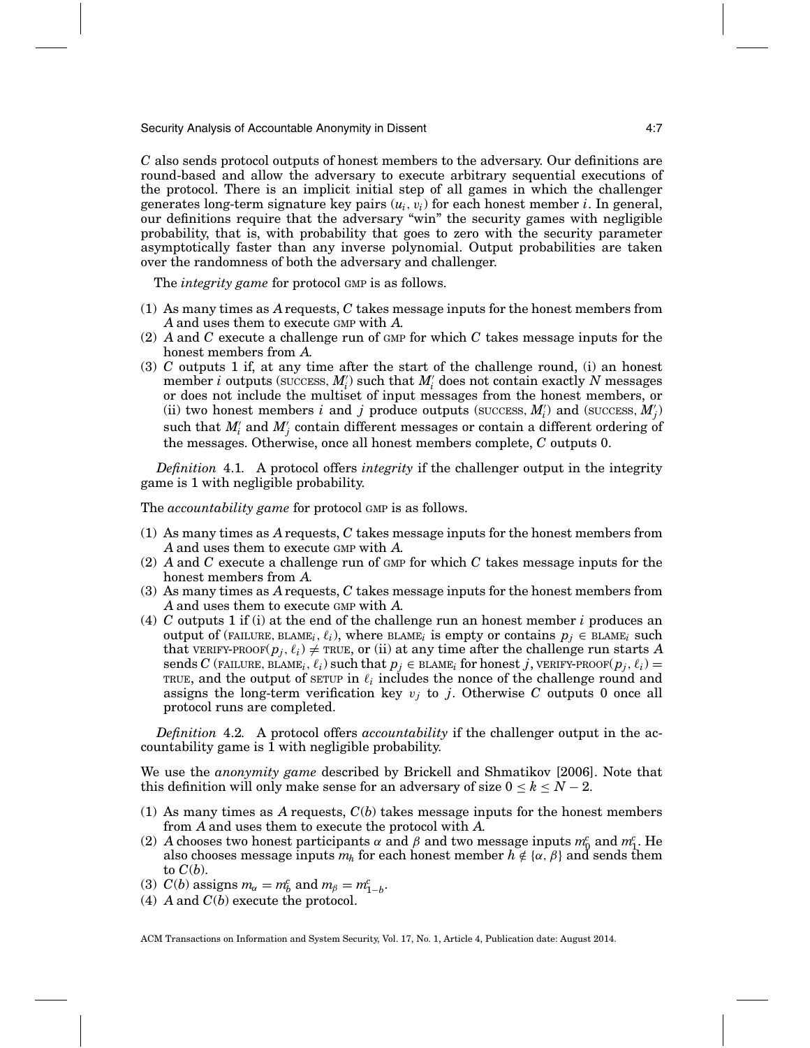$C$ also sends protocol outputs of honest members to the adversary. Our definitions are round-based and allow the adversary to execute arbitrary sequential executions of the protocol. There is an implicit initial step of all games in which the challenger generates long-term signature key pairs $(u_i, v_i)$ for each honest member $i$. In general, our definitions require that the adversary "win" the security games with negligible probability, that is, with probability that goes to zero with the security parameter asymptotically faster than any inverse polynomial. Output probabilities are taken over the randomness of both the adversary and challenger.

The *integrity game* for protocol GMP is as follows.

(1) As many times as $A$ requests, $C$ takes message inputs for the honest members from $A$ and uses them to execute GMP with $A$.
(2) $A$ and $C$ execute a challenge run of GMP for which $C$ takes message inputs for the honest members from $A$.
(3) $C$ outputs 1 if, at any time after the start of the challenge round, (i) an honest member $i$ outputs (SUCCESS, $M_i'$) such that $M_i'$ does not contain exactly $N$ messages or does not include the multiset of input messages from the honest members, or (ii) two honest members $i$ and $j$ produce outputs (SUCCESS, $M_i'$) and (SUCCESS, $M_j'$) such that $M_i'$ and $M_j'$ contain different messages or contain a different ordering of the messages. Otherwise, once all honest members complete, $C$ outputs 0.

*Definition* 4.1. A protocol offers *integrity* if the challenger output in the integrity game is 1 with negligible probability.

The *accountability game* for protocol GMP is as follows.

(1) As many times as $A$ requests, $C$ takes message inputs for the honest members from $A$ and uses them to execute GMP with $A$.
(2) $A$ and $C$ execute a challenge run of GMP for which $C$ takes message inputs for the honest members from $A$.
(3) As many times as $A$ requests, $C$ takes message inputs for the honest members from $A$ and uses them to execute GMP with $A$.
(4) $C$ outputs 1 if (i) at the end of the challenge run an honest member $i$ produces an output of (FAILURE, BLAME$_i$, $\ell_i$), where BLAME$_i$ is empty or contains $p_j \in$ BLAME$_i$ such that VERIFY-PROOF$(p_j, \ell_i) \neq$ TRUE, or (ii) at any time after the challenge run starts $A$ sends $C$ (FAILURE, BLAME$_i$, $\ell_i$) such that $p_j \in$ BLAME$_i$ for honest $j$, VERIFY-PROOF$(p_j, \ell_i) =$ TRUE, and the output of SETUP in $\ell_i$ includes the nonce of the challenge round and assigns the long-term verification key $v_j$ to $j$. Otherwise $C$ outputs 0 once all protocol runs are completed.

*Definition* 4.2. A protocol offers *accountability* if the challenger output in the accountability game is 1 with negligible probability.

We use the *anonymity game* described by Brickell and Shmatikov [2006]. Note that this definition will only make sense for an adversary of size $0 \leq k \leq N - 2$.

(1) As many times as $A$ requests, $C(b)$ takes message inputs for the honest members from $A$ and uses them to execute the protocol with $A$.
(2) $A$ chooses two honest participants $\alpha$ and $\beta$ and two message inputs $m_0^c$ and $m_1^c$. He also chooses message inputs $m_h$ for each honest member $h \notin \{\alpha, \beta\}$ and sends them to $C(b)$.
(3) $C(b)$ assigns $m_\alpha = m_b^c$ and $m_\beta = m_{1-b}^c$.
(4) $A$ and $C(b)$ execute the protocol.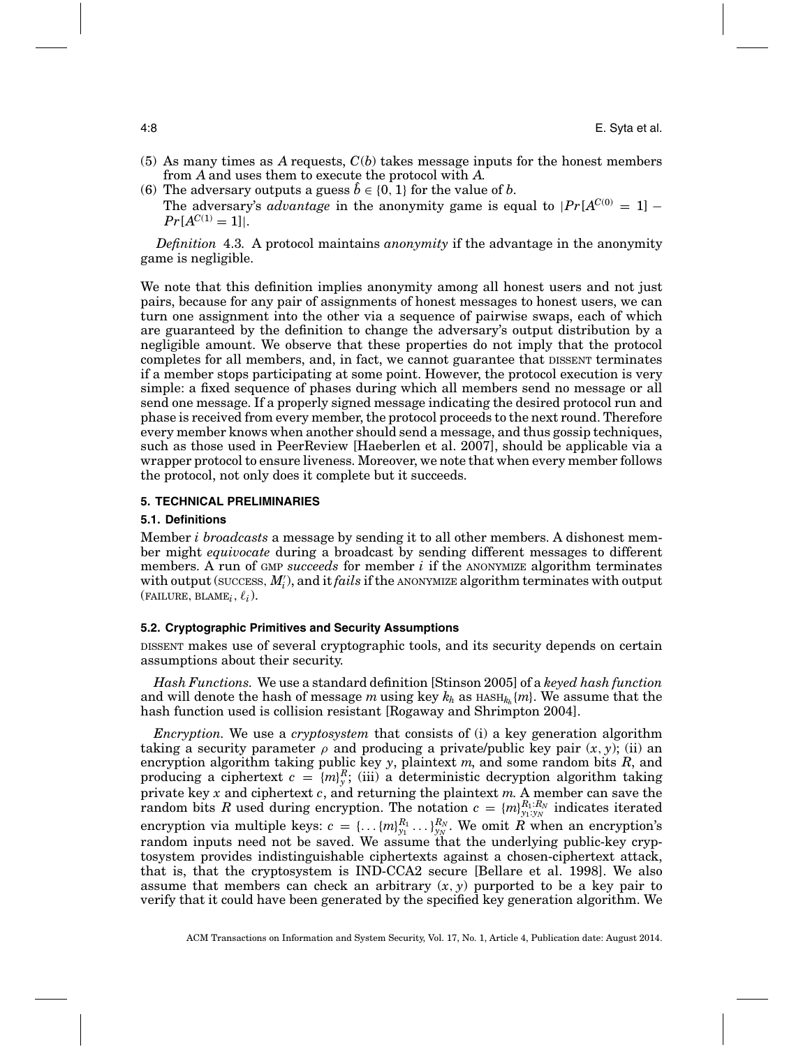(5) As many times as $A$ requests, $C(b)$ takes message inputs for the honest members from $A$ and uses them to execute the protocol with $A$.

(6) The adversary outputs a guess $\hat{b} \in \{0, 1\}$ for the value of $b$.
The adversary's *advantage* in the anonymity game is equal to $|Pr[A^{C(0)} = 1] - Pr[A^{C(1)} = 1]|$.

*Definition* 4.3. A protocol maintains *anonymity* if the advantage in the anonymity game is negligible.

We note that this definition implies anonymity among all honest users and not just pairs, because for any pair of assignments of honest messages to honest users, we can turn one assignment into the other via a sequence of pairwise swaps, each of which are guaranteed by the definition to change the adversary's output distribution by a negligible amount. We observe that these properties do not imply that the protocol completes for all members, and, in fact, we cannot guarantee that DISSENT terminates if a member stops participating at some point. However, the protocol execution is very simple: a fixed sequence of phases during which all members send no message or all send one message. If a properly signed message indicating the desired protocol run and phase is received from every member, the protocol proceeds to the next round. Therefore every member knows when another should send a message, and thus gossip techniques, such as those used in PeerReview [Haeberlen et al. 2007], should be applicable via a wrapper protocol to ensure liveness. Moreover, we note that when every member follows the protocol, not only does it complete but it succeeds.

## 5. TECHNICAL PRELIMINARIES

### 5.1. Definitions

Member $i$ *broadcasts* a message by sending it to all other members. A dishonest member might *equivocate* during a broadcast by sending different messages to different members. A run of GMP *succeeds* for member $i$ if the ANONYMIZE algorithm terminates with output (SUCCESS, $M_i'$), and it *fails* if the ANONYMIZE algorithm terminates with output (FAILURE, $\text{BLAME}_i$, $\ell_i$).

### 5.2. Cryptographic Primitives and Security Assumptions

DISSENT makes use of several cryptographic tools, and its security depends on certain assumptions about their security.

*Hash Functions.* We use a standard definition [Stinson 2005] of a *keyed hash function* and will denote the hash of message $m$ using key $k_h$ as $\text{HASH}_{k_h}\{m\}$. We assume that the hash function used is collision resistant [Rogaway and Shrimpton 2004].

*Encryption.* We use a *cryptosystem* that consists of (i) a key generation algorithm taking a security parameter $\rho$ and producing a private/public key pair $(x, y)$; (ii) an encryption algorithm taking public key $y$, plaintext $m$, and some random bits $R$, and producing a ciphertext $c = \{m\}_y^R$; (iii) a deterministic decryption algorithm taking private key $x$ and ciphertext $c$, and returning the plaintext $m$. A member can save the random bits $R$ used during encryption. The notation $c = \{m\}_{y_1:y_N}^{R_1:R_N}$ indicates iterated encryption via multiple keys: $c = \{\ldots\{m\}_{y_1}^{R_1}\ldots\}_{y_N}^{R_N}$. We omit $R$ when an encryption's random inputs need not be saved. We assume that the underlying public-key cryptosystem provides indistinguishable ciphertexts against a chosen-ciphertext attack, that is, that the cryptosystem is IND-CCA2 secure [Bellare et al. 1998]. We also assume that members can check an arbitrary $(x, y)$ purported to be a key pair to verify that it could have been generated by the specified key generation algorithm. We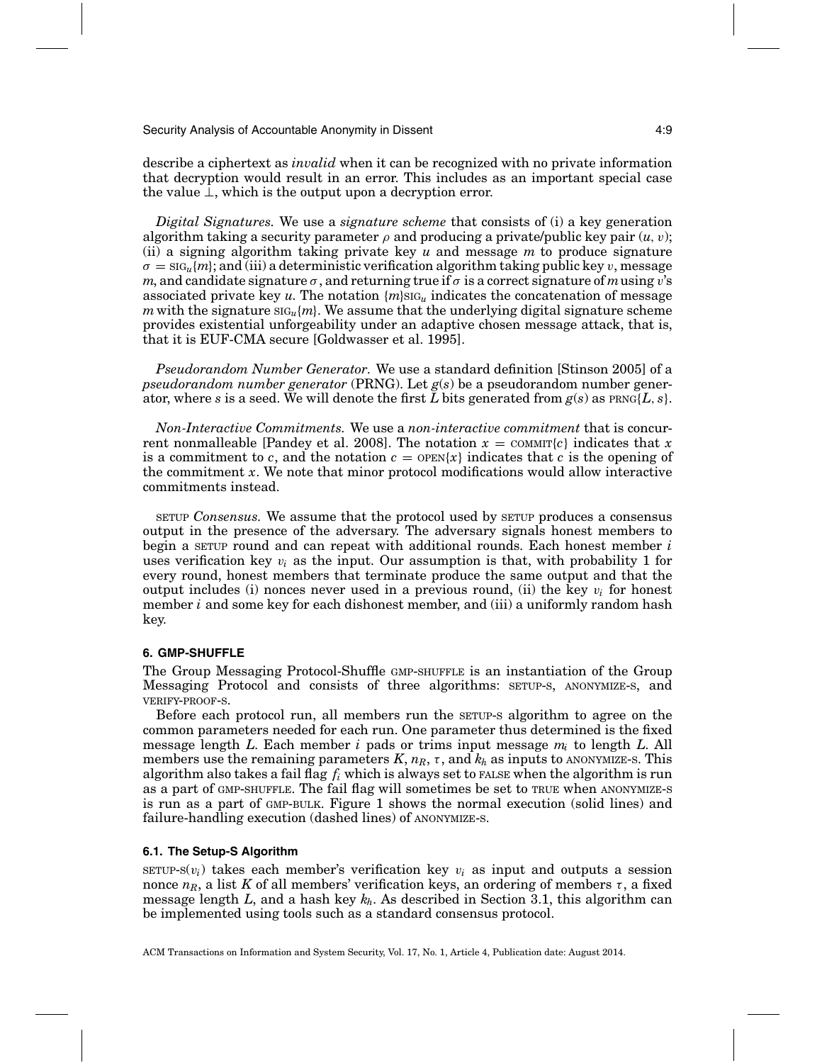describe a ciphertext as *invalid* when it can be recognized with no private information that decryption would result in an error. This includes as an important special case the value $\perp$, which is the output upon a decryption error.

*Digital Signatures.* We use a *signature scheme* that consists of (i) a key generation algorithm taking a security parameter $\rho$ and producing a private/public key pair $(u, v)$; (ii) a signing algorithm taking private key $u$ and message $m$ to produce signature $\sigma = \text{SIG}_u\{m\}$; and (iii) a deterministic verification algorithm taking public key $v$, message $m$, and candidate signature $\sigma$, and returning true if $\sigma$ is a correct signature of $m$ using $v$'s associated private key $u$. The notation $\{m\}\text{SIG}_u$ indicates the concatenation of message $m$ with the signature $\text{SIG}_u\{m\}$. We assume that the underlying digital signature scheme provides existential unforgeability under an adaptive chosen message attack, that is, that it is EUF-CMA secure [Goldwasser et al. 1995].

*Pseudorandom Number Generator.* We use a standard definition [Stinson 2005] of a *pseudorandom number generator* (PRNG). Let $g(s)$ be a pseudorandom number generator, where $s$ is a seed. We will denote the first $L$ bits generated from $g(s)$ as $\text{PRNG}\{L, s\}$.

*Non-Interactive Commitments.* We use a *non-interactive commitment* that is concurrent nonmalleable [Pandey et al. 2008]. The notation $x = \text{COMMIT}\{c\}$ indicates that $x$ is a commitment to $c$, and the notation $c = \text{OPEN}\{x\}$ indicates that $c$ is the opening of the commitment $x$. We note that minor protocol modifications would allow interactive commitments instead.

*SETUP Consensus.* We assume that the protocol used by SETUP produces a consensus output in the presence of the adversary. The adversary signals honest members to begin a SETUP round and can repeat with additional rounds. Each honest member $i$ uses verification key $v_i$ as the input. Our assumption is that, with probability 1 for every round, honest members that terminate produce the same output and that the output includes (i) nonces never used in a previous round, (ii) the key $v_i$ for honest member $i$ and some key for each dishonest member, and (iii) a uniformly random hash key.

## 6. GMP-SHUFFLE

The Group Messaging Protocol-Shuffle GMP-SHUFFLE is an instantiation of the Group Messaging Protocol and consists of three algorithms: SETUP-S, ANONYMIZE-S, and VERIFY-PROOF-S.

Before each protocol run, all members run the SETUP-S algorithm to agree on the common parameters needed for each run. One parameter thus determined is the fixed message length $L$. Each member $i$ pads or trims input message $m_i$ to length $L$. All members use the remaining parameters $K$, $n_R$, $\tau$, and $k_h$ as inputs to ANONYMIZE-S. This algorithm also takes a fail flag $f_i$ which is always set to FALSE when the algorithm is run as a part of GMP-SHUFFLE. The fail flag will sometimes be set to TRUE when ANONYMIZE-S is run as a part of GMP-BULK. Figure 1 shows the normal execution (solid lines) and failure-handling execution (dashed lines) of ANONYMIZE-S.

### 6.1. The Setup-S Algorithm

$\text{SETUP-S}(v_i)$ takes each member's verification key $v_i$ as input and outputs a session nonce $n_R$, a list $K$ of all members' verification keys, an ordering of members $\tau$, a fixed message length $L$, and a hash key $k_h$. As described in Section 3.1, this algorithm can be implemented using tools such as a standard consensus protocol.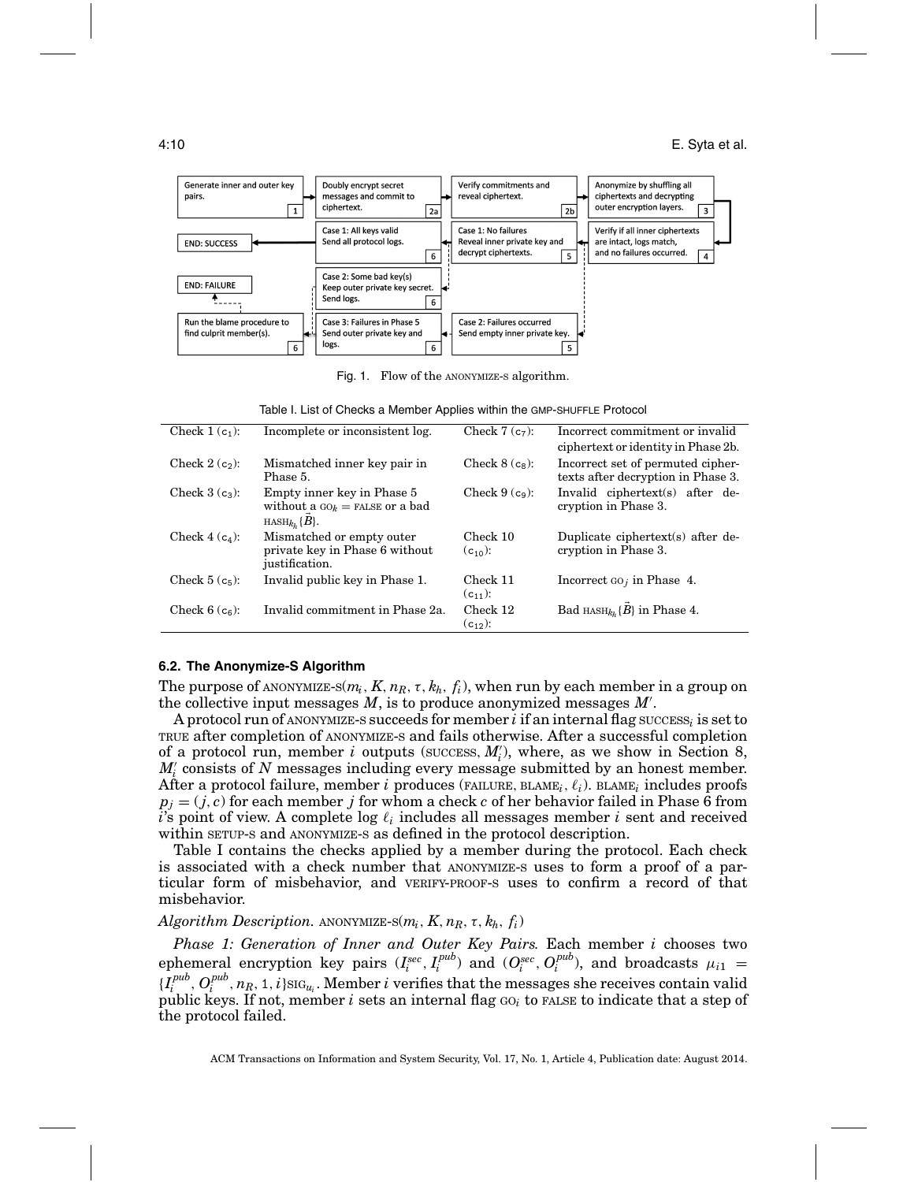Fig. 1. Flow of the ANONYMIZE-S algorithm.

Table I. List of Checks a Member Applies within the GMP-SHUFFLE Protocol

| | | | |
|---|---|---|---|
| Check 1 ($c_1$): | Incomplete or inconsistent log. | Check 7 ($c_7$): | Incorrect commitment or invalid ciphertext or identity in Phase 2b. |
| Check 2 ($c_2$): | Mismatched inner key pair in Phase 5. | Check 8 ($c_8$): | Incorrect set of permuted ciphertexts after decryption in Phase 3. |
| Check 3 ($c_3$): | Empty inner key in Phase 5 without a $\text{GO}_k = \text{FALSE}$ or a bad $\text{HASH}_{k_h}\{\vec{B}\}$. | Check 9 ($c_9$): | Invalid ciphertext(s) after decryption in Phase 3. |
| Check 4 ($c_4$): | Mismatched or empty outer private key in Phase 6 without justification. | Check 10 ($c_{10}$): | Duplicate ciphertext(s) after decryption in Phase 3. |
| Check 5 ($c_5$): | Invalid public key in Phase 1. | Check 11 ($c_{11}$): | Incorrect $\text{GO}_j$ in Phase 4. |
| Check 6 ($c_6$): | Invalid commitment in Phase 2a. | Check 12 ($c_{12}$): | Bad $\text{HASH}_{k_h}\{\vec{B}\}$ in Phase 4. |

### 6.2. The Anonymize-S Algorithm

The purpose of ANONYMIZE-S($m_i, K, n_R, \tau, k_h, f_i$), when run by each member in a group on the collective input messages $M$, is to produce anonymized messages $M'$.

A protocol run of ANONYMIZE-S succeeds for member $i$ if an internal flag $\text{SUCCESS}_i$ is set to TRUE after completion of ANONYMIZE-S and fails otherwise. After a successful completion of a protocol run, member $i$ outputs (SUCCESS, $M'_i$), where, as we show in Section 8, $M'_i$ consists of $N$ messages including every message submitted by an honest member. After a protocol failure, member $i$ produces (FAILURE, $\text{BLAME}_i$, $\ell_i$). $\text{BLAME}_i$ includes proofs $p_j = (j, c)$ for each member $j$ for whom a check $c$ of her behavior failed in Phase 6 from $i$'s point of view. A complete log $\ell_i$ includes all messages member $i$ sent and received within SETUP-S and ANONYMIZE-S as defined in the protocol description.

Table I contains the checks applied by a member during the protocol. Each check is associated with a check number that ANONYMIZE-S uses to form a proof of a particular form of misbehavior, and VERIFY-PROOF-S uses to confirm a record of that misbehavior.

*Algorithm Description.* ANONYMIZE-S($m_i, K, n_R, \tau, k_h, f_i$)

*Phase 1: Generation of Inner and Outer Key Pairs.* Each member $i$ chooses two ephemeral encryption key pairs $(I_i^{sec}, I_i^{pub})$ and $(O_i^{sec}, O_i^{pub})$, and broadcasts $\mu_{i1} = \{I_i^{pub}, O_i^{pub}, n_R, 1, i\}\text{SIG}_{u_i}$. Member $i$ verifies that the messages she receives contain valid public keys. If not, member $i$ sets an internal flag $\text{GO}_i$ to FALSE to indicate that a step of the protocol failed.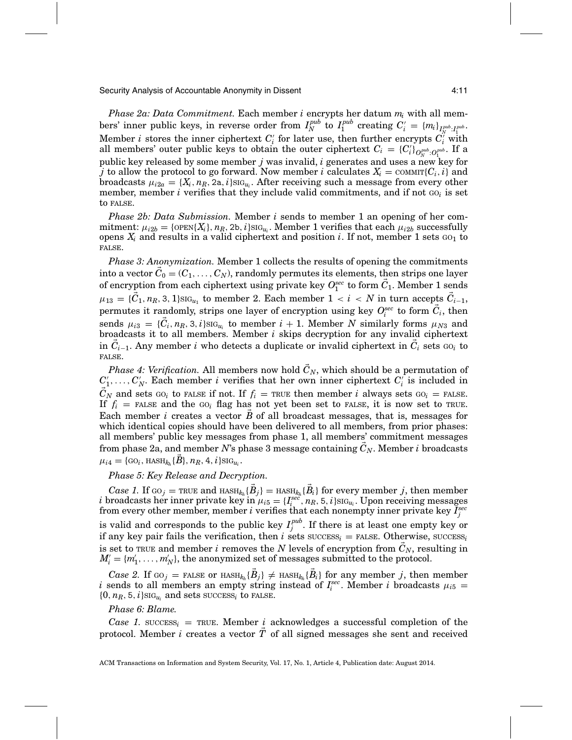*Phase 2a: Data Commitment.* Each member $i$ encrypts her datum $m_i$ with all members' inner public keys, in reverse order from $I_N^{pub}$ to $I_1^{pub}$ creating $C_i' = \{m_i\}_{I_N^{pub}:I_1^{pub}}$. Member $i$ stores the inner ciphertext $C_i'$ for later use, then further encrypts $C_i'$ with all members' outer public keys to obtain the outer ciphertext $C_i = \{C_i'\}_{O_N^{pub}:O_1^{pub}}$. If a public key released by some member $j$ was invalid, $i$ generates and uses a new key for $j$ to allow the protocol to go forward. Now member $i$ calculates $X_i = \text{COMMIT}\{C_i, i\}$ and broadcasts $\mu_{i2a} = \{X_i, n_R, 2\text{a}, i\}\text{SIG}_{u_i}$. After receiving such a message from every other member, member $i$ verifies that they include valid commitments, and if not $\text{GO}_i$ is set to FALSE.

*Phase 2b: Data Submission.* Member $i$ sends to member 1 an opening of her commitment: $\mu_{i2b} = \{\text{OPEN}\{X_i\}, n_R, 2\text{b}, i\}\text{SIG}_{u_i}$. Member 1 verifies that each $\mu_{i2b}$ successfully opens $X_i$ and results in a valid ciphertext and position $i$. If not, member 1 sets $\text{GO}_1$ to FALSE.

*Phase 3: Anonymization.* Member 1 collects the results of opening the commitments into a vector $\vec{C}_0 = (C_1, \ldots, C_N)$, randomly permutes its elements, then strips one layer of encryption from each ciphertext using private key $O_1^{sec}$ to form $\vec{C}_1$. Member 1 sends $\mu_{13} = \{\vec{C}_1, n_R, 3, 1\}\text{SIG}_{u_1}$ to member 2. Each member $1 < i < N$ in turn accepts $\vec{C}_{i-1}$, permutes it randomly, strips one layer of encryption using key $O_i^{sec}$ to form $\vec{C}_i$, then sends $\mu_{i3} = \{\vec{C}_i, n_R, 3, i\}\text{SIG}_{u_i}$ to member $i+1$. Member $N$ similarly forms $\mu_{N3}$ and broadcasts it to all members. Member $i$ skips decryption for any invalid ciphertext in $\vec{C}_{i-1}$. Any member $i$ who detects a duplicate or invalid ciphertext in $\vec{C}_i$ sets $\text{GO}_i$ to FALSE.

*Phase 4: Verification.* All members now hold $\vec{C}_N$, which should be a permutation of $C_1', \ldots, C_N'$. Each member $i$ verifies that her own inner ciphertext $C_i'$ is included in $\vec{C}_N$ and sets $\text{GO}_i$ to FALSE if not. If $f_i = \text{TRUE}$ then member $i$ always sets $\text{GO}_i = \text{FALSE}$. If $f_i = \text{FALSE}$ and the $\text{GO}_i$ flag has not yet been set to FALSE, it is now set to TRUE. Each member $i$ creates a vector $\vec{B}$ of all broadcast messages, that is, messages for which identical copies should have been delivered to all members, from prior phases: all members' public key messages from phase 1, all members' commitment messages from phase 2a, and member $N$'s phase 3 message containing $\vec{C}_N$. Member $i$ broadcasts $\mu_{i4} = \{\text{GO}_i, \text{HASH}_{k_h}\{\vec{B}\}, n_R, 4, i\}\text{SIG}_{u_i}$.

*Phase 5: Key Release and Decryption.*

*Case 1.* If $\text{GO}_j = \text{TRUE}$ and $\text{HASH}_{k_h}\{\vec{B}_j\} = \text{HASH}_{k_h}\{\vec{B}_i\}$ for every member $j$, then member $i$ broadcasts her inner private key in $\mu_{i5} = \{I_i^{sec}, n_R, 5, i\}\text{SIG}_{u_i}$. Upon receiving messages from every other member, member $i$ verifies that each nonempty inner private key $I_j^{sec}$ is valid and corresponds to the public key $I_j^{pub}$. If there is at least one empty key or if any key pair fails the verification, then $i$ sets $\text{SUCCESS}_i = \text{FALSE}$. Otherwise, $\text{SUCCESS}_i$ is set to TRUE and member $i$ removes the $N$ levels of encryption from $\vec{C}_N$, resulting in $M_i' = \{m_1', \ldots, m_N'\}$, the anonymized set of messages submitted to the protocol.

*Case 2.* If $\text{GO}_j = \text{FALSE}$ or $\text{HASH}_{k_h}\{\vec{B}_j\} \neq \text{HASH}_{k_h}\{\vec{B}_i\}$ for any member $j$, then member $i$ sends to all members an empty string instead of $I_i^{sec}$. Member $i$ broadcasts $\mu_{i5} = \{0, n_R, 5, i\}\text{SIG}_{u_i}$ and sets $\text{SUCCESS}_i$ to FALSE.

*Phase 6: Blame.*

*Case 1.* $\text{SUCCESS}_i = \text{TRUE}$. Member $i$ acknowledges a successful completion of the protocol. Member $i$ creates a vector $\vec{T}$ of all signed messages she sent and received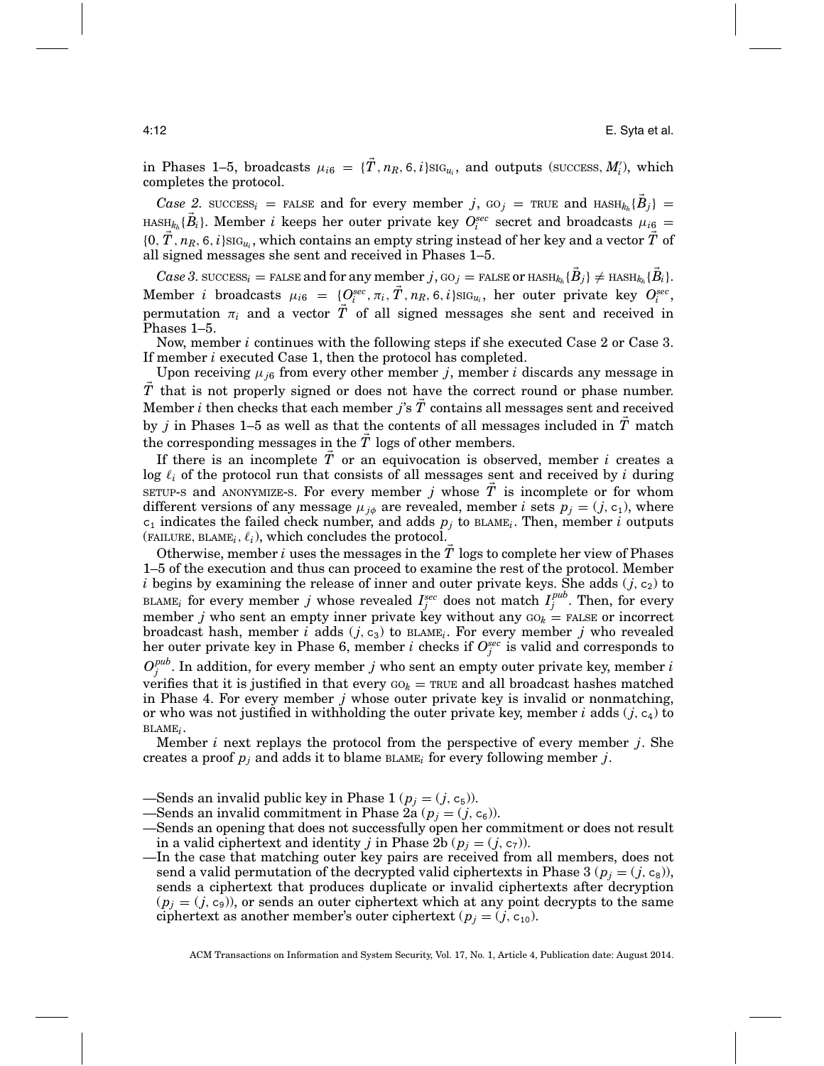in Phases 1–5, broadcasts $\mu_{i6} = \{\vec{T}, n_R, 6, i\}\text{SIG}_{u_i}$, and outputs (SUCCESS, $M_i'$), which completes the protocol.

*Case 2.* $\text{SUCCESS}_i$ = FALSE and for every member $j$, $\text{GO}_j$ = TRUE and $\text{HASH}_{k_h}\{\vec{B}_j\} = \text{HASH}_{k_h}\{\vec{B}_i\}$. Member $i$ keeps her outer private key $O_i^{sec}$ secret and broadcasts $\mu_{i6} = \{0, \vec{T}, n_R, 6, i\}\text{SIG}_{u_i}$, which contains an empty string instead of her key and a vector $\vec{T}$ of all signed messages she sent and received in Phases 1–5.

*Case 3.* $\text{SUCCESS}_i$ = FALSE and for any member $j$, $\text{GO}_j$ = FALSE or $\text{HASH}_{k_h}\{\vec{B}_j\} \neq \text{HASH}_{k_h}\{\vec{B}_i\}$. Member $i$ broadcasts $\mu_{i6} = \{O_i^{sec}, \pi_i, \vec{T}, n_R, 6, i\}\text{SIG}_{u_i}$, her outer private key $O_i^{sec}$, permutation $\pi_i$ and a vector $\vec{T}$ of all signed messages she sent and received in Phases 1–5.

Now, member $i$ continues with the following steps if she executed Case 2 or Case 3. If member $i$ executed Case 1, then the protocol has completed.

Upon receiving $\mu_{j6}$ from every other member $j$, member $i$ discards any message in $\vec{T}$ that is not properly signed or does not have the correct round or phase number. Member $i$ then checks that each member $j$'s $\vec{T}$ contains all messages sent and received by $j$ in Phases 1–5 as well as that the contents of all messages included in $\vec{T}$ match the corresponding messages in the $\vec{T}$ logs of other members.

If there is an incomplete $\vec{T}$ or an equivocation is observed, member $i$ creates a log $\ell_i$ of the protocol run that consists of all messages sent and received by $i$ during SETUP-S and ANONYMIZE-S. For every member $j$ whose $\vec{T}$ is incomplete or for whom different versions of any message $\mu_{j\phi}$ are revealed, member $i$ sets $p_j = (j, c_1)$, where $c_1$ indicates the failed check number, and adds $p_j$ to $\text{BLAME}_i$. Then, member $i$ outputs (FAILURE, $\text{BLAME}_i$, $\ell_i$), which concludes the protocol.

Otherwise, member $i$ uses the messages in the $\vec{T}$ logs to complete her view of Phases 1–5 of the execution and thus can proceed to examine the rest of the protocol. Member $i$ begins by examining the release of inner and outer private keys. She adds $(j, c_2)$ to $\text{BLAME}_i$ for every member $j$ whose revealed $I_j^{sec}$ does not match $I_j^{pub}$. Then, for every member $j$ who sent an empty inner private key without any $\text{GO}_k$ = FALSE or incorrect broadcast hash, member $i$ adds $(j, c_3)$ to $\text{BLAME}_i$. For every member $j$ who revealed her outer private key in Phase 6, member $i$ checks if $O_j^{sec}$ is valid and corresponds to $O_j^{pub}$. In addition, for every member $j$ who sent an empty outer private key, member $i$ verifies that it is justified in that every $\text{GO}_k$ = TRUE and all broadcast hashes matched in Phase 4. For every member $j$ whose outer private key is invalid or nonmatching, or who was not justified in withholding the outer private key, member $i$ adds $(j, c_4)$ to $\text{BLAME}_i$.

Member $i$ next replays the protocol from the perspective of every member $j$. She creates a proof $p_j$ and adds it to blame $\text{BLAME}_i$ for every following member $j$.

- Sends an invalid public key in Phase 1 ($p_j = (j, c_5)$).
- Sends an invalid commitment in Phase 2a ($p_j = (j, c_6)$).
- Sends an opening that does not successfully open her commitment or does not result in a valid ciphertext and identity $j$ in Phase 2b ($p_j = (j, c_7)$).
- In the case that matching outer key pairs are received from all members, does not send a valid permutation of the decrypted valid ciphertexts in Phase 3 ($p_j = (j, c_8)$), sends a ciphertext that produces duplicate or invalid ciphertexts after decryption ($p_j = (j, c_9)$), or sends an outer ciphertext which at any point decrypts to the same ciphertext as another member's outer ciphertext ($p_j = (j, c_{10})$.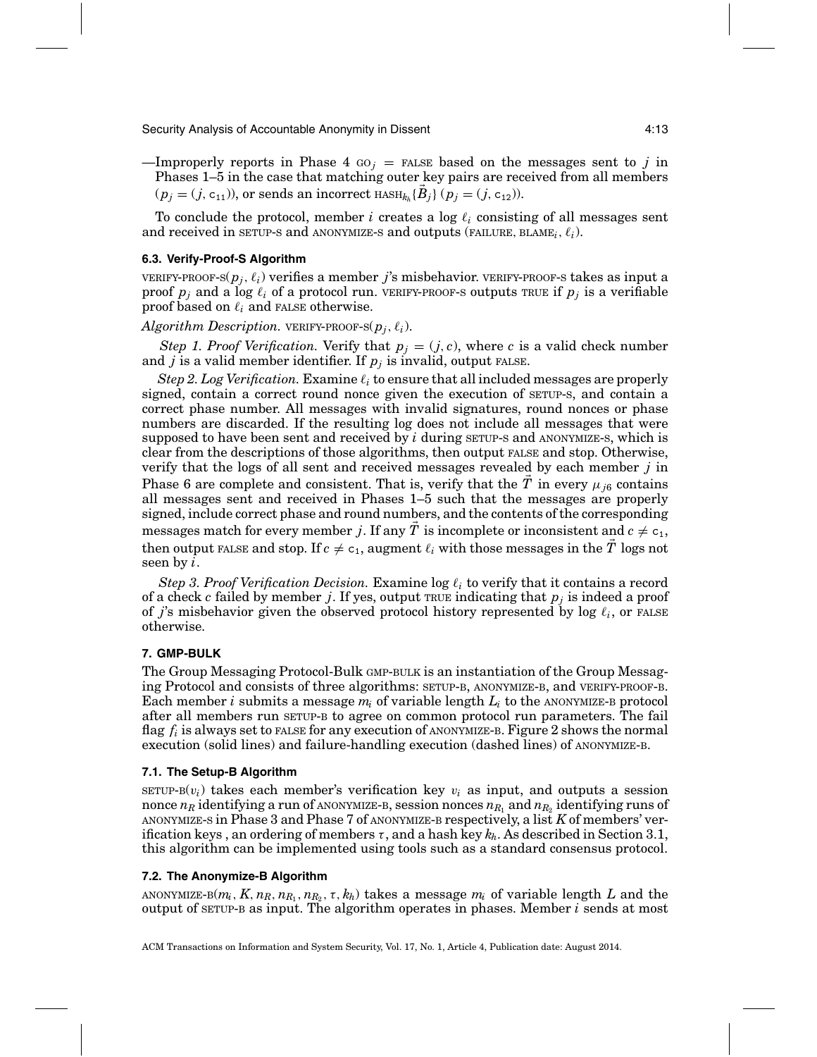—Improperly reports in Phase 4 $\text{GO}_j = \text{FALSE}$ based on the messages sent to $j$ in Phases 1–5 in the case that matching outer key pairs are received from all members ($p_j = (j, \mathsf{c}_{11})$), or sends an incorrect $\text{HASH}_{k_h}\{\vec{B}_j\}$ ($p_j = (j, \mathsf{c}_{12})$).

To conclude the protocol, member $i$ creates a log $\ell_i$ consisting of all messages sent and received in SETUP-S and ANONYMIZE-S and outputs (FAILURE, $\text{BLAME}_i$, $\ell_i$).

### 6.3. Verify-Proof-S Algorithm

VERIFY-PROOF-S($p_j$, $\ell_i$) verifies a member $j$'s misbehavior. VERIFY-PROOF-S takes as input a proof $p_j$ and a log $\ell_i$ of a protocol run. VERIFY-PROOF-S outputs TRUE if $p_j$ is a verifiable proof based on $\ell_i$ and FALSE otherwise.

*Algorithm Description.* VERIFY-PROOF-S($p_j$, $\ell_i$).

*Step 1. Proof Verification.* Verify that $p_j = (j, c)$, where $c$ is a valid check number and $j$ is a valid member identifier. If $p_j$ is invalid, output FALSE.

*Step 2. Log Verification.* Examine $\ell_i$ to ensure that all included messages are properly signed, contain a correct round nonce given the execution of SETUP-S, and contain a correct phase number. All messages with invalid signatures, round nonces or phase numbers are discarded. If the resulting log does not include all messages that were supposed to have been sent and received by $i$ during SETUP-S and ANONYMIZE-S, which is clear from the descriptions of those algorithms, then output FALSE and stop. Otherwise, verify that the logs of all sent and received messages revealed by each member $j$ in Phase 6 are complete and consistent. That is, verify that the $\vec{T}$ in every $\mu_{j6}$ contains all messages sent and received in Phases 1–5 such that the messages are properly signed, include correct phase and round numbers, and the contents of the corresponding messages match for every member $j$. If any $\vec{T}$ is incomplete or inconsistent and $c \neq \mathsf{c}_1$, then output FALSE and stop. If $c \neq \mathsf{c}_1$, augment $\ell_i$ with those messages in the $\vec{T}$ logs not seen by $i$.

*Step 3. Proof Verification Decision.* Examine log $\ell_i$ to verify that it contains a record of a check $c$ failed by member $j$. If yes, output TRUE indicating that $p_j$ is indeed a proof of $j$'s misbehavior given the observed protocol history represented by log $\ell_i$, or FALSE otherwise.

## 7. GMP-BULK

The Group Messaging Protocol-Bulk GMP-BULK is an instantiation of the Group Messaging Protocol and consists of three algorithms: SETUP-B, ANONYMIZE-B, and VERIFY-PROOF-B. Each member $i$ submits a message $m_i$ of variable length $L_i$ to the ANONYMIZE-B protocol after all members run SETUP-B to agree on common protocol run parameters. The fail flag $f_i$ is always set to FALSE for any execution of ANONYMIZE-B. Figure 2 shows the normal execution (solid lines) and failure-handling execution (dashed lines) of ANONYMIZE-B.

### 7.1. The Setup-B Algorithm

SETUP-B($v_i$) takes each member's verification key $v_i$ as input, and outputs a session nonce $n_R$ identifying a run of ANONYMIZE-B, session nonces $n_{R_1}$ and $n_{R_2}$ identifying runs of ANONYMIZE-S in Phase 3 and Phase 7 of ANONYMIZE-B respectively, a list $K$ of members' verification keys , an ordering of members $\tau$, and a hash key $k_h$. As described in Section 3.1, this algorithm can be implemented using tools such as a standard consensus protocol.

### 7.2. The Anonymize-B Algorithm

ANONYMIZE-B($m_i$, $K$, $n_R$, $n_{R_1}$, $n_{R_2}$, $\tau$, $k_h$) takes a message $m_i$ of variable length $L$ and the output of SETUP-B as input. The algorithm operates in phases. Member $i$ sends at most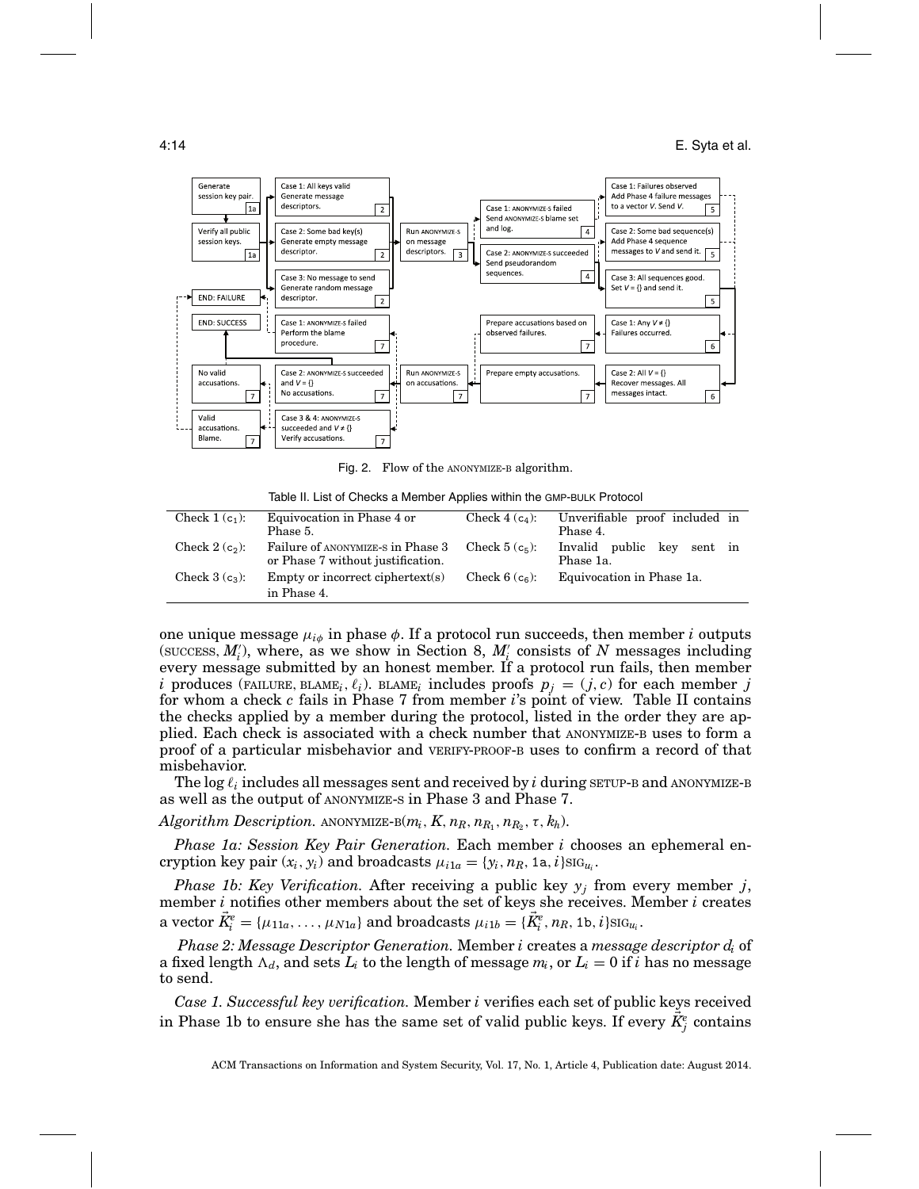Fig. 2. Flow of the ANONYMIZE-B algorithm.

Table II. List of Checks a Member Applies within the GMP-BULK Protocol

| | | | |
|---|---|---|---|
| Check 1 ($c_1$): | Equivocation in Phase 4 or Phase 5. | Check 4 ($c_4$): | Unverifiable proof included in Phase 4. |
| Check 2 ($c_2$): | Failure of ANONYMIZE-S in Phase 3 or Phase 7 without justification. | Check 5 ($c_5$): | Invalid public key sent in Phase 1a. |
| Check 3 ($c_3$): | Empty or incorrect ciphertext(s) in Phase 4. | Check 6 ($c_6$): | Equivocation in Phase 1a. |

one unique message $\mu_{i\phi}$ in phase $\phi$. If a protocol run succeeds, then member $i$ outputs (SUCCESS, $M_i'$), where, as we show in Section 8, $M_i'$ consists of $N$ messages including every message submitted by an honest member. If a protocol run fails, then member $i$ produces (FAILURE, BLAME$_i$, $\ell_i$). BLAME$_i$ includes proofs $p_j = (j, c)$ for each member $j$ for whom a check $c$ fails in Phase 7 from member $i$'s point of view. Table II contains the checks applied by a member during the protocol, listed in the order they are applied. Each check is associated with a check number that ANONYMIZE-B uses to form a proof of a particular misbehavior and VERIFY-PROOF-B uses to confirm a record of that misbehavior.

The log $\ell_i$ includes all messages sent and received by $i$ during SETUP-B and ANONYMIZE-B as well as the output of ANONYMIZE-S in Phase 3 and Phase 7.

*Algorithm Description.* ANONYMIZE-B($m_i, K, n_R, n_{R_1}, n_{R_2}, \tau, k_h$).

*Phase 1a: Session Key Pair Generation.* Each member $i$ chooses an ephemeral encryption key pair $(x_i, y_i)$ and broadcasts $\mu_{i1a} = \{y_i, n_R, \texttt{1a}, i\}_{\text{SIG}_{u_i}}$.

*Phase 1b: Key Verification.* After receiving a public key $y_j$ from every member $j$, member $i$ notifies other members about the set of keys she receives. Member $i$ creates a vector $\vec{K}_i^e = \{\mu_{11a}, \ldots, \mu_{N1a}\}$ and broadcasts $\mu_{i1b} = \{\vec{K}_i^e, n_R, \texttt{1b}, i\}_{\text{SIG}_{u_i}}$.

*Phase 2: Message Descriptor Generation.* Member $i$ creates a *message descriptor* $d_i$ of a fixed length $\Lambda_d$, and sets $L_i$ to the length of message $m_i$, or $L_i = 0$ if $i$ has no message to send.

*Case 1. Successful key verification.* Member $i$ verifies each set of public keys received in Phase 1b to ensure she has the same set of valid public keys. If every $\vec{K}_j^e$ contains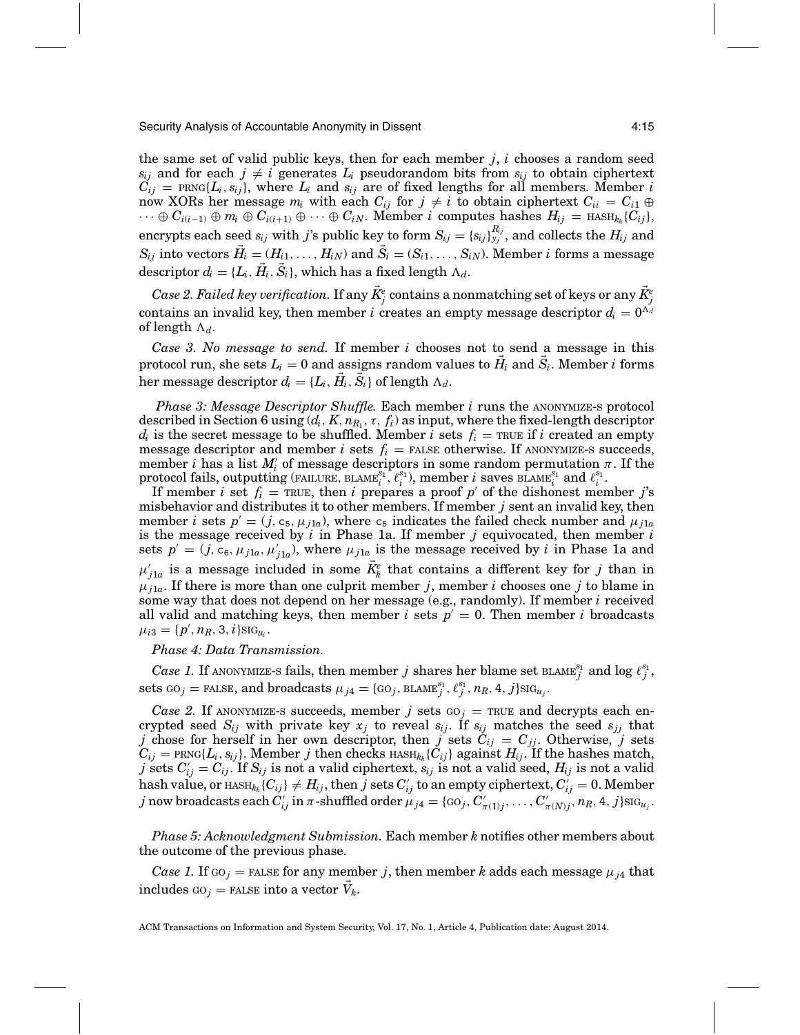the same set of valid public keys, then for each member $j$, $i$ chooses a random seed $s_{ij}$ and for each $j \neq i$ generates $L_i$ pseudorandom bits from $s_{ij}$ to obtain ciphertext $C_{ij} = \text{PRNG}\{L_i, s_{ij}\}$, where $L_i$ and $s_{ij}$ are of fixed lengths for all members. Member $i$ now XORs her message $m_i$ with each $C_{ij}$ for $j \neq i$ to obtain ciphertext $C_{ii} = C_{i1} \oplus \cdots \oplus C_{i(i-1)} \oplus m_i \oplus C_{i(i+1)} \oplus \cdots \oplus C_{iN}$. Member $i$ computes hashes $H_{ij} = \text{HASH}_{k_h}\{C_{ij}\}$, encrypts each seed $s_{ij}$ with $j$'s public key to form $S_{ij} = \{s_{ij}\}^{R_{ij}}_{y_j}$, and collects the $H_{ij}$ and $S_{ij}$ into vectors $\vec{H}_i = (H_{i1}, \ldots, H_{iN})$ and $\vec{S}_i = (S_{i1}, \ldots, S_{iN})$. Member $i$ forms a message descriptor $d_i = \{L_i, \vec{H}_i, \vec{S}_i\}$, which has a fixed length $\Lambda_d$.

*Case 2. Failed key verification.* If any $\vec{K}^e_j$ contains a nonmatching set of keys or any $\vec{K}^e_j$ contains an invalid key, then member $i$ creates an empty message descriptor $d_i = 0^{\Lambda_d}$ of length $\Lambda_d$.

*Case 3. No message to send.* If member $i$ chooses not to send a message in this protocol run, she sets $L_i = 0$ and assigns random values to $\vec{H}_i$ and $\vec{S}_i$. Member $i$ forms her message descriptor $d_i = \{L_i, \vec{H}_i, \vec{S}_i\}$ of length $\Lambda_d$.

*Phase 3: Message Descriptor Shuffle.* Each member $i$ runs the ANONYMIZE-S protocol described in Section 6 using $(d_i, K, n_{R_1}, \tau, f_i)$ as input, where the fixed-length descriptor $d_i$ is the secret message to be shuffled. Member $i$ sets $f_i = \text{TRUE}$ if $i$ created an empty message descriptor and member $i$ sets $f_i = \text{FALSE}$ otherwise. If ANONYMIZE-S succeeds, member $i$ has a list $M'_i$ of message descriptors in some random permutation $\pi$. If the protocol fails, outputting $(\text{FAILURE}, \text{BLAME}^{s_1}_i, \ell^{s_1}_i)$, member $i$ saves $\text{BLAME}^{s_1}_i$ and $\ell^{s_1}_i$.

If member $i$ set $f_i = \text{TRUE}$, then $i$ prepares a proof $p'$ of the dishonest member $j$'s misbehavior and distributes it to other members. If member $j$ sent an invalid key, then member $i$ sets $p' = (j, \text{c}_5, \mu_{j1a})$, where $\text{c}_5$ indicates the failed check number and $\mu_{j1a}$ is the message received by $i$ in Phase 1a. If member $j$ equivocated, then member $i$ sets $p' = (j, \text{c}_6, \mu_{j1a}, \mu'_{j1a})$, where $\mu_{j1a}$ is the message received by $i$ in Phase 1a and $\mu'_{j1a}$ is a message included in some $\vec{K}^e_k$ that contains a different key for $j$ than in $\mu_{j1a}$. If there is more than one culprit member $j$, member $i$ chooses one $j$ to blame in some way that does not depend on her message (e.g., randomly). If member $i$ received all valid and matching keys, then member $i$ sets $p' = 0$. Then member $i$ broadcasts $\mu_{i3} = \{p', n_R, 3, i\}\text{SIG}_{u_i}$.

*Phase 4: Data Transmission.*

*Case 1.* If ANONYMIZE-S fails, then member $j$ shares her blame set $\text{BLAME}^{s_1}_j$ and log $\ell^{s_1}_j$, sets $\text{GO}_j = \text{FALSE}$, and broadcasts $\mu_{j4} = \{\text{GO}_j, \text{BLAME}^{s_1}_j, \ell^{s_1}_j, n_R, 4, j\}\text{SIG}_{u_j}$.

*Case 2.* If ANONYMIZE-S succeeds, member $j$ sets $\text{GO}_j = \text{TRUE}$ and decrypts each encrypted seed $S_{ij}$ with private key $x_j$ to reveal $s_{ij}$. If $s_{ij}$ matches the seed $s_{jj}$ that $j$ chose for herself in her own descriptor, then $j$ sets $C_{ij} = C_{jj}$. Otherwise, $j$ sets $C_{ij} = \text{PRNG}\{L_i, s_{ij}\}$. Member $j$ then checks $\text{HASH}_{k_h}\{C_{ij}\}$ against $H_{ij}$. If the hashes match, $j$ sets $C'_{ij} = C_{ij}$. If $S_{ij}$ is not a valid ciphertext, $s_{ij}$ is not a valid seed, $H_{ij}$ is not a valid hash value, or $\text{HASH}_{k_h}\{C_{ij}\} \neq H_{ij}$, then $j$ sets $C'_{ij}$ to an empty ciphertext, $C'_{ij} = 0$. Member $j$ now broadcasts each $C'_{ij}$ in $\pi$-shuffled order $\mu_{j4} = \{\text{GO}_j, C'_{\pi(1)j}, \ldots, C'_{\pi(N)j}, n_R, 4, j\}\text{SIG}_{u_j}$.

*Phase 5: Acknowledgment Submission.* Each member $k$ notifies other members about the outcome of the previous phase.

*Case 1.* If $\text{GO}_j = \text{FALSE}$ for any member $j$, then member $k$ adds each message $\mu_{j4}$ that includes $\text{GO}_j = \text{FALSE}$ into a vector $\vec{V}_k$.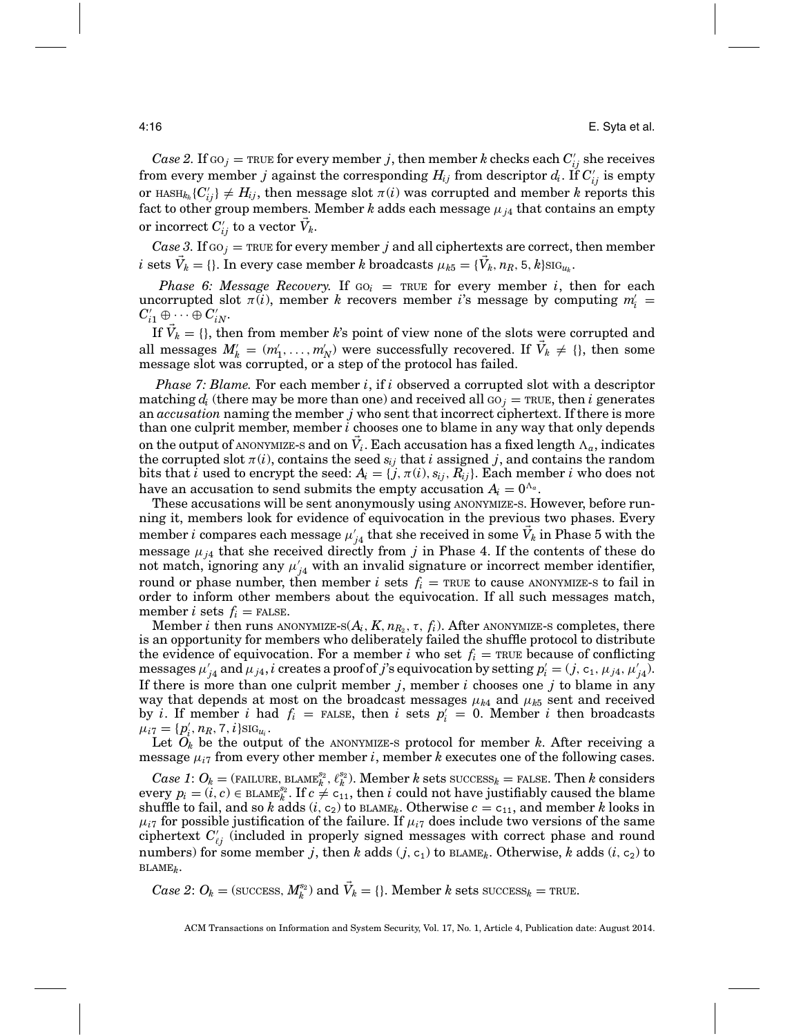*Case 2.* If $\text{GO}_j = \text{TRUE}$ for every member $j$, then member $k$ checks each $C'_{ij}$ she receives from every member $j$ against the corresponding $H_{ij}$ from descriptor $d_i$. If $C'_{ij}$ is empty or $\text{HASH}_{k_h}\{C'_{ij}\} \neq H_{ij}$, then message slot $\pi(i)$ was corrupted and member $k$ reports this fact to other group members. Member $k$ adds each message $\mu_{j4}$ that contains an empty or incorrect $C'_{ij}$ to a vector $\vec{V}_k$.

*Case 3.* If $\text{GO}_j = \text{TRUE}$ for every member $j$ and all ciphertexts are correct, then member $i$ sets $\vec{V}_k = \{\}$. In every case member $k$ broadcasts $\mu_{k5} = \{\vec{V}_k, n_R, 5, k\}\text{SIG}_{u_k}$.

*Phase 6: Message Recovery.* If $\text{GO}_i = \text{TRUE}$ for every member $i$, then for each uncorrupted slot $\pi(i)$, member $k$ recovers member $i$'s message by computing $m'_i = C'_{i1} \oplus \cdots \oplus C'_{iN}$.

If $\vec{V}_k = \{\}$, then from member $k$'s point of view none of the slots were corrupted and all messages $M'_k = (m'_1, \ldots, m'_N)$ were successfully recovered. If $\vec{V}_k \neq \{\}$, then some message slot was corrupted, or a step of the protocol has failed.

*Phase 7: Blame.* For each member $i$, if $i$ observed a corrupted slot with a descriptor matching $d_i$ (there may be more than one) and received all $\text{GO}_j = \text{TRUE}$, then $i$ generates an *accusation* naming the member $j$ who sent that incorrect ciphertext. If there is more than one culprit member, member $i$ chooses one to blame in any way that only depends on the output of ANONYMIZE-S and on $\vec{V}_i$. Each accusation has a fixed length $\Lambda_a$, indicates the corrupted slot $\pi(i)$, contains the seed $s_{ij}$ that $i$ assigned $j$, and contains the random bits that $i$ used to encrypt the seed: $A_i = \{j, \pi(i), s_{ij}, R_{ij}\}$. Each member $i$ who does not have an accusation to send submits the empty accusation $A_i = 0^{\Lambda_a}$.

These accusations will be sent anonymously using ANONYMIZE-S. However, before running it, members look for evidence of equivocation in the previous two phases. Every member $i$ compares each message $\mu'_{j4}$ that she received in some $\vec{V}_k$ in Phase 5 with the message $\mu_{j4}$ that she received directly from $j$ in Phase 4. If the contents of these do not match, ignoring any $\mu'_{j4}$ with an invalid signature or incorrect member identifier, round or phase number, then member $i$ sets $f_i = \text{TRUE}$ to cause ANONYMIZE-S to fail in order to inform other members about the equivocation. If all such messages match, member $i$ sets $f_i = \text{FALSE}$.

Member $i$ then runs $\text{ANONYMIZE-S}(A_i, K, n_{R_2}, \tau, f_i)$. After ANONYMIZE-S completes, there is an opportunity for members who deliberately failed the shuffle protocol to distribute the evidence of equivocation. For a member $i$ who set $f_i = \text{TRUE}$ because of conflicting messages $\mu'_{j4}$ and $\mu_{j4}$, $i$ creates a proof of $j$'s equivocation by setting $p'_i = (j, \mathsf{c}_1, \mu_{j4}, \mu'_{j4})$. If there is more than one culprit member $j$, member $i$ chooses one $j$ to blame in any way that depends at most on the broadcast messages $\mu_{k4}$ and $\mu_{k5}$ sent and received by $i$. If member $i$ had $f_i = \text{FALSE}$, then $i$ sets $p'_i = 0$. Member $i$ then broadcasts $\mu_{i7} = \{p'_i, n_R, 7, i\}\text{SIG}_{u_i}$.

Let $O_k$ be the output of the ANONYMIZE-S protocol for member $k$. After receiving a message $\mu_{i7}$ from every other member $i$, member $k$ executes one of the following cases.

*Case 1*: $O_k = (\text{FAILURE}, \text{BLAME}^{s_2}_k, \ell^{s_2}_k)$. Member $k$ sets $\text{SUCCESS}_k = \text{FALSE}$. Then $k$ considers every $p_i = (i, c) \in \text{BLAME}^{s_2}_k$. If $c \neq \mathsf{c}_{11}$, then $i$ could not have justifiably caused the blame shuffle to fail, and so $k$ adds $(i, \mathsf{c}_2)$ to $\text{BLAME}_k$. Otherwise $c = \mathsf{c}_{11}$, and member $k$ looks in $\mu_{i7}$ for possible justification of the failure. If $\mu_{i7}$ does include two versions of the same ciphertext $C'_{\ell j}$ (included in properly signed messages with correct phase and round numbers) for some member $j$, then $k$ adds $(j, \mathsf{c}_1)$ to $\text{BLAME}_k$. Otherwise, $k$ adds $(i, \mathsf{c}_2)$ to $\text{BLAME}_k$.

*Case 2*: $O_k = (\text{SUCCESS}, M^{s_2}_k)$ and $\vec{V}_k = \{\}$. Member $k$ sets $\text{SUCCESS}_k = \text{TRUE}$.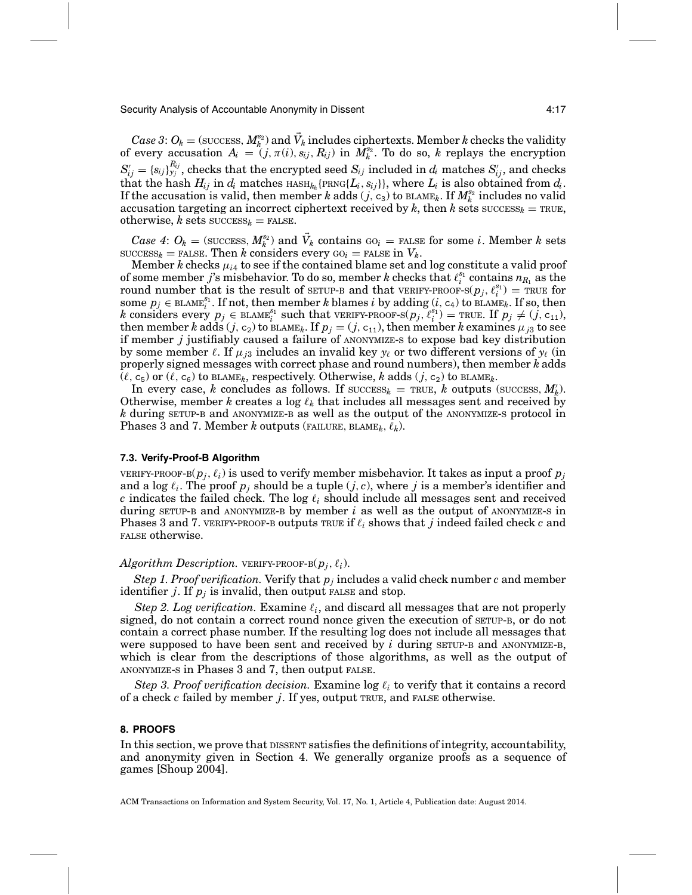*Case 3*: $O_k = (\text{SUCCESS}, M_k^{s_2})$ and $\vec{V}_k$ includes ciphertexts. Member $k$ checks the validity of every accusation $A_i = (j, \pi(i), s_{ij}, R_{ij})$ in $M_k^{s_2}$. To do so, $k$ replays the encryption $S'_{ij} = \{s_{ij}\}_{y_j}^{R_{ij}}$, checks that the encrypted seed $S_{ij}$ included in $d_i$ matches $S'_{ij}$, and checks that the hash $H_{ij}$ in $d_i$ matches $\text{HASH}_{k_h}\{\text{PRNG}\{L_i, s_{ij}\}\}$, where $L_i$ is also obtained from $d_i$. If the accusation is valid, then member $k$ adds $(j, \mathsf{c}_3)$ to $\text{BLAME}_k$. If $M_k^{s_2}$ includes no valid accusation targeting an incorrect ciphertext received by $k$, then $k$ sets $\text{SUCCESS}_k = \text{TRUE}$, otherwise, $k$ sets $\text{SUCCESS}_k = \text{FALSE}$.

*Case 4*: $O_k = (\text{SUCCESS}, M_k^{s_2})$ and $\vec{V}_k$ contains $\text{GO}_i = \text{FALSE}$ for some $i$. Member $k$ sets $\text{SUCCESS}_k = \text{FALSE}$. Then $k$ considers every $\text{GO}_i = \text{FALSE}$ in $V_k$.

Member $k$ checks $\mu_{i4}$ to see if the contained blame set and log constitute a valid proof of some member $j$'s misbehavior. To do so, member $k$ checks that $\ell_i^{s_1}$ contains $n_{R_1}$ as the round number that is the result of SETUP-B and that $\text{VERIFY-PROOF-S}(p_j, \ell_i^{s_1}) = \text{TRUE}$ for some $p_j \in \text{BLAME}_i^{s_1}$. If not, then member $k$ blames $i$ by adding $(i, \mathsf{c}_4)$ to $\text{BLAME}_k$. If so, then $k$ considers every $p_j \in \text{BLAME}_i^{s_1}$ such that $\text{VERIFY-PROOF-S}(p_j, \ell_i^{s_1}) = \text{TRUE}$. If $p_j \neq (j, \mathsf{c}_{11})$, then member $k$ adds $(j, \mathsf{c}_2)$ to $\text{BLAME}_k$. If $p_j = (j, \mathsf{c}_{11})$, then member $k$ examines $\mu_{j3}$ to see if member $j$ justifiably caused a failure of ANONYMIZE-S to expose bad key distribution by some member $\ell$. If $\mu_{j3}$ includes an invalid key $y_\ell$ or two different versions of $y_\ell$ (in properly signed messages with correct phase and round numbers), then member $k$ adds $(\ell, \mathsf{c}_5)$ or $(\ell, \mathsf{c}_6)$ to $\text{BLAME}_k$, respectively. Otherwise, $k$ adds $(j, \mathsf{c}_2)$ to $\text{BLAME}_k$.

In every case, $k$ concludes as follows. If $\text{SUCCESS}_k = \text{TRUE}$, $k$ outputs $(\text{SUCCESS}, M'_k)$. Otherwise, member $k$ creates a log $\ell_k$ that includes all messages sent and received by $k$ during SETUP-B and ANONYMIZE-B as well as the output of the ANONYMIZE-S protocol in Phases 3 and 7. Member $k$ outputs $(\text{FAILURE}, \text{BLAME}_k, \ell_k)$.

### 7.3. Verify-Proof-B Algorithm

$\text{VERIFY-PROOF-B}(p_j, \ell_i)$ is used to verify member misbehavior. It takes as input a proof $p_j$ and a log $\ell_i$. The proof $p_j$ should be a tuple $(j, c)$, where $j$ is a member's identifier and $c$ indicates the failed check. The log $\ell_i$ should include all messages sent and received during SETUP-B and ANONYMIZE-B by member $i$ as well as the output of ANONYMIZE-S in Phases 3 and 7. VERIFY-PROOF-B outputs TRUE if $\ell_i$ shows that $j$ indeed failed check $c$ and FALSE otherwise.

*Algorithm Description.* $\text{VERIFY-PROOF-B}(p_j, \ell_i)$.

*Step 1. Proof verification.* Verify that $p_j$ includes a valid check number $c$ and member identifier $j$. If $p_j$ is invalid, then output FALSE and stop.

*Step 2. Log verification.* Examine $\ell_i$, and discard all messages that are not properly signed, do not contain a correct round nonce given the execution of SETUP-B, or do not contain a correct phase number. If the resulting log does not include all messages that were supposed to have been sent and received by $i$ during SETUP-B and ANONYMIZE-B, which is clear from the descriptions of those algorithms, as well as the output of ANONYMIZE-S in Phases 3 and 7, then output FALSE.

*Step 3. Proof verification decision.* Examine log $\ell_i$ to verify that it contains a record of a check $c$ failed by member $j$. If yes, output TRUE, and FALSE otherwise.

## 8. PROOFS

In this section, we prove that DISSENT satisfies the definitions of integrity, accountability, and anonymity given in Section 4. We generally organize proofs as a sequence of games [Shoup 2004].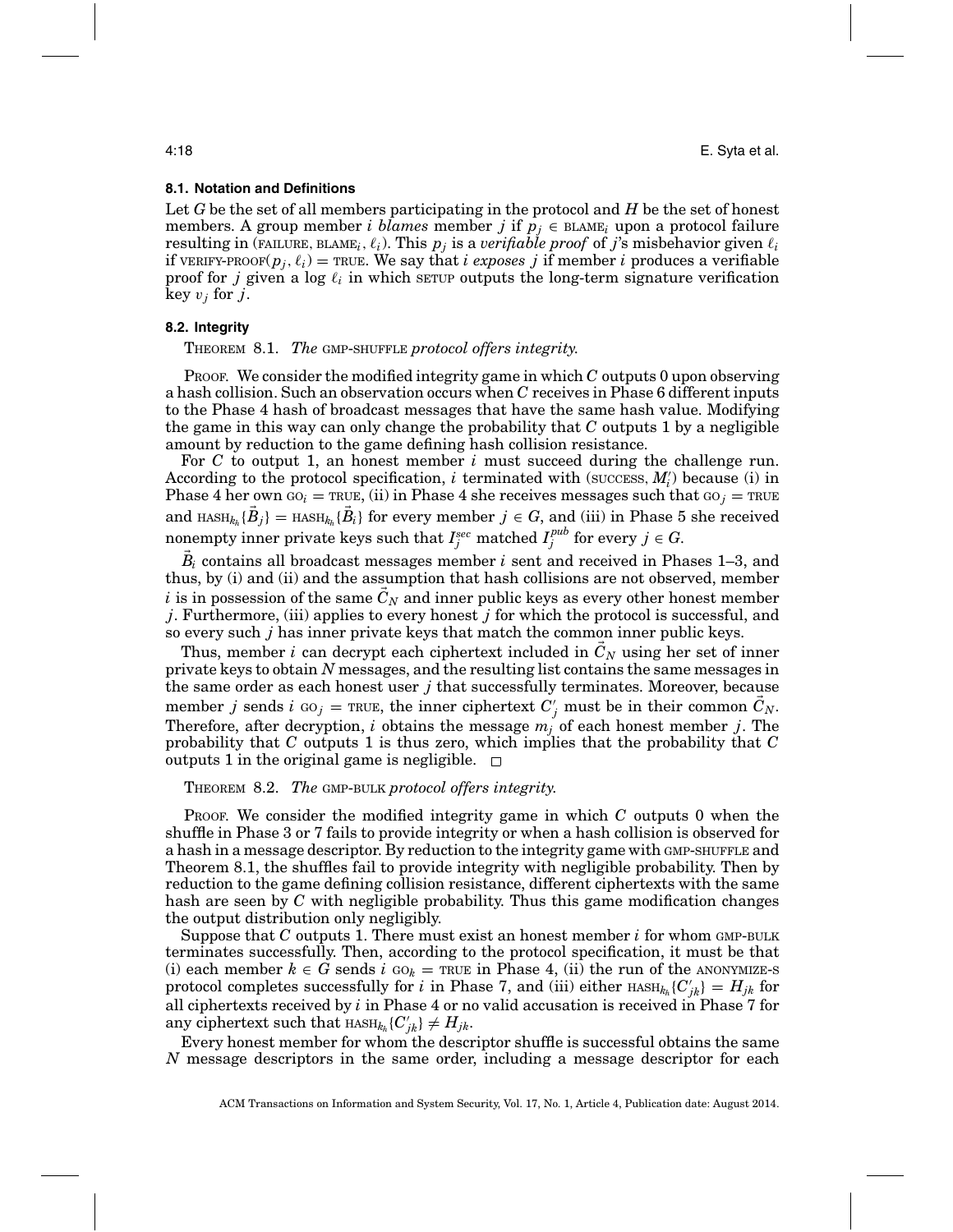### 8.1. Notation and Definitions

Let $G$ be the set of all members participating in the protocol and $H$ be the set of honest members. A group member $i$ *blames* member $j$ if $p_j \in \text{BLAME}_i$ upon a protocol failure resulting in $(\text{FAILURE}, \text{BLAME}_i, \ell_i)$. This $p_j$ is a *verifiable proof* of $j$'s misbehavior given $\ell_i$ if $\text{VERIFY-PROOF}(p_j, \ell_i) = \text{TRUE}$. We say that $i$ *exposes* $j$ if member $i$ produces a verifiable proof for $j$ given a log $\ell_i$ in which SETUP outputs the long-term signature verification key $v_j$ for $j$.

### 8.2. Integrity

THEOREM 8.1. *The* GMP-SHUFFLE *protocol offers integrity.*

PROOF. We consider the modified integrity game in which $C$ outputs 0 upon observing a hash collision. Such an observation occurs when $C$ receives in Phase 6 different inputs to the Phase 4 hash of broadcast messages that have the same hash value. Modifying the game in this way can only change the probability that $C$ outputs 1 by a negligible amount by reduction to the game defining hash collision resistance.

For $C$ to output 1, an honest member $i$ must succeed during the challenge run. According to the protocol specification, $i$ terminated with $(\text{SUCCESS}, M_i')$ because (i) in Phase 4 her own $\text{GO}_i = \text{TRUE}$, (ii) in Phase 4 she receives messages such that $\text{GO}_j = \text{TRUE}$ and $\text{HASH}_{k_h}\{\vec{B}_j\} = \text{HASH}_{k_h}\{\vec{B}_i\}$ for every member $j \in G$, and (iii) in Phase 5 she received nonempty inner private keys such that $I_j^{sec}$ matched $I_j^{pub}$ for every $j \in G$.

$\vec{B}_i$ contains all broadcast messages member $i$ sent and received in Phases 1–3, and thus, by (i) and (ii) and the assumption that hash collisions are not observed, member $i$ is in possession of the same $\vec{C}_N$ and inner public keys as every other honest member $j$. Furthermore, (iii) applies to every honest $j$ for which the protocol is successful, and so every such $j$ has inner private keys that match the common inner public keys.

Thus, member $i$ can decrypt each ciphertext included in $\vec{C}_N$ using her set of inner private keys to obtain $N$ messages, and the resulting list contains the same messages in the same order as each honest user $j$ that successfully terminates. Moreover, because member $j$ sends $i$ $\text{GO}_j = \text{TRUE}$, the inner ciphertext $C_j'$ must be in their common $\vec{C}_N$. Therefore, after decryption, $i$ obtains the message $m_j$ of each honest member $j$. The probability that $C$ outputs 1 is thus zero, which implies that the probability that $C$ outputs 1 in the original game is negligible. □

THEOREM 8.2. *The* GMP-BULK *protocol offers integrity.*

PROOF. We consider the modified integrity game in which $C$ outputs 0 when the shuffle in Phase 3 or 7 fails to provide integrity or when a hash collision is observed for a hash in a message descriptor. By reduction to the integrity game with GMP-SHUFFLE and Theorem 8.1, the shuffles fail to provide integrity with negligible probability. Then by reduction to the game defining collision resistance, different ciphertexts with the same hash are seen by $C$ with negligible probability. Thus this game modification changes the output distribution only negligibly.

Suppose that $C$ outputs 1. There must exist an honest member $i$ for whom GMP-BULK terminates successfully. Then, according to the protocol specification, it must be that (i) each member $k \in G$ sends $i$ $\text{GO}_k = \text{TRUE}$ in Phase 4, (ii) the run of the ANONYMIZE-S protocol completes successfully for $i$ in Phase 7, and (iii) either $\text{HASH}_{k_h}\{C_{jk}'\} = H_{jk}$ for all ciphertexts received by $i$ in Phase 4 or no valid accusation is received in Phase 7 for any ciphertext such that $\text{HASH}_{k_h}\{C_{jk}'\} \neq H_{jk}$.

Every honest member for whom the descriptor shuffle is successful obtains the same $N$ message descriptors in the same order, including a message descriptor for each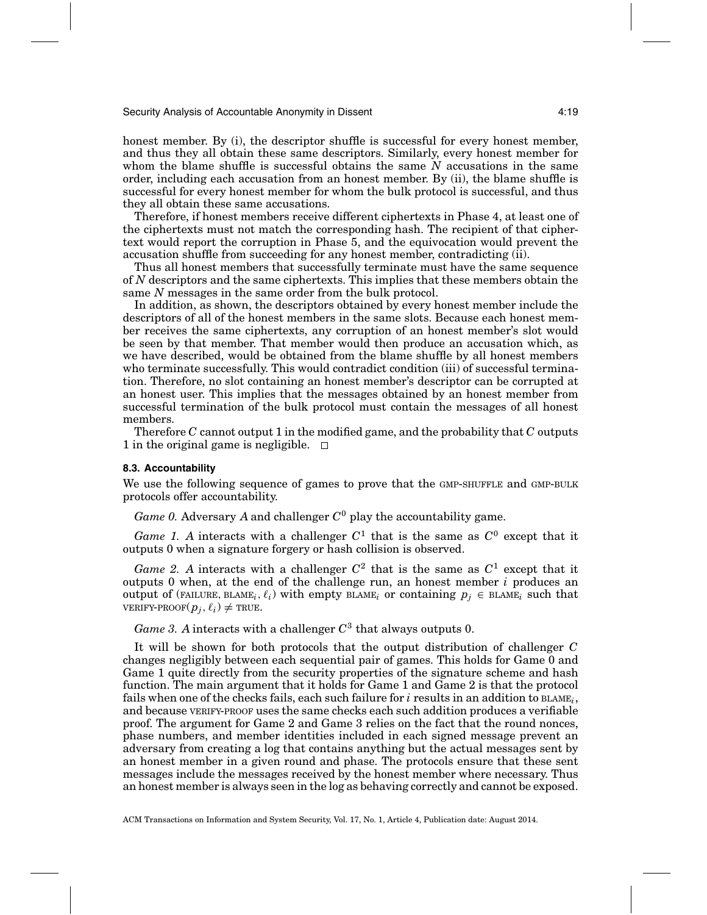honest member. By (i), the descriptor shuffle is successful for every honest member, and thus they all obtain these same descriptors. Similarly, every honest member for whom the blame shuffle is successful obtains the same $N$ accusations in the same order, including each accusation from an honest member. By (ii), the blame shuffle is successful for every honest member for whom the bulk protocol is successful, and thus they all obtain these same accusations.

Therefore, if honest members receive different ciphertexts in Phase 4, at least one of the ciphertexts must not match the corresponding hash. The recipient of that ciphertext would report the corruption in Phase 5, and the equivocation would prevent the accusation shuffle from succeeding for any honest member, contradicting (ii).

Thus all honest members that successfully terminate must have the same sequence of $N$ descriptors and the same ciphertexts. This implies that these members obtain the same $N$ messages in the same order from the bulk protocol.

In addition, as shown, the descriptors obtained by every honest member include the descriptors of all of the honest members in the same slots. Because each honest member receives the same ciphertexts, any corruption of an honest member's slot would be seen by that member. That member would then produce an accusation which, as we have described, would be obtained from the blame shuffle by all honest members who terminate successfully. This would contradict condition (iii) of successful termination. Therefore, no slot containing an honest member's descriptor can be corrupted at an honest user. This implies that the messages obtained by an honest member from successful termination of the bulk protocol must contain the messages of all honest members.

Therefore $C$ cannot output 1 in the modified game, and the probability that $C$ outputs 1 in the original game is negligible. □

### 8.3. Accountability

We use the following sequence of games to prove that the GMP-SHUFFLE and GMP-BULK protocols offer accountability.

*Game 0.* Adversary $A$ and challenger $C^0$ play the accountability game.

*Game 1.* $A$ interacts with a challenger $C^1$ that is the same as $C^0$ except that it outputs 0 when a signature forgery or hash collision is observed.

*Game 2.* $A$ interacts with a challenger $C^2$ that is the same as $C^1$ except that it outputs 0 when, at the end of the challenge run, an honest member $i$ produces an output of (FAILURE, $\text{BLAME}_i$, $\ell_i$) with empty $\text{BLAME}_i$ or containing $p_j \in \text{BLAME}_i$ such that $\text{VERIFY-PROOF}(p_j, \ell_i) \neq \text{TRUE}$.

*Game 3.* $A$ interacts with a challenger $C^3$ that always outputs 0.

It will be shown for both protocols that the output distribution of challenger $C$ changes negligibly between each sequential pair of games. This holds for Game 0 and Game 1 quite directly from the security properties of the signature scheme and hash function. The main argument that it holds for Game 1 and Game 2 is that the protocol fails when one of the checks fails, each such failure for $i$ results in an addition to $\text{BLAME}_i$, and because VERIFY-PROOF uses the same checks each such addition produces a verifiable proof. The argument for Game 2 and Game 3 relies on the fact that the round nonces, phase numbers, and member identities included in each signed message prevent an adversary from creating a log that contains anything but the actual messages sent by an honest member in a given round and phase. The protocols ensure that these sent messages include the messages received by the honest member where necessary. Thus an honest member is always seen in the log as behaving correctly and cannot be exposed.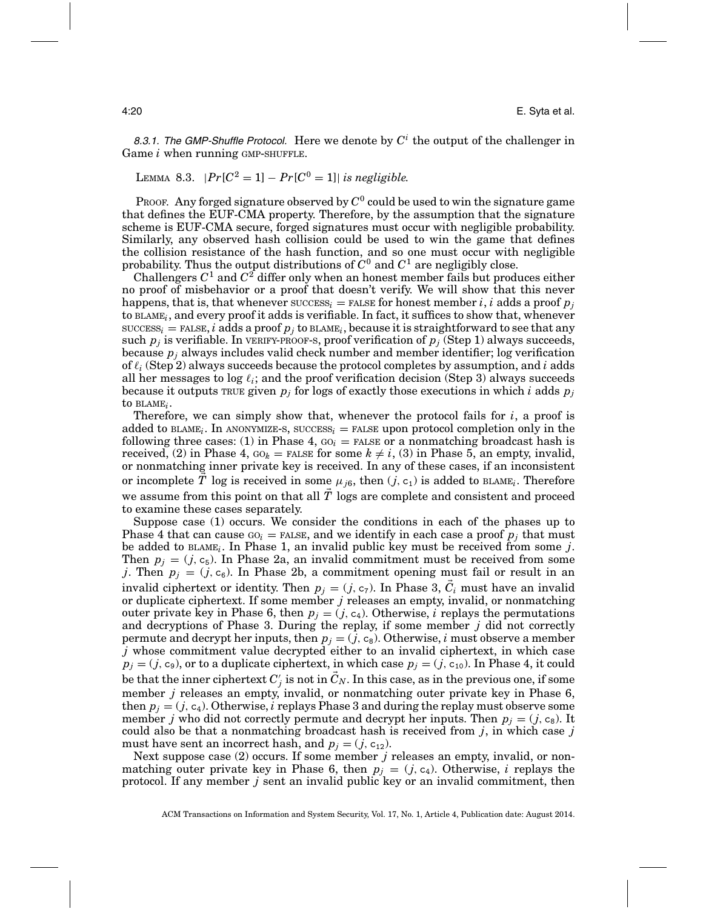*8.3.1. The GMP-Shuffle Protocol.* Here we denote by $C^i$ the output of the challenger in Game $i$ when running GMP-SHUFFLE.

LEMMA 8.3. $|Pr[C^2 = 1] - Pr[C^0 = 1]|$ *is negligible.*

PROOF. Any forged signature observed by $C^0$ could be used to win the signature game that defines the EUF-CMA property. Therefore, by the assumption that the signature scheme is EUF-CMA secure, forged signatures must occur with negligible probability. Similarly, any observed hash collision could be used to win the game that defines the collision resistance of the hash function, and so one must occur with negligible probability. Thus the output distributions of $C^0$ and $C^1$ are negligibly close.

Challengers $C^1$ and $C^2$ differ only when an honest member fails but produces either no proof of misbehavior or a proof that doesn't verify. We will show that this never happens, that is, that whenever $\text{SUCCESS}_i = \text{FALSE}$ for honest member $i$, $i$ adds a proof $p_j$ to $\text{BLAME}_i$, and every proof it adds is verifiable. In fact, it suffices to show that, whenever $\text{SUCCESS}_i = \text{FALSE}$, $i$ adds a proof $p_j$ to $\text{BLAME}_i$, because it is straightforward to see that any such $p_j$ is verifiable. In VERIFY-PROOF-S, proof verification of $p_j$ (Step 1) always succeeds, because $p_j$ always includes valid check number and member identifier; log verification of $\ell_i$ (Step 2) always succeeds because the protocol completes by assumption, and $i$ adds all her messages to log $\ell_i$; and the proof verification decision (Step 3) always succeeds because it outputs TRUE given $p_j$ for logs of exactly those executions in which $i$ adds $p_j$ to $\text{BLAME}_i$.

Therefore, we can simply show that, whenever the protocol fails for $i$, a proof is added to $\text{BLAME}_i$. In ANONYMIZE-S, $\text{SUCCESS}_i = \text{FALSE}$ upon protocol completion only in the following three cases: (1) in Phase 4, $\text{GO}_i = \text{FALSE}$ or a nonmatching broadcast hash is received, (2) in Phase 4, $\text{GO}_k = \text{FALSE}$ for some $k \neq i$, (3) in Phase 5, an empty, invalid, or nonmatching inner private key is received. In any of these cases, if an inconsistent or incomplete $\vec{T}$ log is received in some $\mu_{j6}$, then $(j, \mathsf{c}_1)$ is added to $\text{BLAME}_i$. Therefore we assume from this point on that all $\vec{T}$ logs are complete and consistent and proceed to examine these cases separately.

Suppose case (1) occurs. We consider the conditions in each of the phases up to Phase 4 that can cause $\text{GO}_i = \text{FALSE}$, and we identify in each case a proof $p_j$ that must be added to $\text{BLAME}_i$. In Phase 1, an invalid public key must be received from some $j$. Then $p_j = (j, \mathsf{c}_5)$. In Phase 2a, an invalid commitment must be received from some $j$. Then $p_j = (j, \mathsf{c}_6)$. In Phase 2b, a commitment opening must fail or result in an invalid ciphertext or identity. Then $p_j = (j, \mathsf{c}_7)$. In Phase 3, $\vec{C}_i$ must have an invalid or duplicate ciphertext. If some member $j$ releases an empty, invalid, or nonmatching outer private key in Phase 6, then $p_j = (j, \mathsf{c}_4)$. Otherwise, $i$ replays the permutations and decryptions of Phase 3. During the replay, if some member $j$ did not correctly permute and decrypt her inputs, then $p_j = (j, \mathsf{c}_8)$. Otherwise, $i$ must observe a member $j$ whose commitment value decrypted either to an invalid ciphertext, in which case $p_j = (j, \mathsf{c}_9)$, or to a duplicate ciphertext, in which case $p_j = (j, \mathsf{c}_{10})$. In Phase 4, it could be that the inner ciphertext $C'_j$ is not in $\vec{C}_N$. In this case, as in the previous one, if some member $j$ releases an empty, invalid, or nonmatching outer private key in Phase 6, then $p_j = (j, \mathsf{c}_4)$. Otherwise, $i$ replays Phase 3 and during the replay must observe some member $j$ who did not correctly permute and decrypt her inputs. Then $p_j = (j, \mathsf{c}_8)$. It could also be that a nonmatching broadcast hash is received from $j$, in which case $j$ must have sent an incorrect hash, and $p_j = (j, \mathsf{c}_{12})$.

Next suppose case (2) occurs. If some member $j$ releases an empty, invalid, or nonmatching outer private key in Phase 6, then $p_j = (j, \mathsf{c}_4)$. Otherwise, $i$ replays the protocol. If any member $j$ sent an invalid public key or an invalid commitment, then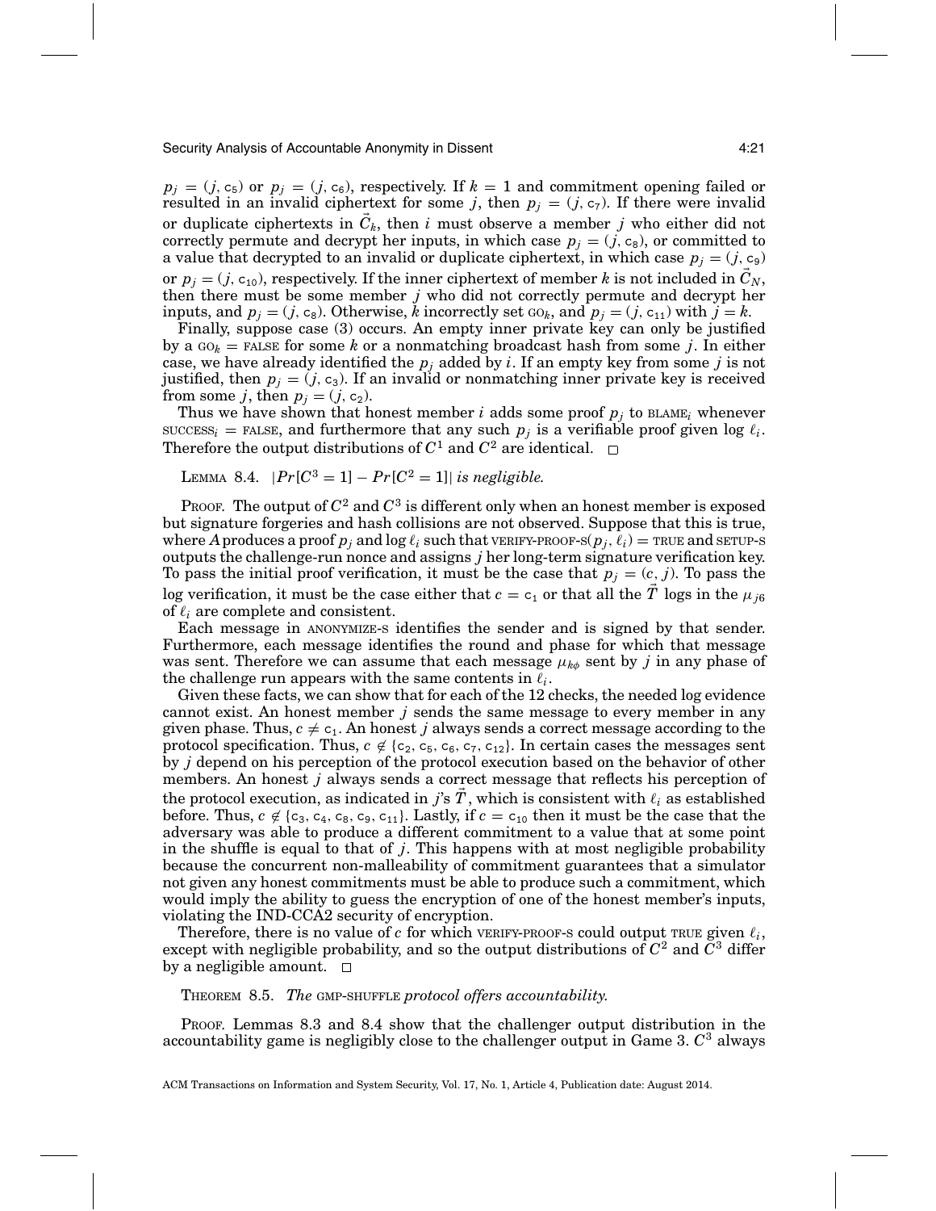$p_j = (j, \mathsf{c}_5)$ or $p_j = (j, \mathsf{c}_6)$, respectively. If $k = 1$ and commitment opening failed or resulted in an invalid ciphertext for some $j$, then $p_j = (j, \mathsf{c}_7)$. If there were invalid or duplicate ciphertexts in $\vec{C}_k$, then $i$ must observe a member $j$ who either did not correctly permute and decrypt her inputs, in which case $p_j = (j, \mathsf{c}_8)$, or committed to a value that decrypted to an invalid or duplicate ciphertext, in which case $p_j = (j, \mathsf{c}_9)$ or $p_j = (j, \mathsf{c}_{10})$, respectively. If the inner ciphertext of member $k$ is not included in $\vec{C}_N$, then there must be some member $j$ who did not correctly permute and decrypt her inputs, and $p_j = (j, \mathsf{c}_8)$. Otherwise, $k$ incorrectly set $\text{GO}_k$, and $p_j = (j, \mathsf{c}_{11})$ with $j = k$.

Finally, suppose case (3) occurs. An empty inner private key can only be justified by a $\text{GO}_k = \text{FALSE}$ for some $k$ or a nonmatching broadcast hash from some $j$. In either case, we have already identified the $p_j$ added by $i$. If an empty key from some $j$ is not justified, then $p_j = (j, \mathsf{c}_3)$. If an invalid or nonmatching inner private key is received from some $j$, then $p_j = (j, \mathsf{c}_2)$.

Thus we have shown that honest member $i$ adds some proof $p_j$ to $\text{BLAME}_i$ whenever $\text{SUCCESS}_i = \text{FALSE}$, and furthermore that any such $p_j$ is a verifiable proof given log $\ell_i$. Therefore the output distributions of $C^1$ and $C^2$ are identical. □

LEMMA 8.4. *$|Pr[C^3 = 1] - Pr[C^2 = 1]|$ is negligible.*

PROOF. The output of $C^2$ and $C^3$ is different only when an honest member is exposed but signature forgeries and hash collisions are not observed. Suppose that this is true, where $A$ produces a proof $p_j$ and log $\ell_i$ such that $\text{VERIFY-PROOF-S}(p_j, \ell_i) = \text{TRUE}$ and SETUP-S outputs the challenge-run nonce and assigns $j$ her long-term signature verification key. To pass the initial proof verification, it must be the case that $p_j = (c, j)$. To pass the log verification, it must be the case either that $c = \mathsf{c}_1$ or that all the $\vec{T}$ logs in the $\mu_{j6}$ of $\ell_i$ are complete and consistent.

Each message in ANONYMIZE-S identifies the sender and is signed by that sender. Furthermore, each message identifies the round and phase for which that message was sent. Therefore we can assume that each message $\mu_{k\phi}$ sent by $j$ in any phase of the challenge run appears with the same contents in $\ell_i$.

Given these facts, we can show that for each of the 12 checks, the needed log evidence cannot exist. An honest member $j$ sends the same message to every member in any given phase. Thus, $c \neq \mathsf{c}_1$. An honest $j$ always sends a correct message according to the protocol specification. Thus, $c \notin \{\mathsf{c}_2, \mathsf{c}_5, \mathsf{c}_6, \mathsf{c}_7, \mathsf{c}_{12}\}$. In certain cases the messages sent by $j$ depend on his perception of the protocol execution based on the behavior of other members. An honest $j$ always sends a correct message that reflects his perception of the protocol execution, as indicated in $j$'s $\vec{T}$, which is consistent with $\ell_i$ as established before. Thus, $c \notin \{\mathsf{c}_3, \mathsf{c}_4, \mathsf{c}_8, \mathsf{c}_9, \mathsf{c}_{11}\}$. Lastly, if $c = \mathsf{c}_{10}$ then it must be the case that the adversary was able to produce a different commitment to a value that at some point in the shuffle is equal to that of $j$. This happens with at most negligible probability because the concurrent non-malleability of commitment guarantees that a simulator not given any honest commitments must be able to produce such a commitment, which would imply the ability to guess the encryption of one of the honest member's inputs, violating the IND-CCA2 security of encryption.

Therefore, there is no value of $c$ for which VERIFY-PROOF-S could output TRUE given $\ell_i$, except with negligible probability, and so the output distributions of $C^2$ and $C^3$ differ by a negligible amount. □

THEOREM 8.5. *The* GMP-SHUFFLE *protocol offers accountability.*

PROOF. Lemmas 8.3 and 8.4 show that the challenger output distribution in the accountability game is negligibly close to the challenger output in Game 3. $C^3$ always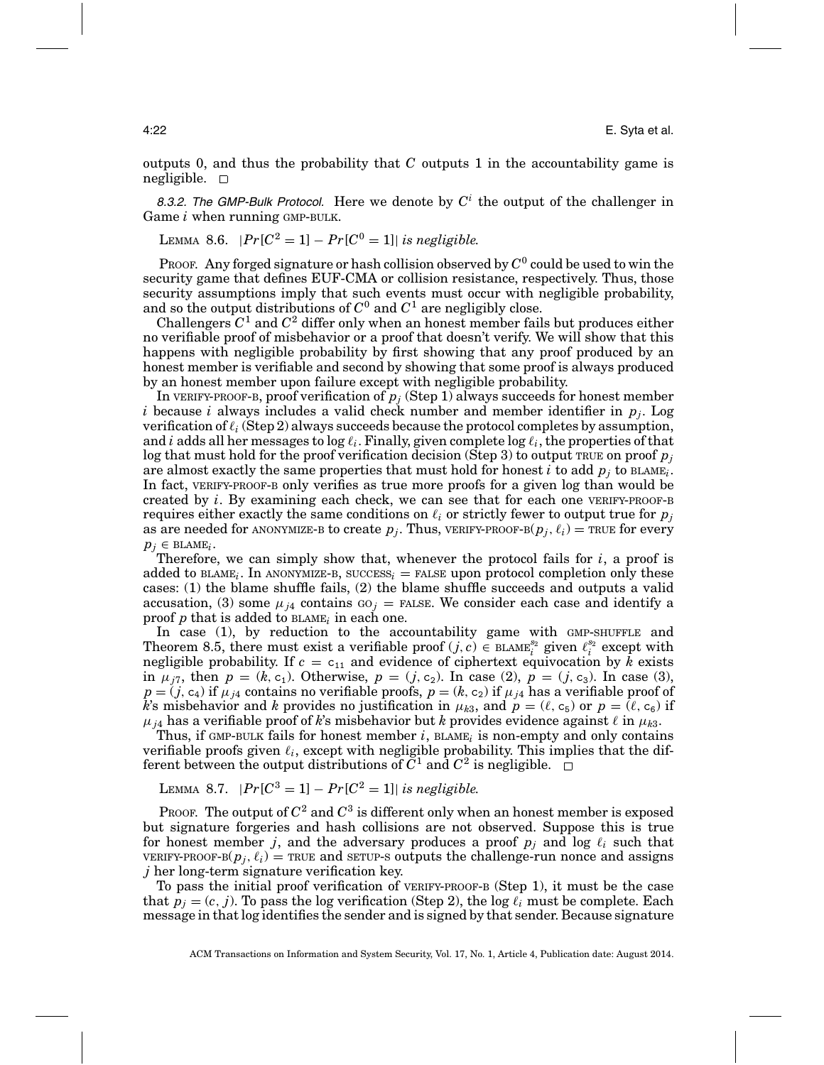outputs 0, and thus the probability that $C$ outputs 1 in the accountability game is negligible. □

*8.3.2. The GMP-Bulk Protocol.* Here we denote by $C^i$ the output of the challenger in Game $i$ when running GMP-BULK.

LEMMA 8.6. *$|Pr[C^2 = 1] - Pr[C^0 = 1]|$ is negligible.*

PROOF. Any forged signature or hash collision observed by $C^0$ could be used to win the security game that defines EUF-CMA or collision resistance, respectively. Thus, those security assumptions imply that such events must occur with negligible probability, and so the output distributions of $C^0$ and $C^1$ are negligibly close.

Challengers $C^1$ and $C^2$ differ only when an honest member fails but produces either no verifiable proof of misbehavior or a proof that doesn't verify. We will show that this happens with negligible probability by first showing that any proof produced by an honest member is verifiable and second by showing that some proof is always produced by an honest member upon failure except with negligible probability.

In VERIFY-PROOF-B, proof verification of $p_j$ (Step 1) always succeeds for honest member $i$ because $i$ always includes a valid check number and member identifier in $p_j$. Log verification of $\ell_i$ (Step 2) always succeeds because the protocol completes by assumption, and $i$ adds all her messages to log $\ell_i$. Finally, given complete log $\ell_i$, the properties of that log that must hold for the proof verification decision (Step 3) to output TRUE on proof $p_j$ are almost exactly the same properties that must hold for honest $i$ to add $p_j$ to BLAME$_i$. In fact, VERIFY-PROOF-B only verifies as true more proofs for a given log than would be created by $i$. By examining each check, we can see that for each one VERIFY-PROOF-B requires either exactly the same conditions on $\ell_i$ or strictly fewer to output true for $p_j$ as are needed for ANONYMIZE-B to create $p_j$. Thus, VERIFY-PROOF-B$(p_j, \ell_i) =$ TRUE for every $p_j \in$ BLAME$_i$.

Therefore, we can simply show that, whenever the protocol fails for $i$, a proof is added to BLAME$_i$. In ANONYMIZE-B, SUCCESS$_i$ = FALSE upon protocol completion only these cases: (1) the blame shuffle fails, (2) the blame shuffle succeeds and outputs a valid accusation, (3) some $\mu_{j4}$ contains GO$_j$ = FALSE. We consider each case and identify a proof $p$ that is added to BLAME$_i$ in each one.

In case (1), by reduction to the accountability game with GMP-SHUFFLE and Theorem 8.5, there must exist a verifiable proof $(j, c) \in$ BLAME$_i^{s_2}$ given $\ell_i^{s_2}$ except with negligible probability. If $c = c_{11}$ and evidence of ciphertext equivocation by $k$ exists in $\mu_{j7}$, then $p = (k, c_1)$. Otherwise, $p = (j, c_2)$. In case (2), $p = (j, c_3)$. In case (3), $p = (j, c_4)$ if $\mu_{j4}$ contains no verifiable proofs, $p = (k, c_2)$ if $\mu_{j4}$ has a verifiable proof of $k$'s misbehavior and $k$ provides no justification in $\mu_{k3}$, and $p = (\ell, c_5)$ or $p = (\ell, c_6)$ if $\mu_{j4}$ has a verifiable proof of $k$'s misbehavior but $k$ provides evidence against $\ell$ in $\mu_{k3}$.

Thus, if GMP-BULK fails for honest member $i$, BLAME$_i$ is non-empty and only contains verifiable proofs given $\ell_i$, except with negligible probability. This implies that the different between the output distributions of $C^1$ and $C^2$ is negligible. □

LEMMA 8.7. *$|Pr[C^3 = 1] - Pr[C^2 = 1]|$ is negligible.*

PROOF. The output of $C^2$ and $C^3$ is different only when an honest member is exposed but signature forgeries and hash collisions are not observed. Suppose this is true for honest member $j$, and the adversary produces a proof $p_j$ and log $\ell_i$ such that VERIFY-PROOF-B$(p_j, \ell_i) =$ TRUE and SETUP-S outputs the challenge-run nonce and assigns $j$ her long-term signature verification key.

To pass the initial proof verification of VERIFY-PROOF-B (Step 1), it must be the case that $p_j = (c, j)$. To pass the log verification (Step 2), the log $\ell_i$ must be complete. Each message in that log identifies the sender and is signed by that sender. Because signature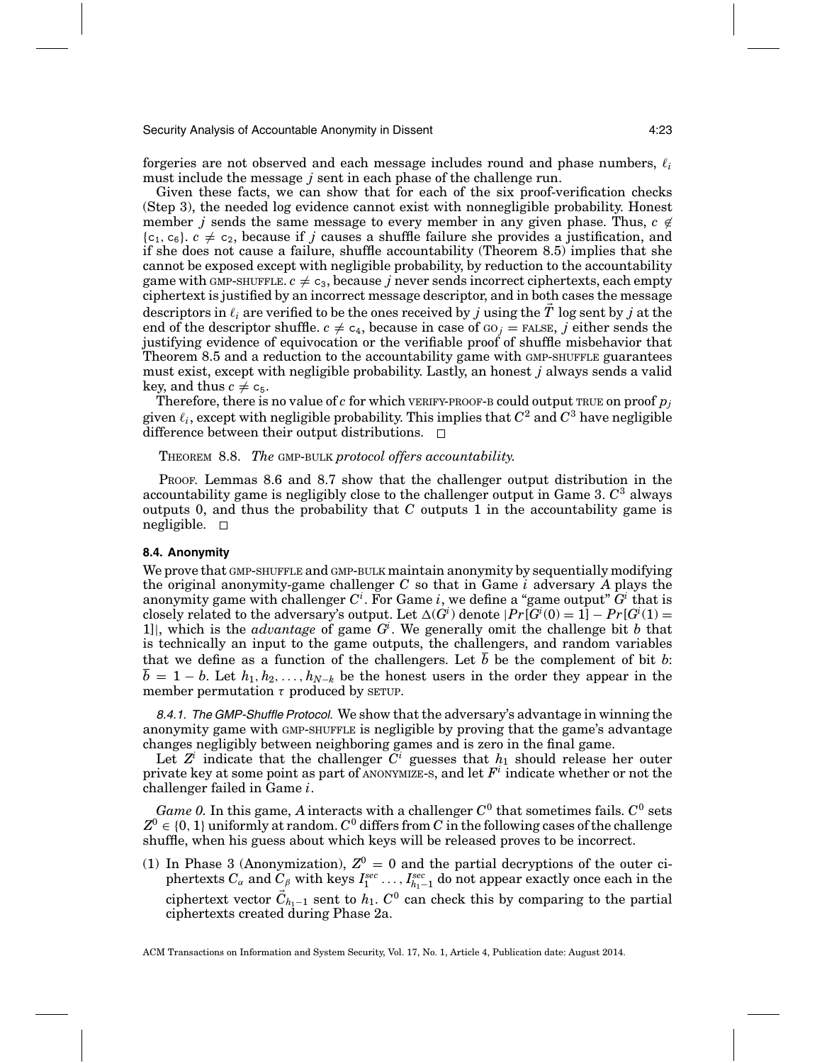forgeries are not observed and each message includes round and phase numbers, $\ell_i$ must include the message $j$ sent in each phase of the challenge run.

Given these facts, we can show that for each of the six proof-verification checks (Step 3), the needed log evidence cannot exist with nonnegligible probability. Honest member $j$ sends the same message to every member in any given phase. Thus, $c \notin \{c_1, c_6\}$. $c \neq c_2$, because if $j$ causes a shuffle failure she provides a justification, and if she does not cause a failure, shuffle accountability (Theorem 8.5) implies that she cannot be exposed except with negligible probability, by reduction to the accountability game with GMP-SHUFFLE. $c \neq c_3$, because $j$ never sends incorrect ciphertexts, each empty ciphertext is justified by an incorrect message descriptor, and in both cases the message descriptors in $\ell_i$ are verified to be the ones received by $j$ using the $\vec{T}$ log sent by $j$ at the end of the descriptor shuffle. $c \neq c_4$, because in case of $\text{GO}_j = \text{FALSE}$, $j$ either sends the justifying evidence of equivocation or the verifiable proof of shuffle misbehavior that Theorem 8.5 and a reduction to the accountability game with GMP-SHUFFLE guarantees must exist, except with negligible probability. Lastly, an honest $j$ always sends a valid key, and thus $c \neq c_5$.

Therefore, there is no value of $c$ for which VERIFY-PROOF-B could output TRUE on proof $p_j$ given $\ell_i$, except with negligible probability. This implies that $C^2$ and $C^3$ have negligible difference between their output distributions. □

THEOREM 8.8. *The* GMP-BULK *protocol offers accountability.*

PROOF. Lemmas 8.6 and 8.7 show that the challenger output distribution in the accountability game is negligibly close to the challenger output in Game 3. $C^3$ always outputs 0, and thus the probability that $C$ outputs 1 in the accountability game is negligible. □

### 8.4. Anonymity

We prove that GMP-SHUFFLE and GMP-BULK maintain anonymity by sequentially modifying the original anonymity-game challenger $C$ so that in Game $i$ adversary $A$ plays the anonymity game with challenger $C^i$. For Game $i$, we define a "game output" $G^i$ that is closely related to the adversary's output. Let $\Delta(G^i)$ denote $|Pr[G^i(0) = 1] - Pr[G^i(1) = 1]|$, which is the *advantage* of game $G^i$. We generally omit the challenge bit $b$ that is technically an input to the game outputs, the challengers, and random variables that we define as a function of the challengers. Let $\bar{b}$ be the complement of bit $b$: $\bar{b} = 1 - b$. Let $h_1, h_2, \ldots, h_{N-k}$ be the honest users in the order they appear in the member permutation $\tau$ produced by SETUP.

*8.4.1. The GMP-Shuffle Protocol.* We show that the adversary's advantage in winning the anonymity game with GMP-SHUFFLE is negligible by proving that the game's advantage changes negligibly between neighboring games and is zero in the final game.

Let $Z^i$ indicate that the challenger $C^i$ guesses that $h_1$ should release her outer private key at some point as part of ANONYMIZE-S, and let $F^i$ indicate whether or not the challenger failed in Game $i$.

*Game 0.* In this game, $A$ interacts with a challenger $C^0$ that sometimes fails. $C^0$ sets $Z^0 \in \{0, 1\}$ uniformly at random. $C^0$ differs from $C$ in the following cases of the challenge shuffle, when his guess about which keys will be released proves to be incorrect.

(1) In Phase 3 (Anonymization), $Z^0 = 0$ and the partial decryptions of the outer ciphertexts $C_\alpha$ and $C_\beta$ with keys $I_1^{sec} \ldots, I_{h_1-1}^{sec}$ do not appear exactly once each in the ciphertext vector $\vec{C}_{h_1-1}$ sent to $h_1$. $C^0$ can check this by comparing to the partial ciphertexts created during Phase 2a.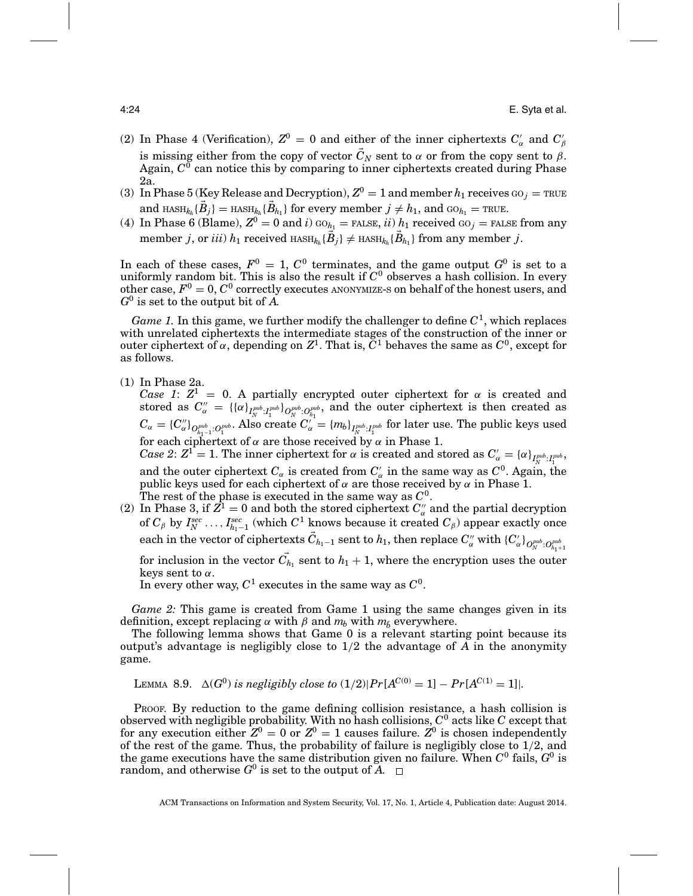(2) In Phase 4 (Verification), $Z^0 = 0$ and either of the inner ciphertexts $C'_\alpha$ and $C'_\beta$ is missing either from the copy of vector $\vec{C}_N$ sent to $\alpha$ or from the copy sent to $\beta$. Again, $C^0$ can notice this by comparing to inner ciphertexts created during Phase 2a.

(3) In Phase 5 (Key Release and Decryption), $Z^0 = 1$ and member $h_1$ receives $\text{GO}_j = \text{TRUE}$ and $\text{HASH}_{k_h}\{\vec{B}_j\} = \text{HASH}_{k_h}\{\vec{B}_{h_1}\}$ for every member $j \neq h_1$, and $\text{GO}_{h_1} = \text{TRUE}$.

(4) In Phase 6 (Blame), $Z^0 = 0$ and *i*) $\text{GO}_{h_1} = \text{FALSE}$, *ii*) $h_1$ received $\text{GO}_j = \text{FALSE}$ from any member $j$, or *iii*) $h_1$ received $\text{HASH}_{k_h}\{\vec{B}_j\} \neq \text{HASH}_{k_h}\{\vec{B}_{h_1}\}$ from any member $j$.

In each of these cases, $F^0 = 1$, $C^0$ terminates, and the game output $G^0$ is set to a uniformly random bit. This is also the result if $C^0$ observes a hash collision. In every other case, $F^0 = 0$, $C^0$ correctly executes ANONYMIZE-S on behalf of the honest users, and $G^0$ is set to the output bit of $A$.

*Game 1.* In this game, we further modify the challenger to define $C^1$, which replaces with unrelated ciphertexts the intermediate stages of the construction of the inner or outer ciphertext of $\alpha$, depending on $Z^1$. That is, $C^1$ behaves the same as $C^0$, except for as follows.

(1) In Phase 2a.
*Case 1*: $Z^1 = 0$. A partially encrypted outer ciphertext for $\alpha$ is created and stored as $C''_\alpha = \{\{\alpha\}_{I_N^{pub}:I_1^{pub}}\}_{O_N^{pub}:O_{h_1}^{pub}}$, and the outer ciphertext is then created as $C_\alpha = \{C''_\alpha\}_{O_{h_1-1}^{pub}:O_1^{pub}}$. Also create $C'_\alpha = \{m_b\}_{I_N^{pub}:I_1^{pub}}$ for later use. The public keys used for each ciphertext of $\alpha$ are those received by $\alpha$ in Phase 1.
*Case 2*: $Z^1 = 1$. The inner ciphertext for $\alpha$ is created and stored as $C'_\alpha = \{\alpha\}_{I_N^{pub}:I_1^{pub}}$, and the outer ciphertext $C_\alpha$ is created from $C'_\alpha$ in the same way as $C^0$. Again, the public keys used for each ciphertext of $\alpha$ are those received by $\alpha$ in Phase 1.
The rest of the phase is executed in the same way as $C^0$.

(2) In Phase 3, if $Z^1 = 0$ and both the stored ciphertext $C''_\alpha$ and the partial decryption of $C_\beta$ by $I_N^{sec} \dots, I_{h_1-1}^{sec}$ (which $C^1$ knows because it created $C_\beta$) appear exactly once each in the vector of ciphertexts $\vec{C}_{h_1-1}$ sent to $h_1$, then replace $C''_\alpha$ with $\{C'_\alpha\}_{O_N^{pub}:O_{h_1+1}^{pub}}$ for inclusion in the vector $\vec{C}_{h_1}$ sent to $h_1 + 1$, where the encryption uses the outer keys sent to $\alpha$.
In every other way, $C^1$ executes in the same way as $C^0$.

*Game 2:* This game is created from Game 1 using the same changes given in its definition, except replacing $\alpha$ with $\beta$ and $m_b$ with $m_{\bar{b}}$ everywhere.

The following lemma shows that Game 0 is a relevant starting point because its output's advantage is negligibly close to 1/2 the advantage of $A$ in the anonymity game.

LEMMA 8.9. *$\Delta(G^0)$ is negligibly close to $(1/2)|Pr[A^{C(0)} = 1] - Pr[A^{C(1)} = 1]|$.*

PROOF. By reduction to the game defining collision resistance, a hash collision is observed with negligible probability. With no hash collisions, $C^0$ acts like $C$ except that for any execution either $Z^0 = 0$ or $Z^0 = 1$ causes failure. $Z^0$ is chosen independently of the rest of the game. Thus, the probability of failure is negligibly close to 1/2, and the game executions have the same distribution given no failure. When $C^0$ fails, $G^0$ is random, and otherwise $G^0$ is set to the output of $A$. $\square$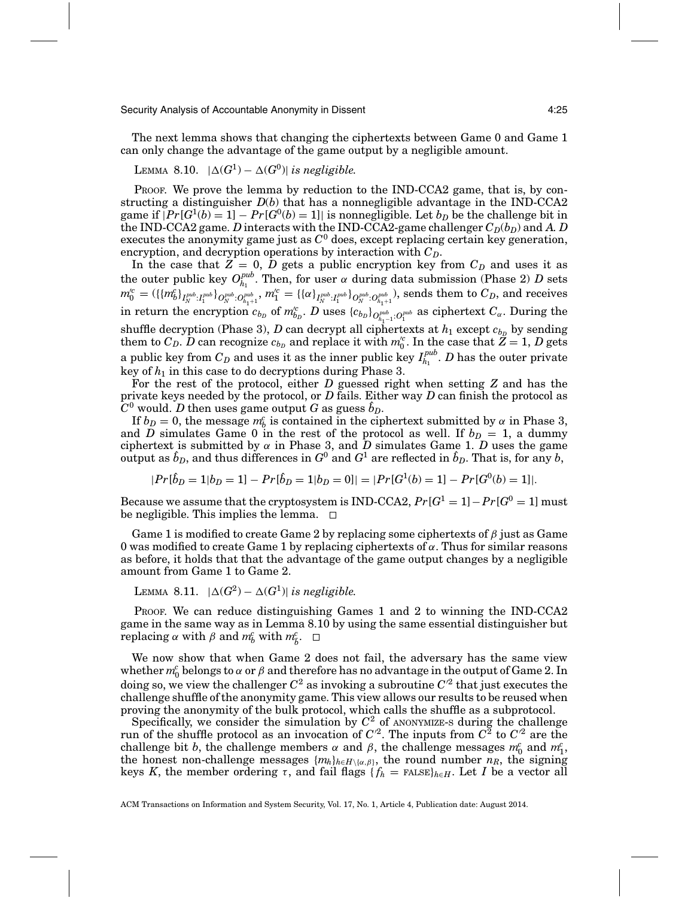The next lemma shows that changing the ciphertexts between Game 0 and Game 1 can only change the advantage of the game output by a negligible amount.

LEMMA 8.10. *$|\Delta(G^1) - \Delta(G^0)|$ is negligible.*

PROOF. We prove the lemma by reduction to the IND-CCA2 game, that is, by constructing a distinguisher $D(b)$ that has a nonnegligible advantage in the IND-CCA2 game if $|Pr[G^1(b) = 1] - Pr[G^0(b) = 1]|$ is nonnegligible. Let $b_D$ be the challenge bit in the IND-CCA2 game. $D$ interacts with the IND-CCA2-game challenger $C_D(b_D)$ and $A$. $D$ executes the anonymity game just as $C^0$ does, except replacing certain key generation, encryption, and decryption operations by interaction with $C_D$.

In the case that $Z = 0$, $D$ gets a public encryption key from $C_D$ and uses it as the outer public key $O^{pub}_{h_1}$. Then, for user $\alpha$ during data submission (Phase 2) $D$ sets $m'^c_0 = (\{\{m^c_b\}_{I^{pub}_N:I^{pub}_1}\}_{O^{pub}_N:O^{pub}_{h_1+1}}$, $m'^c_1 = \{\{\alpha\}_{I^{pub}_N:I^{pub}_1}\}_{O^{pub}_N:O^{pub}_{h_1+1}})$, sends them to $C_D$, and receives in return the encryption $c_{b_D}$ of $m'^c_{b_D}$. $D$ uses $\{c_{b_D}\}_{O^{pub}_{h_1-1}:O^{pub}_1}$ as ciphertext $C_\alpha$. During the shuffle decryption (Phase 3), $D$ can decrypt all ciphertexts at $h_1$ except $c_{b_D}$ by sending them to $C_D$. $D$ can recognize $c_{b_D}$ and replace it with $m'^c_0$. In the case that $Z = 1$, $D$ gets a public key from $C_D$ and uses it as the inner public key $I^{pub}_{h_1}$. $D$ has the outer private key of $h_1$ in this case to do decryptions during Phase 3.

For the rest of the protocol, either $D$ guessed right when setting $Z$ and has the private keys needed by the protocol, or $D$ fails. Either way $D$ can finish the protocol as $C^0$ would. $D$ then uses game output $G$ as guess $\hat{b}_D$.

If $b_D = 0$, the message $m^c_b$ is contained in the ciphertext submitted by $\alpha$ in Phase 3, and $D$ simulates Game 0 in the rest of the protocol as well. If $b_D = 1$, a dummy ciphertext is submitted by $\alpha$ in Phase 3, and $D$ simulates Game 1. $D$ uses the game output as $\hat{b}_D$, and thus differences in $G^0$ and $G^1$ are reflected in $\hat{b}_D$. That is, for any $b$,

$$|Pr[\hat{b}_D = 1|b_D = 1] - Pr[\hat{b}_D = 1|b_D = 0]| = |Pr[G^1(b) = 1] - Pr[G^0(b) = 1]|.$$

Because we assume that the cryptosystem is IND-CCA2, $Pr[G^1 = 1] - Pr[G^0 = 1]$ must be negligible. This implies the lemma. □

Game 1 is modified to create Game 2 by replacing some ciphertexts of $\beta$ just as Game 0 was modified to create Game 1 by replacing ciphertexts of $\alpha$. Thus for similar reasons as before, it holds that that the advantage of the game output changes by a negligible amount from Game 1 to Game 2.

LEMMA 8.11. *$|\Delta(G^2) - \Delta(G^1)|$ is negligible.*

PROOF. We can reduce distinguishing Games 1 and 2 to winning the IND-CCA2 game in the same way as in Lemma 8.10 by using the same essential distinguisher but replacing $\alpha$ with $\beta$ and $m^c_b$ with $m^c_{\bar{b}}$. □

We now show that when Game 2 does not fail, the adversary has the same view whether $m^c_0$ belongs to $\alpha$ or $\beta$ and therefore has no advantage in the output of Game 2. In doing so, we view the challenger $C^2$ as invoking a subroutine $C'^2$ that just executes the challenge shuffle of the anonymity game. This view allows our results to be reused when proving the anonymity of the bulk protocol, which calls the shuffle as a subprotocol.

Specifically, we consider the simulation by $C^2$ of ANONYMIZE-S during the challenge run of the shuffle protocol as an invocation of $C'^2$. The inputs from $C^2$ to $C'^2$ are the challenge bit $b$, the challenge members $\alpha$ and $\beta$, the challenge messages $m^c_0$ and $m^c_1$, the honest non-challenge messages $\{m_h\}_{h \in H \setminus \{\alpha,\beta\}}$, the round number $n_R$, the signing keys $K$, the member ordering $\tau$, and fail flags $\{f_h = \text{FALSE}\}_{h \in H}$. Let $I$ be a vector all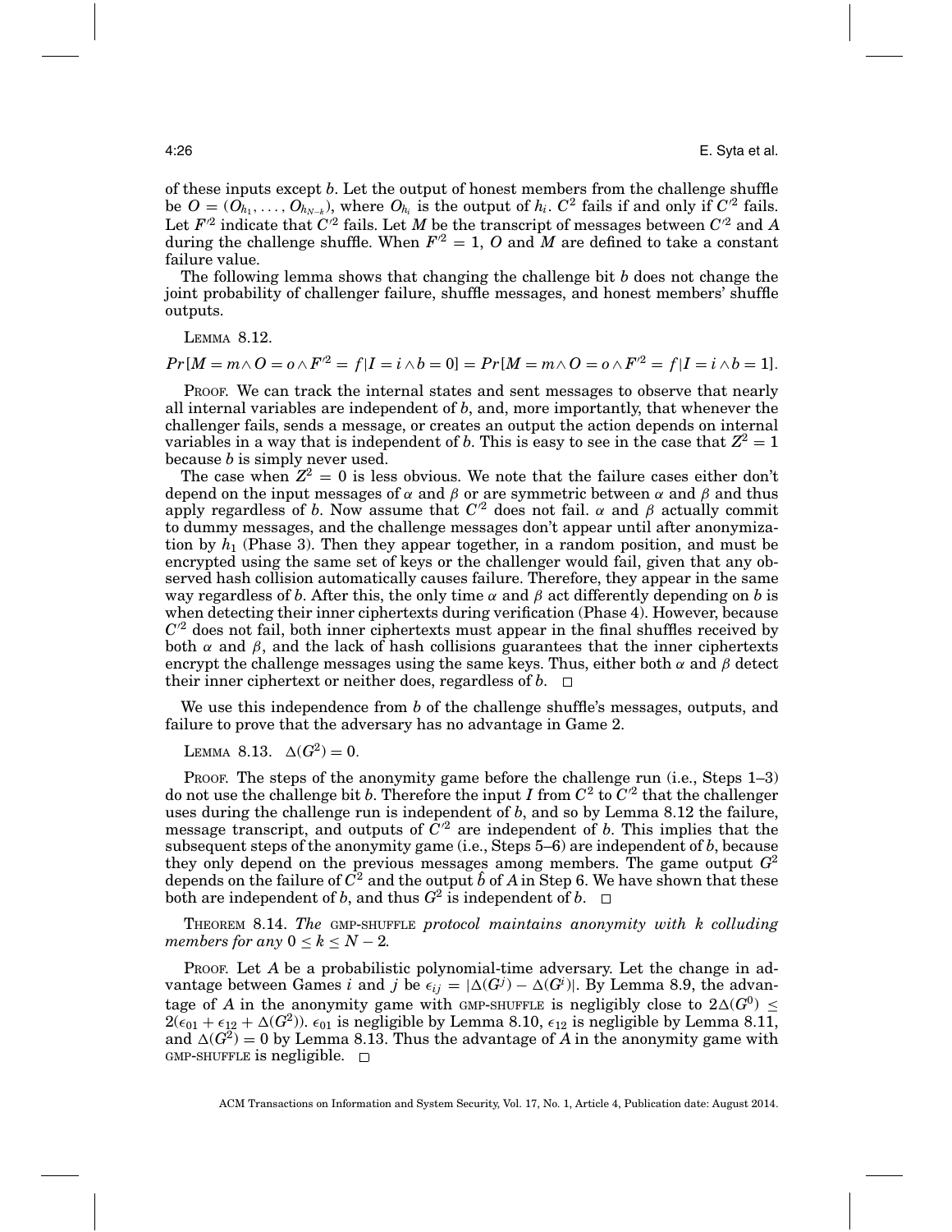of these inputs except $b$. Let the output of honest members from the challenge shuffle be $O = (O_{h_1}, \ldots, O_{h_{N-k}})$, where $O_{h_i}$ is the output of $h_i$. $C^2$ fails if and only if $C'^2$ fails. Let $F'^2$ indicate that $C'^2$ fails. Let $M$ be the transcript of messages between $C'^2$ and $A$ during the challenge shuffle. When $F'^2 = 1$, $O$ and $M$ are defined to take a constant failure value.

The following lemma shows that changing the challenge bit $b$ does not change the joint probability of challenger failure, shuffle messages, and honest members' shuffle outputs.

LEMMA 8.12.

$$Pr[M = m \wedge O = o \wedge F'^2 = f | I = i \wedge b = 0] = Pr[M = m \wedge O = o \wedge F'^2 = f | I = i \wedge b = 1].$$

PROOF. We can track the internal states and sent messages to observe that nearly all internal variables are independent of $b$, and, more importantly, that whenever the challenger fails, sends a message, or creates an output the action depends on internal variables in a way that is independent of $b$. This is easy to see in the case that $Z^2 = 1$ because $b$ is simply never used.

The case when $Z^2 = 0$ is less obvious. We note that the failure cases either don't depend on the input messages of $\alpha$ and $\beta$ or are symmetric between $\alpha$ and $\beta$ and thus apply regardless of $b$. Now assume that $C'^2$ does not fail. $\alpha$ and $\beta$ actually commit to dummy messages, and the challenge messages don't appear until after anonymization by $h_1$ (Phase 3). Then they appear together, in a random position, and must be encrypted using the same set of keys or the challenger would fail, given that any observed hash collision automatically causes failure. Therefore, they appear in the same way regardless of $b$. After this, the only time $\alpha$ and $\beta$ act differently depending on $b$ is when detecting their inner ciphertexts during verification (Phase 4). However, because $C'^2$ does not fail, both inner ciphertexts must appear in the final shuffles received by both $\alpha$ and $\beta$, and the lack of hash collisions guarantees that the inner ciphertexts encrypt the challenge messages using the same keys. Thus, either both $\alpha$ and $\beta$ detect their inner ciphertext or neither does, regardless of $b$. □

We use this independence from $b$ of the challenge shuffle's messages, outputs, and failure to prove that the adversary has no advantage in Game 2.

LEMMA 8.13. $\Delta(G^2) = 0$.

PROOF. The steps of the anonymity game before the challenge run (i.e., Steps 1–3) do not use the challenge bit $b$. Therefore the input $I$ from $C^2$ to $C'^2$ that the challenger uses during the challenge run is independent of $b$, and so by Lemma 8.12 the failure, message transcript, and outputs of $C'^2$ are independent of $b$. This implies that the subsequent steps of the anonymity game (i.e., Steps 5–6) are independent of $b$, because they only depend on the previous messages among members. The game output $G^2$ depends on the failure of $C^2$ and the output $\hat{b}$ of $A$ in Step 6. We have shown that these both are independent of $b$, and thus $G^2$ is independent of $b$. □

THEOREM 8.14. *The* GMP-SHUFFLE *protocol maintains anonymity with k colluding members for any* $0 \leq k \leq N - 2$.

PROOF. Let $A$ be a probabilistic polynomial-time adversary. Let the change in advantage between Games $i$ and $j$ be $\epsilon_{ij} = |\Delta(G^j) - \Delta(G^i)|$. By Lemma 8.9, the advantage of $A$ in the anonymity game with GMP-SHUFFLE is negligibly close to $2\Delta(G^0) \leq 2(\epsilon_{01} + \epsilon_{12} + \Delta(G^2))$. $\epsilon_{01}$ is negligible by Lemma 8.10, $\epsilon_{12}$ is negligible by Lemma 8.11, and $\Delta(G^2) = 0$ by Lemma 8.13. Thus the advantage of $A$ in the anonymity game with GMP-SHUFFLE is negligible. □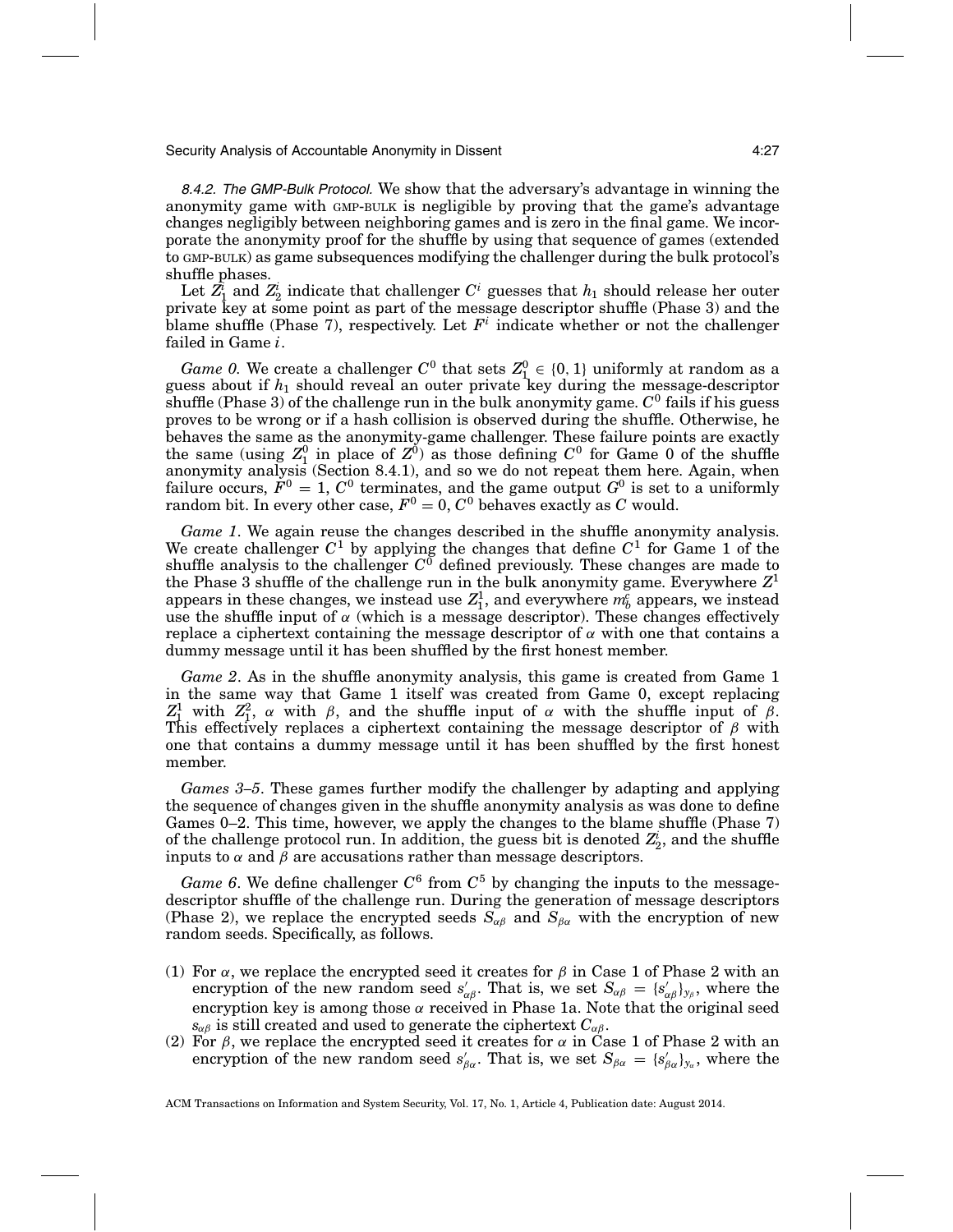*8.4.2. The GMP-Bulk Protocol.* We show that the adversary's advantage in winning the anonymity game with GMP-BULK is negligible by proving that the game's advantage changes negligibly between neighboring games and is zero in the final game. We incorporate the anonymity proof for the shuffle by using that sequence of games (extended to GMP-BULK) as game subsequences modifying the challenger during the bulk protocol's shuffle phases.

Let $Z_1^i$ and $Z_2^i$ indicate that challenger $C^i$ guesses that $h_1$ should release her outer private key at some point as part of the message descriptor shuffle (Phase 3) and the blame shuffle (Phase 7), respectively. Let $F^i$ indicate whether or not the challenger failed in Game $i$.

*Game 0.* We create a challenger $C^0$ that sets $Z_1^0 \in \{0, 1\}$ uniformly at random as a guess about if $h_1$ should reveal an outer private key during the message-descriptor shuffle (Phase 3) of the challenge run in the bulk anonymity game. $C^0$ fails if his guess proves to be wrong or if a hash collision is observed during the shuffle. Otherwise, he behaves the same as the anonymity-game challenger. These failure points are exactly the same (using $Z_1^0$ in place of $Z^0$) as those defining $C^0$ for Game 0 of the shuffle anonymity analysis (Section 8.4.1), and so we do not repeat them here. Again, when failure occurs, $F^0 = 1$, $C^0$ terminates, and the game output $G^0$ is set to a uniformly random bit. In every other case, $F^0 = 0$, $C^0$ behaves exactly as $C$ would.

*Game 1*. We again reuse the changes described in the shuffle anonymity analysis. We create challenger $C^1$ by applying the changes that define $C^1$ for Game 1 of the shuffle analysis to the challenger $C^0$ defined previously. These changes are made to the Phase 3 shuffle of the challenge run in the bulk anonymity game. Everywhere $Z^1$ appears in these changes, we instead use $Z_1^1$, and everywhere $m_b^c$ appears, we instead use the shuffle input of $\alpha$ (which is a message descriptor). These changes effectively replace a ciphertext containing the message descriptor of $\alpha$ with one that contains a dummy message until it has been shuffled by the first honest member.

*Game 2*. As in the shuffle anonymity analysis, this game is created from Game 1 in the same way that Game 1 itself was created from Game 0, except replacing $Z_1^1$ with $Z_1^2$, $\alpha$ with $\beta$, and the shuffle input of $\alpha$ with the shuffle input of $\beta$. This effectively replaces a ciphertext containing the message descriptor of $\beta$ with one that contains a dummy message until it has been shuffled by the first honest member.

*Games 3–5*. These games further modify the challenger by adapting and applying the sequence of changes given in the shuffle anonymity analysis as was done to define Games 0–2. This time, however, we apply the changes to the blame shuffle (Phase 7) of the challenge protocol run. In addition, the guess bit is denoted $Z_2^i$, and the shuffle inputs to $\alpha$ and $\beta$ are accusations rather than message descriptors.

*Game 6*. We define challenger $C^6$ from $C^5$ by changing the inputs to the message-descriptor shuffle of the challenge run. During the generation of message descriptors (Phase 2), we replace the encrypted seeds $S_{\alpha\beta}$ and $S_{\beta\alpha}$ with the encryption of new random seeds. Specifically, as follows.

(1) For $\alpha$, we replace the encrypted seed it creates for $\beta$ in Case 1 of Phase 2 with an encryption of the new random seed $s'_{\alpha\beta}$. That is, we set $S_{\alpha\beta} = \{s'_{\alpha\beta}\}_{y_\beta}$, where the encryption key is among those $\alpha$ received in Phase 1a. Note that the original seed $s_{\alpha\beta}$ is still created and used to generate the ciphertext $C_{\alpha\beta}$.

(2) For $\beta$, we replace the encrypted seed it creates for $\alpha$ in Case 1 of Phase 2 with an encryption of the new random seed $s'_{\beta\alpha}$. That is, we set $S_{\beta\alpha} = \{s'_{\beta\alpha}\}_{y_\alpha}$, where the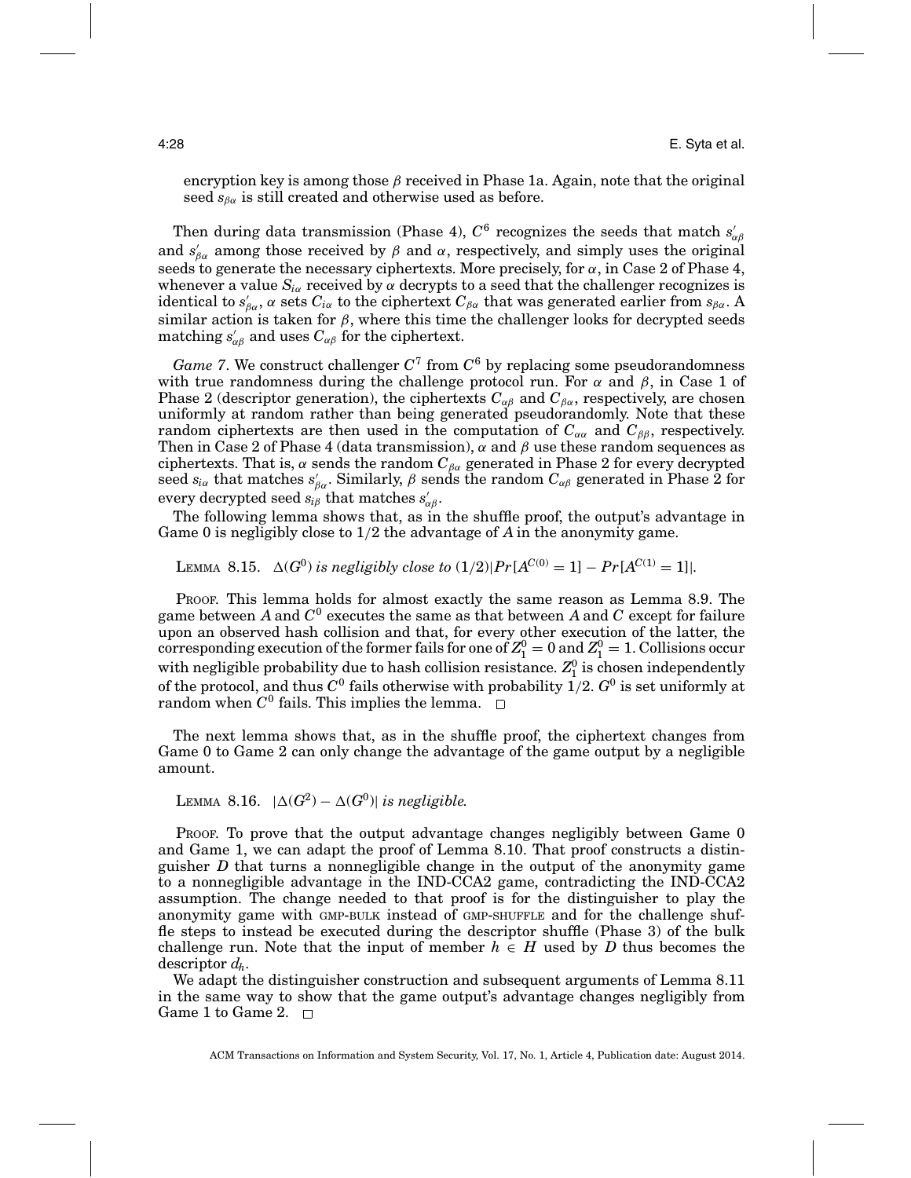encryption key is among those $\beta$ received in Phase 1a. Again, note that the original seed $s_{\beta\alpha}$ is still created and otherwise used as before.

Then during data transmission (Phase 4), $C^6$ recognizes the seeds that match $s'_{\alpha\beta}$ and $s'_{\beta\alpha}$ among those received by $\beta$ and $\alpha$, respectively, and simply uses the original seeds to generate the necessary ciphertexts. More precisely, for $\alpha$, in Case 2 of Phase 4, whenever a value $S_{i\alpha}$ received by $\alpha$ decrypts to a seed that the challenger recognizes is identical to $s'_{\beta\alpha}$, $\alpha$ sets $C_{i\alpha}$ to the ciphertext $C_{\beta\alpha}$ that was generated earlier from $s_{\beta\alpha}$. A similar action is taken for $\beta$, where this time the challenger looks for decrypted seeds matching $s'_{\alpha\beta}$ and uses $C_{\alpha\beta}$ for the ciphertext.

*Game 7*. We construct challenger $C^7$ from $C^6$ by replacing some pseudorandomness with true randomness during the challenge protocol run. For $\alpha$ and $\beta$, in Case 1 of Phase 2 (descriptor generation), the ciphertexts $C_{\alpha\beta}$ and $C_{\beta\alpha}$, respectively, are chosen uniformly at random rather than being generated pseudorandomly. Note that these random ciphertexts are then used in the computation of $C_{\alpha\alpha}$ and $C_{\beta\beta}$, respectively. Then in Case 2 of Phase 4 (data transmission), $\alpha$ and $\beta$ use these random sequences as ciphertexts. That is, $\alpha$ sends the random $C_{\beta\alpha}$ generated in Phase 2 for every decrypted seed $s_{i\alpha}$ that matches $s'_{\beta\alpha}$. Similarly, $\beta$ sends the random $C_{\alpha\beta}$ generated in Phase 2 for every decrypted seed $s_{i\beta}$ that matches $s'_{\alpha\beta}$.

The following lemma shows that, as in the shuffle proof, the output's advantage in Game 0 is negligibly close to 1/2 the advantage of $A$ in the anonymity game.

LEMMA 8.15. *$\Delta(G^0)$ is negligibly close to $(1/2)|Pr[A^{C(0)} = 1] - Pr[A^{C(1)} = 1]|$.*

PROOF. This lemma holds for almost exactly the same reason as Lemma 8.9. The game between $A$ and $C^0$ executes the same as that between $A$ and $C$ except for failure upon an observed hash collision and that, for every other execution of the latter, the corresponding execution of the former fails for one of $Z_1^0 = 0$ and $Z_1^0 = 1$. Collisions occur with negligible probability due to hash collision resistance. $Z_1^0$ is chosen independently of the protocol, and thus $C^0$ fails otherwise with probability 1/2. $G^0$ is set uniformly at random when $C^0$ fails. This implies the lemma. □

The next lemma shows that, as in the shuffle proof, the ciphertext changes from Game 0 to Game 2 can only change the advantage of the game output by a negligible amount.

LEMMA 8.16. *$|\Delta(G^2) - \Delta(G^0)|$ is negligible.*

PROOF. To prove that the output advantage changes negligibly between Game 0 and Game 1, we can adapt the proof of Lemma 8.10. That proof constructs a distinguisher $D$ that turns a nonnegligible change in the output of the anonymity game to a nonnegligible advantage in the IND-CCA2 game, contradicting the IND-CCA2 assumption. The change needed to that proof is for the distinguisher to play the anonymity game with GMP-BULK instead of GMP-SHUFFLE and for the challenge shuffle steps to instead be executed during the descriptor shuffle (Phase 3) of the bulk challenge run. Note that the input of member $h \in H$ used by $D$ thus becomes the descriptor $d_h$.

We adapt the distinguisher construction and subsequent arguments of Lemma 8.11 in the same way to show that the game output's advantage changes negligibly from Game 1 to Game 2. □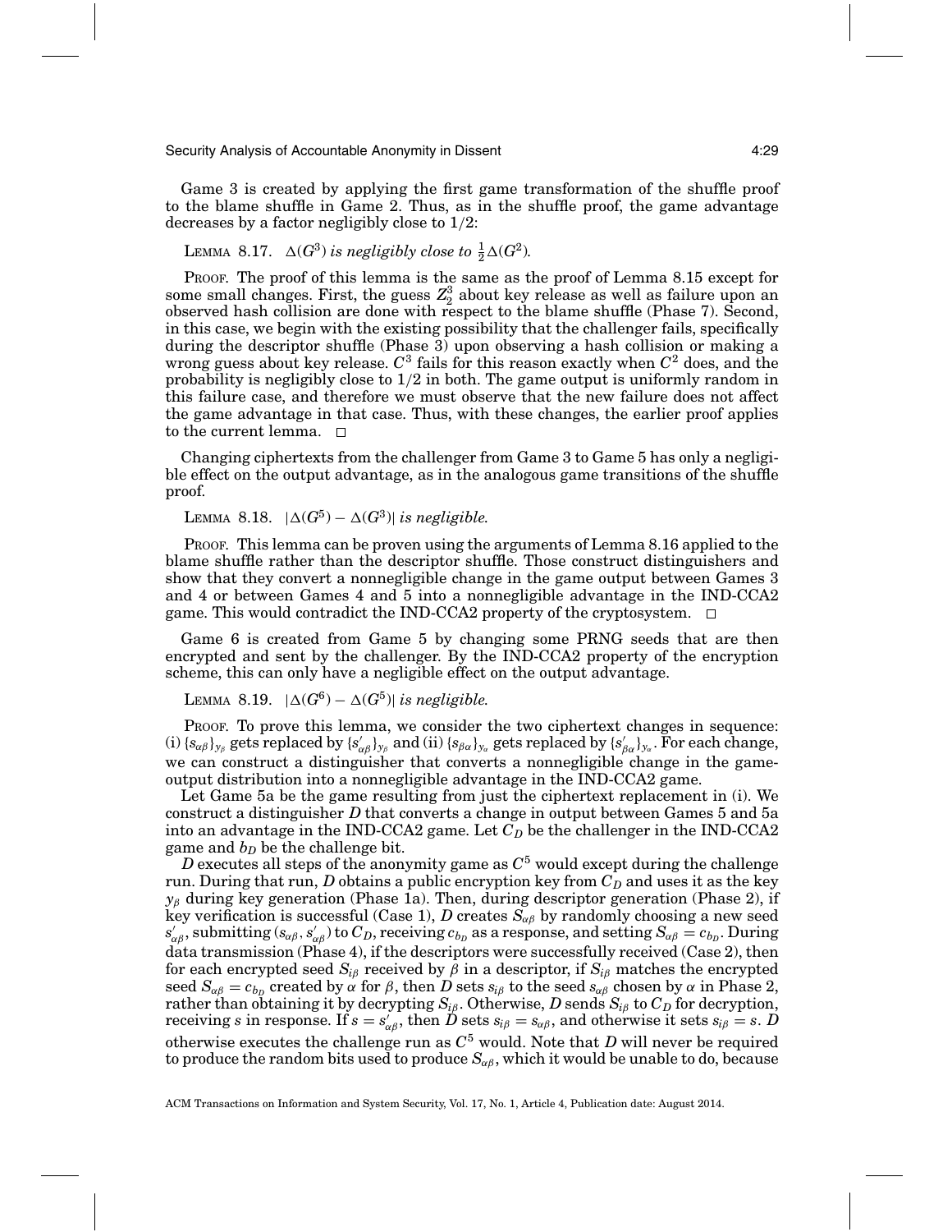Game 3 is created by applying the first game transformation of the shuffle proof to the blame shuffle in Game 2. Thus, as in the shuffle proof, the game advantage decreases by a factor negligibly close to 1/2:

LEMMA 8.17. *$\Delta(G^3)$ is negligibly close to $\frac{1}{2}\Delta(G^2)$.*

PROOF. The proof of this lemma is the same as the proof of Lemma 8.15 except for some small changes. First, the guess $Z_2^3$ about key release as well as failure upon an observed hash collision are done with respect to the blame shuffle (Phase 7). Second, in this case, we begin with the existing possibility that the challenger fails, specifically during the descriptor shuffle (Phase 3) upon observing a hash collision or making a wrong guess about key release. $C^3$ fails for this reason exactly when $C^2$ does, and the probability is negligibly close to 1/2 in both. The game output is uniformly random in this failure case, and therefore we must observe that the new failure does not affect the game advantage in that case. Thus, with these changes, the earlier proof applies to the current lemma. □

Changing ciphertexts from the challenger from Game 3 to Game 5 has only a negligible effect on the output advantage, as in the analogous game transitions of the shuffle proof.

LEMMA 8.18. *$|\Delta(G^5) - \Delta(G^3)|$ is negligible.*

PROOF. This lemma can be proven using the arguments of Lemma 8.16 applied to the blame shuffle rather than the descriptor shuffle. Those construct distinguishers and show that they convert a nonnegligible change in the game output between Games 3 and 4 or between Games 4 and 5 into a nonnegligible advantage in the IND-CCA2 game. This would contradict the IND-CCA2 property of the cryptosystem. □

Game 6 is created from Game 5 by changing some PRNG seeds that are then encrypted and sent by the challenger. By the IND-CCA2 property of the encryption scheme, this can only have a negligible effect on the output advantage.

LEMMA 8.19. *$|\Delta(G^6) - \Delta(G^5)|$ is negligible.*

PROOF. To prove this lemma, we consider the two ciphertext changes in sequence: (i) $\{s_{\alpha\beta}\}_{y_\beta}$ gets replaced by $\{s'_{\alpha\beta}\}_{y_\beta}$ and (ii) $\{s_{\beta\alpha}\}_{y_\alpha}$ gets replaced by $\{s'_{\beta\alpha}\}_{y_\alpha}$. For each change, we can construct a distinguisher that converts a nonnegligible change in the game-output distribution into a nonnegligible advantage in the IND-CCA2 game.

Let Game 5a be the game resulting from just the ciphertext replacement in (i). We construct a distinguisher $D$ that converts a change in output between Games 5 and 5a into an advantage in the IND-CCA2 game. Let $C_D$ be the challenger in the IND-CCA2 game and $b_D$ be the challenge bit.

$D$ executes all steps of the anonymity game as $C^5$ would except during the challenge run. During that run, $D$ obtains a public encryption key from $C_D$ and uses it as the key $y_\beta$ during key generation (Phase 1a). Then, during descriptor generation (Phase 2), if key verification is successful (Case 1), $D$ creates $S_{\alpha\beta}$ by randomly choosing a new seed $s'_{\alpha\beta}$, submitting $(s_{\alpha\beta}, s'_{\alpha\beta})$ to $C_D$, receiving $c_{b_D}$ as a response, and setting $S_{\alpha\beta} = c_{b_D}$. During data transmission (Phase 4), if the descriptors were successfully received (Case 2), then for each encrypted seed $S_{i\beta}$ received by $\beta$ in a descriptor, if $S_{i\beta}$ matches the encrypted seed $S_{\alpha\beta} = c_{b_D}$ created by $\alpha$ for $\beta$, then $D$ sets $s_{i\beta}$ to the seed $s_{\alpha\beta}$ chosen by $\alpha$ in Phase 2, rather than obtaining it by decrypting $S_{i\beta}$. Otherwise, $D$ sends $S_{i\beta}$ to $C_D$ for decryption, receiving $s$ in response. If $s = s'_{\alpha\beta}$, then $D$ sets $s_{i\beta} = s_{\alpha\beta}$, and otherwise it sets $s_{i\beta} = s$. $D$ otherwise executes the challenge run as $C^5$ would. Note that $D$ will never be required to produce the random bits used to produce $S_{\alpha\beta}$, which it would be unable to do, because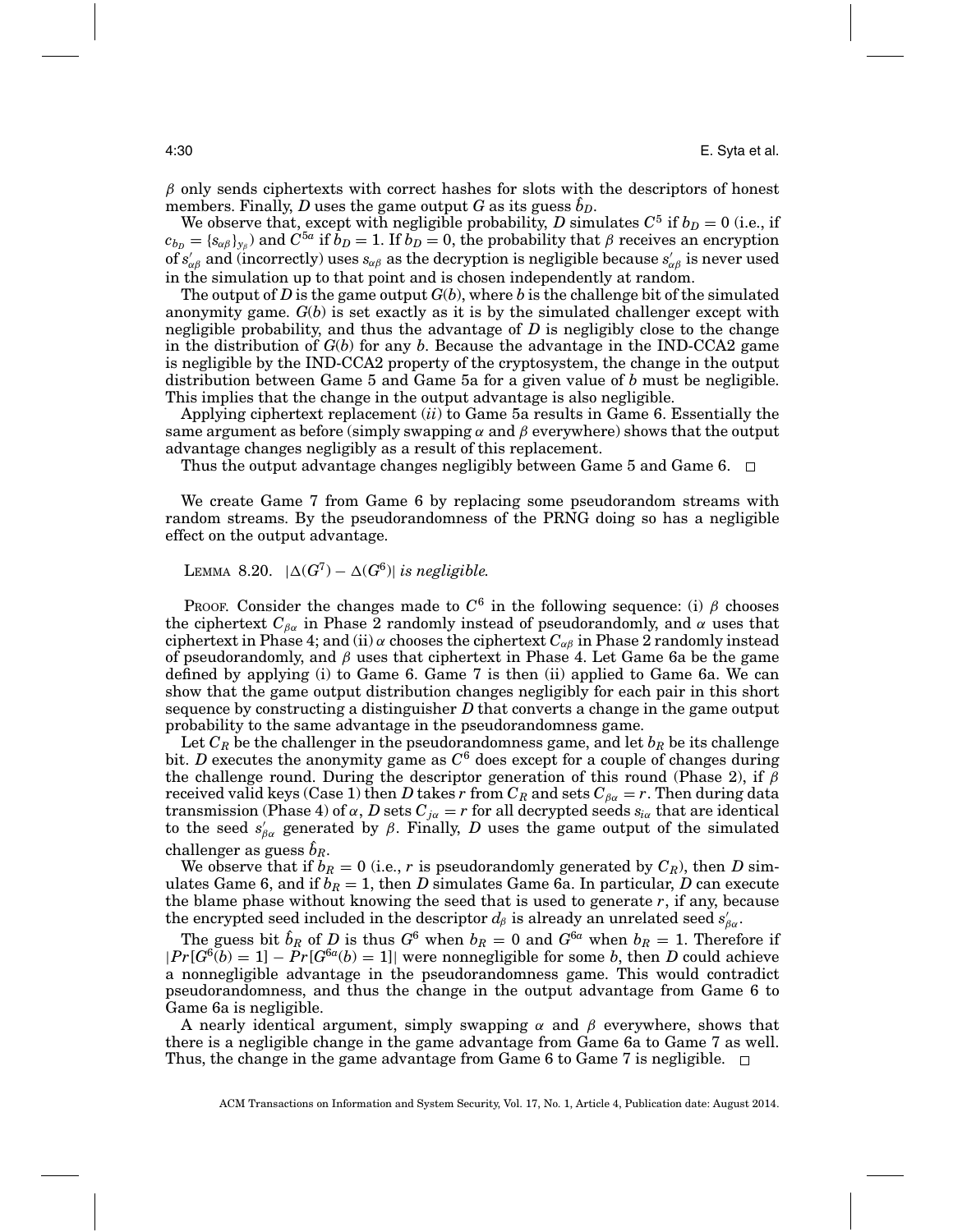$\beta$ only sends ciphertexts with correct hashes for slots with the descriptors of honest members. Finally, $D$ uses the game output $G$ as its guess $\hat{b}_D$.

We observe that, except with negligible probability, $D$ simulates $C^5$ if $b_D = 0$ (i.e., if $c_{b_D} = \{s_{\alpha\beta}\}_{y_\beta}$) and $C^{5a}$ if $b_D = 1$. If $b_D = 0$, the probability that $\beta$ receives an encryption of $s'_{\alpha\beta}$ and (incorrectly) uses $s_{\alpha\beta}$ as the decryption is negligible because $s'_{\alpha\beta}$ is never used in the simulation up to that point and is chosen independently at random.

The output of $D$ is the game output $G(b)$, where $b$ is the challenge bit of the simulated anonymity game. $G(b)$ is set exactly as it is by the simulated challenger except with negligible probability, and thus the advantage of $D$ is negligibly close to the change in the distribution of $G(b)$ for any $b$. Because the advantage in the IND-CCA2 game is negligible by the IND-CCA2 property of the cryptosystem, the change in the output distribution between Game 5 and Game 5a for a given value of $b$ must be negligible. This implies that the change in the output advantage is also negligible.

Applying ciphertext replacement (*ii*) to Game 5a results in Game 6. Essentially the same argument as before (simply swapping $\alpha$ and $\beta$ everywhere) shows that the output advantage changes negligibly as a result of this replacement.

Thus the output advantage changes negligibly between Game 5 and Game 6. □

We create Game 7 from Game 6 by replacing some pseudorandom streams with random streams. By the pseudorandomness of the PRNG doing so has a negligible effect on the output advantage.

LEMMA 8.20. $|\Delta(G^7) - \Delta(G^6)|$ *is negligible.*

PROOF. Consider the changes made to $C^6$ in the following sequence: (i) $\beta$ chooses the ciphertext $C_{\beta\alpha}$ in Phase 2 randomly instead of pseudorandomly, and $\alpha$ uses that ciphertext in Phase 4; and (ii) $\alpha$ chooses the ciphertext $C_{\alpha\beta}$ in Phase 2 randomly instead of pseudorandomly, and $\beta$ uses that ciphertext in Phase 4. Let Game 6a be the game defined by applying (i) to Game 6. Game 7 is then (ii) applied to Game 6a. We can show that the game output distribution changes negligibly for each pair in this short sequence by constructing a distinguisher $D$ that converts a change in the game output probability to the same advantage in the pseudorandomness game.

Let $C_R$ be the challenger in the pseudorandomness game, and let $b_R$ be its challenge bit. $D$ executes the anonymity game as $C^6$ does except for a couple of changes during the challenge round. During the descriptor generation of this round (Phase 2), if $\beta$ received valid keys (Case 1) then $D$ takes $r$ from $C_R$ and sets $C_{\beta\alpha} = r$. Then during data transmission (Phase 4) of $\alpha$, $D$ sets $C_{j\alpha} = r$ for all decrypted seeds $s_{i\alpha}$ that are identical to the seed $s'_{\beta\alpha}$ generated by $\beta$. Finally, $D$ uses the game output of the simulated challenger as guess $\hat{b}_R$.

We observe that if $b_R = 0$ (i.e., $r$ is pseudorandomly generated by $C_R$), then $D$ simulates Game 6, and if $b_R = 1$, then $D$ simulates Game 6a. In particular, $D$ can execute the blame phase without knowing the seed that is used to generate $r$, if any, because the encrypted seed included in the descriptor $d_\beta$ is already an unrelated seed $s'_{\beta\alpha}$.

The guess bit $\hat{b}_R$ of $D$ is thus $G^6$ when $b_R = 0$ and $G^{6a}$ when $b_R = 1$. Therefore if $|Pr[G^6(b) = 1] - Pr[G^{6a}(b) = 1]|$ were nonnegligible for some $b$, then $D$ could achieve a nonnegligible advantage in the pseudorandomness game. This would contradict pseudorandomness, and thus the change in the output advantage from Game 6 to Game 6a is negligible.

A nearly identical argument, simply swapping $\alpha$ and $\beta$ everywhere, shows that there is a negligible change in the game advantage from Game 6a to Game 7 as well. Thus, the change in the game advantage from Game 6 to Game 7 is negligible. □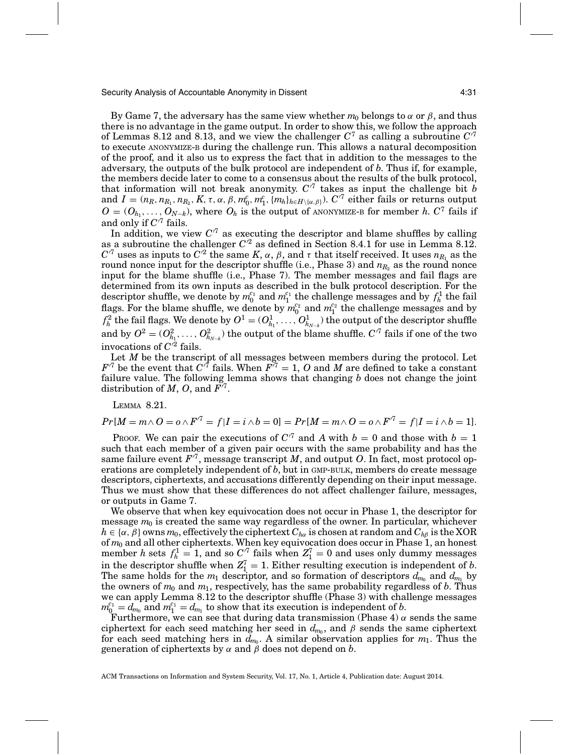By Game 7, the adversary has the same view whether $m_0$ belongs to $\alpha$ or $\beta$, and thus there is no advantage in the game output. In order to show this, we follow the approach of Lemmas 8.12 and 8.13, and we view the challenger $C^7$ as calling a subroutine $C'^7$ to execute ANONYMIZE-B during the challenge run. This allows a natural decomposition of the proof, and it also us to express the fact that in addition to the messages to the adversary, the outputs of the bulk protocol are independent of $b$. Thus if, for example, the members decide later to come to a consensus about the results of the bulk protocol, that information will not break anonymity. $C'^7$ takes as input the challenge bit $b$ and $I = (n_R, n_{R_1}, n_{R_2}, K, \tau, \alpha, \beta, m_0^c, m_1^c, \{m_h\}_{h \in H \setminus \{\alpha,\beta\}})$. $C'^7$ either fails or returns output $O = (O_{h_1}, \ldots, O_{N-k})$, where $O_h$ is the output of ANONYMIZE-B for member $h$. $C^7$ fails if and only if $C'^7$ fails.

In addition, we view $C'^7$ as executing the descriptor and blame shuffles by calling as a subroutine the challenger $C'^2$ as defined in Section 8.4.1 for use in Lemma 8.12. $C'^7$ uses as inputs to $C'^2$ the same $K$, $\alpha$, $\beta$, and $\tau$ that itself received. It uses $n_{R_1}$ as the round nonce input for the descriptor shuffle (i.e., Phase 3) and $n_{R_2}$ as the round nonce input for the blame shuffle (i.e., Phase 7). The member messages and fail flags are determined from its own inputs as described in the bulk protocol description. For the descriptor shuffle, we denote by $m_0^{c_1}$ and $m_1^{c_1}$ the challenge messages and by $f_h^1$ the fail flags. For the blame shuffle, we denote by $m_0^{c_2}$ and $m_1^{c_2}$ the challenge messages and by $f_h^2$ the fail flags. We denote by $O^1 = (O^1_{h_1}, \ldots, O^1_{h_{N-k}})$ the output of the descriptor shuffle and by $O^2 = (O^2_{h_1}, \ldots, O^2_{h_{N-k}})$ the output of the blame shuffle. $C'^7$ fails if one of the two invocations of $C'^2$ fails.

Let $M$ be the transcript of all messages between members during the protocol. Let $F'^7$ be the event that $C'^7$ fails. When $F'^7 = 1$, $O$ and $M$ are defined to take a constant failure value. The following lemma shows that changing $b$ does not change the joint distribution of $M$, $O$, and $F'^7$.

LEMMA 8.21.

$$Pr[M = m \wedge O = o \wedge F'^7 = f | I = i \wedge b = 0] = Pr[M = m \wedge O = o \wedge F'^7 = f | I = i \wedge b = 1].$$

PROOF. We can pair the executions of $C'^7$ and $A$ with $b = 0$ and those with $b = 1$ such that each member of a given pair occurs with the same probability and has the same failure event $F'^7$, message transcript $M$, and output $O$. In fact, most protocol operations are completely independent of $b$, but in GMP-BULK, members do create message descriptors, ciphertexts, and accusations differently depending on their input message. Thus we must show that these differences do not affect challenger failure, messages, or outputs in Game 7.

We observe that when key equivocation does not occur in Phase 1, the descriptor for message $m_0$ is created the same way regardless of the owner. In particular, whichever $h \in \{\alpha, \beta\}$ owns $m_0$, effectively the ciphertext $C_{h\alpha}$ is chosen at random and $C_{h\beta}$ is the XOR of $m_0$ and all other ciphertexts. When key equivocation does occur in Phase 1, an honest member $h$ sets $f_h^1 = 1$, and so $C'^7$ fails when $Z_1^7 = 0$ and uses only dummy messages in the descriptor shuffle when $Z_1^7 = 1$. Either resulting execution is independent of $b$. The same holds for the $m_1$ descriptor, and so formation of descriptors $d_{m_0}$ and $d_{m_1}$ by the owners of $m_0$ and $m_1$, respectively, has the same probability regardless of $b$. Thus we can apply Lemma 8.12 to the descriptor shuffle (Phase 3) with challenge messages $m_0^{c_1} = d_{m_0}$ and $m_1^{c_1} = d_{m_1}$ to show that its execution is independent of $b$.

Furthermore, we can see that during data transmission (Phase 4) $\alpha$ sends the same ciphertext for each seed matching her seed in $d_{m_0}$, and $\beta$ sends the same ciphertext for each seed matching hers in $d_{m_0}$. A similar observation applies for $m_1$. Thus the generation of ciphertexts by $\alpha$ and $\beta$ does not depend on $b$.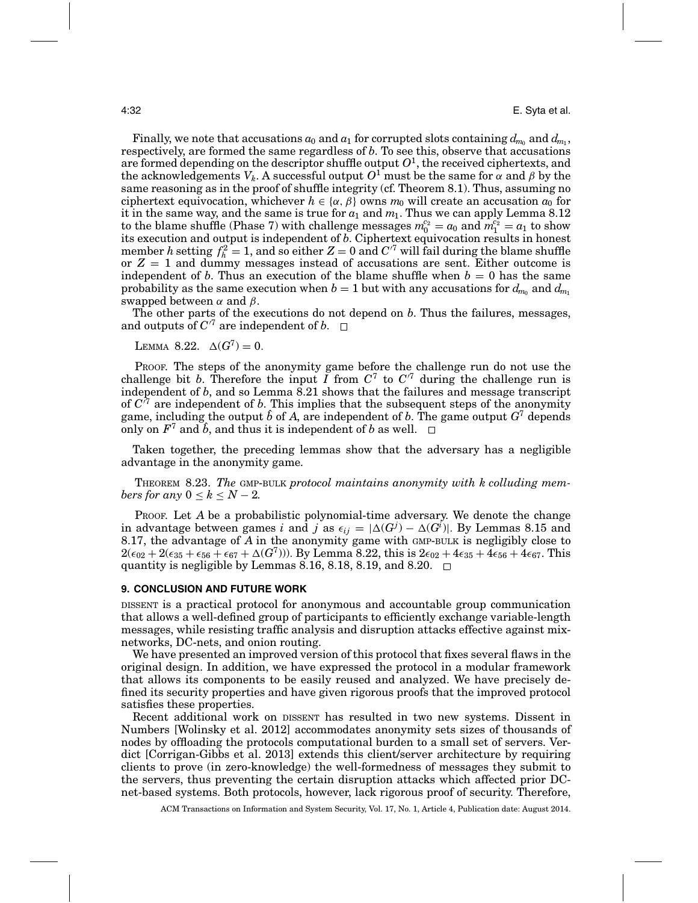Finally, we note that accusations $a_0$ and $a_1$ for corrupted slots containing $d_{m_0}$ and $d_{m_1}$, respectively, are formed the same regardless of $b$. To see this, observe that accusations are formed depending on the descriptor shuffle output $O^1$, the received ciphertexts, and the acknowledgements $V_k$. A successful output $O^1$ must be the same for $\alpha$ and $\beta$ by the same reasoning as in the proof of shuffle integrity (cf. Theorem 8.1). Thus, assuming no ciphertext equivocation, whichever $h \in \{\alpha, \beta\}$ owns $m_0$ will create an accusation $a_0$ for it in the same way, and the same is true for $a_1$ and $m_1$. Thus we can apply Lemma 8.12 to the blame shuffle (Phase 7) with challenge messages $m_0^{c_2} = a_0$ and $m_1^{c_2} = a_1$ to show its execution and output is independent of $b$. Ciphertext equivocation results in honest member $h$ setting $f_h^2 = 1$, and so either $Z = 0$ and $C'^7$ will fail during the blame shuffle or $Z = 1$ and dummy messages instead of accusations are sent. Either outcome is independent of $b$. Thus an execution of the blame shuffle when $b = 0$ has the same probability as the same execution when $b = 1$ but with any accusations for $d_{m_0}$ and $d_{m_1}$ swapped between $\alpha$ and $\beta$.

The other parts of the executions do not depend on $b$. Thus the failures, messages, and outputs of $C'^7$ are independent of $b$. □

LEMMA 8.22. $\Delta(G^7) = 0$.

PROOF. The steps of the anonymity game before the challenge run do not use the challenge bit $b$. Therefore the input $I$ from $C^7$ to $C'^7$ during the challenge run is independent of $b$, and so Lemma 8.21 shows that the failures and message transcript of $C'^7$ are independent of $b$. This implies that the subsequent steps of the anonymity game, including the output $\hat{b}$ of $A$, are independent of $b$. The game output $G^7$ depends only on $F^7$ and $\hat{b}$, and thus it is independent of $b$ as well. □

Taken together, the preceding lemmas show that the adversary has a negligible advantage in the anonymity game.

THEOREM 8.23. *The* GMP-BULK *protocol maintains anonymity with $k$ colluding members for any $0 \le k \le N - 2$.*

PROOF. Let $A$ be a probabilistic polynomial-time adversary. We denote the change in advantage between games $i$ and $j$ as $\epsilon_{ij} = |\Delta(G^j) - \Delta(G^i)|$. By Lemmas 8.15 and 8.17, the advantage of $A$ in the anonymity game with GMP-BULK is negligibly close to $2(\epsilon_{02} + 2(\epsilon_{35} + \epsilon_{56} + \epsilon_{67} + \Delta(G^7)))$. By Lemma 8.22, this is $2\epsilon_{02} + 4\epsilon_{35} + 4\epsilon_{56} + 4\epsilon_{67}$. This quantity is negligible by Lemmas 8.16, 8.18, 8.19, and 8.20. □

## 9. CONCLUSION AND FUTURE WORK

DISSENT is a practical protocol for anonymous and accountable group communication that allows a well-defined group of participants to efficiently exchange variable-length messages, while resisting traffic analysis and disruption attacks effective against mix-networks, DC-nets, and onion routing.

We have presented an improved version of this protocol that fixes several flaws in the original design. In addition, we have expressed the protocol in a modular framework that allows its components to be easily reused and analyzed. We have precisely defined its security properties and have given rigorous proofs that the improved protocol satisfies these properties.

Recent additional work on DISSENT has resulted in two new systems. Dissent in Numbers [Wolinsky et al. 2012] accommodates anonymity sets sizes of thousands of nodes by offloading the protocols computational burden to a small set of servers. Verdict [Corrigan-Gibbs et al. 2013] extends this client/server architecture by requiring clients to prove (in zero-knowledge) the well-formedness of messages they submit to the servers, thus preventing the certain disruption attacks which affected prior DC-net-based systems. Both protocols, however, lack rigorous proof of security. Therefore,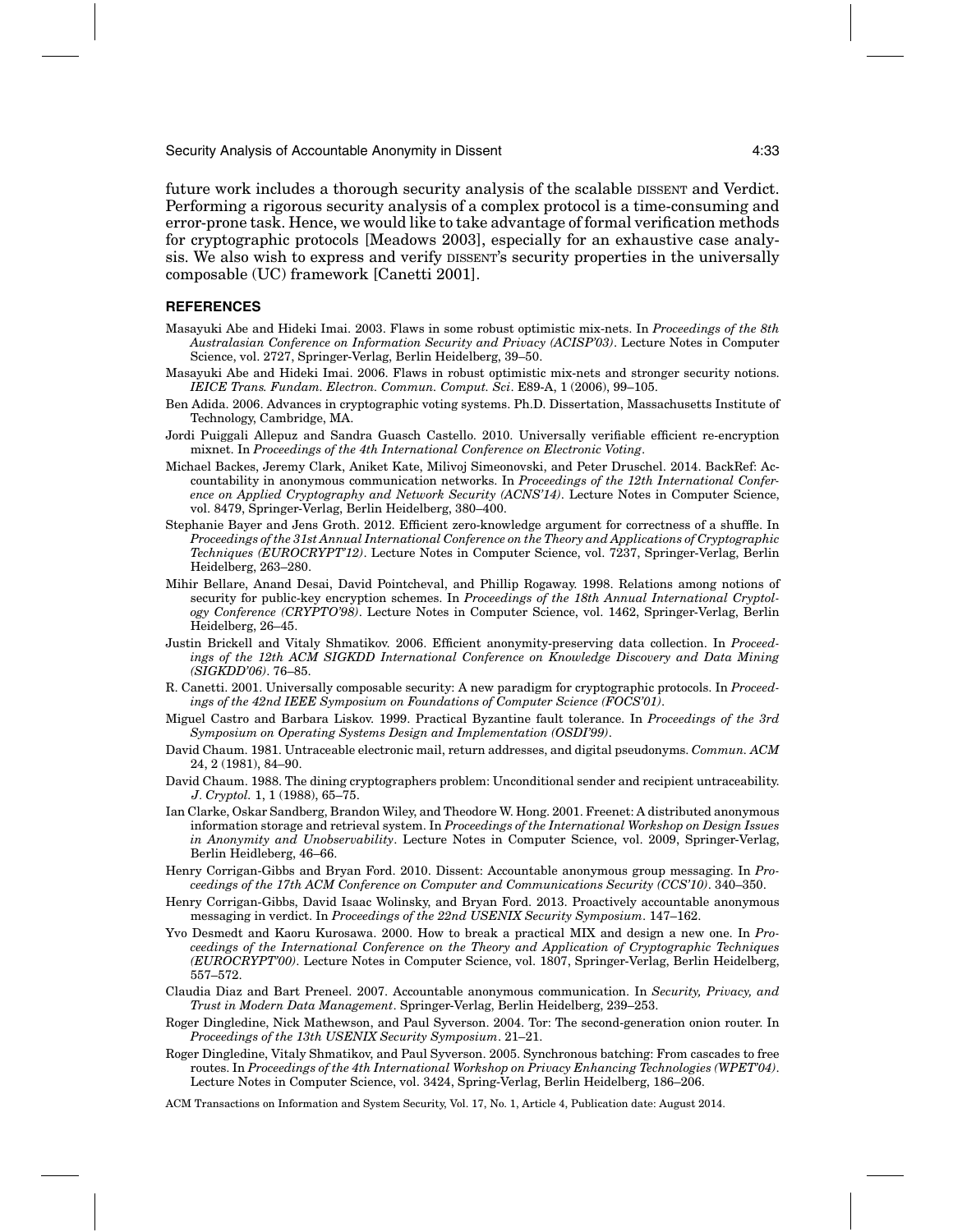future work includes a thorough security analysis of the scalable DISSENT and Verdict. Performing a rigorous security analysis of a complex protocol is a time-consuming and error-prone task. Hence, we would like to take advantage of formal verification methods for cryptographic protocols [Meadows 2003], especially for an exhaustive case analysis. We also wish to express and verify DISSENT's security properties in the universally composable (UC) framework [Canetti 2001].

## REFERENCES

Masayuki Abe and Hideki Imai. 2003. Flaws in some robust optimistic mix-nets. In *Proceedings of the 8th Australasian Conference on Information Security and Privacy (ACISP'03)*. Lecture Notes in Computer Science, vol. 2727, Springer-Verlag, Berlin Heidelberg, 39–50.

Masayuki Abe and Hideki Imai. 2006. Flaws in robust optimistic mix-nets and stronger security notions. *IEICE Trans. Fundam. Electron. Commun. Comput. Sci*. E89-A, 1 (2006), 99–105.

Ben Adida. 2006. Advances in cryptographic voting systems. Ph.D. Dissertation, Massachusetts Institute of Technology, Cambridge, MA.

Jordi Puiggali Allepuz and Sandra Guasch Castello. 2010. Universally verifiable efficient re-encryption mixnet. In *Proceedings of the 4th International Conference on Electronic Voting*.

Michael Backes, Jeremy Clark, Aniket Kate, Milivoj Simeonovski, and Peter Druschel. 2014. BackRef: Accountability in anonymous communication networks. In *Proceedings of the 12th International Conference on Applied Cryptography and Network Security (ACNS'14)*. Lecture Notes in Computer Science, vol. 8479, Springer-Verlag, Berlin Heidelberg, 380–400.

Stephanie Bayer and Jens Groth. 2012. Efficient zero-knowledge argument for correctness of a shuffle. In *Proceedings of the 31st Annual International Conference on the Theory and Applications of Cryptographic Techniques (EUROCRYPT'12)*. Lecture Notes in Computer Science, vol. 7237, Springer-Verlag, Berlin Heidelberg, 263–280.

Mihir Bellare, Anand Desai, David Pointcheval, and Phillip Rogaway. 1998. Relations among notions of security for public-key encryption schemes. In *Proceedings of the 18th Annual International Cryptology Conference (CRYPTO'98)*. Lecture Notes in Computer Science, vol. 1462, Springer-Verlag, Berlin Heidelberg, 26–45.

Justin Brickell and Vitaly Shmatikov. 2006. Efficient anonymity-preserving data collection. In *Proceedings of the 12th ACM SIGKDD International Conference on Knowledge Discovery and Data Mining (SIGKDD'06)*. 76–85.

R. Canetti. 2001. Universally composable security: A new paradigm for cryptographic protocols. In *Proceedings of the 42nd IEEE Symposium on Foundations of Computer Science (FOCS'01)*.

Miguel Castro and Barbara Liskov. 1999. Practical Byzantine fault tolerance. In *Proceedings of the 3rd Symposium on Operating Systems Design and Implementation (OSDI'99)*.

David Chaum. 1981. Untraceable electronic mail, return addresses, and digital pseudonyms. *Commun. ACM* 24, 2 (1981), 84–90.

David Chaum. 1988. The dining cryptographers problem: Unconditional sender and recipient untraceability. *J. Cryptol.* 1, 1 (1988), 65–75.

Ian Clarke, Oskar Sandberg, Brandon Wiley, and Theodore W. Hong. 2001. Freenet: A distributed anonymous information storage and retrieval system. In *Proceedings of the International Workshop on Design Issues in Anonymity and Unobservability*. Lecture Notes in Computer Science, vol. 2009, Springer-Verlag, Berlin Heidleberg, 46–66.

Henry Corrigan-Gibbs and Bryan Ford. 2010. Dissent: Accountable anonymous group messaging. In *Proceedings of the 17th ACM Conference on Computer and Communications Security (CCS'10)*. 340–350.

Henry Corrigan-Gibbs, David Isaac Wolinsky, and Bryan Ford. 2013. Proactively accountable anonymous messaging in verdict. In *Proceedings of the 22nd USENIX Security Symposium*. 147–162.

Yvo Desmedt and Kaoru Kurosawa. 2000. How to break a practical MIX and design a new one. In *Proceedings of the International Conference on the Theory and Application of Cryptographic Techniques (EUROCRYPT'00)*. Lecture Notes in Computer Science, vol. 1807, Springer-Verlag, Berlin Heidelberg, 557–572.

Claudia Diaz and Bart Preneel. 2007. Accountable anonymous communication. In *Security, Privacy, and Trust in Modern Data Management*. Springer-Verlag, Berlin Heidelberg, 239–253.

Roger Dingledine, Nick Mathewson, and Paul Syverson. 2004. Tor: The second-generation onion router. In *Proceedings of the 13th USENIX Security Symposium*. 21–21.

Roger Dingledine, Vitaly Shmatikov, and Paul Syverson. 2005. Synchronous batching: From cascades to free routes. In *Proceedings of the 4th International Workshop on Privacy Enhancing Technologies (WPET'04)*. Lecture Notes in Computer Science, vol. 3424, Spring-Verlag, Berlin Heidelberg, 186–206.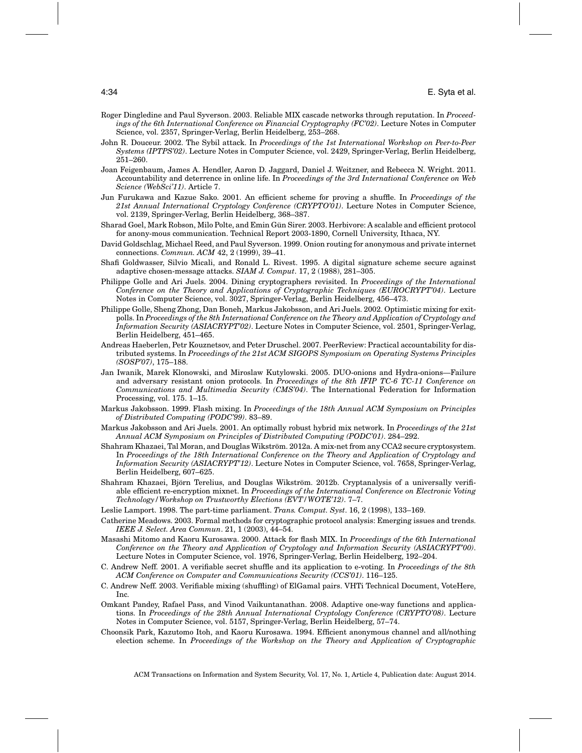Roger Dingledine and Paul Syverson. 2003. Reliable MIX cascade networks through reputation. In *Proceedings of the 6th International Conference on Financial Cryptography (FC'02)*. Lecture Notes in Computer Science, vol. 2357, Springer-Verlag, Berlin Heidelberg, 253–268.

John R. Douceur. 2002. The Sybil attack. In *Proceedings of the 1st International Workshop on Peer-to-Peer Systems (IPTPS'02)*. Lecture Notes in Computer Science, vol. 2429, Springer-Verlag, Berlin Heidelberg, 251–260.

Joan Feigenbaum, James A. Hendler, Aaron D. Jaggard, Daniel J. Weitzner, and Rebecca N. Wright. 2011. Accountability and deterrence in online life. In *Proceedings of the 3rd International Conference on Web Science (WebSci'11)*. Article 7.

Jun Furukawa and Kazue Sako. 2001. An efficient scheme for proving a shuffle. In *Proceedings of the 21st Annual International Cryptology Conference (CRYPTO'01)*. Lecture Notes in Computer Science, vol. 2139, Springer-Verlag, Berlin Heidelberg, 368–387.

Sharad Goel, Mark Robson, Milo Polte, and Emin Gün Sirer. 2003. Herbivore: A scalable and efficient protocol for anony-mous communication. Technical Report 2003-1890, Cornell University, Ithaca, NY.

David Goldschlag, Michael Reed, and Paul Syverson. 1999. Onion routing for anonymous and private internet connections. *Commun. ACM* 42, 2 (1999), 39–41.

Shafi Goldwasser, Silvio Micali, and Ronald L. Rivest. 1995. A digital signature scheme secure against adaptive chosen-message attacks. *SIAM J. Comput*. 17, 2 (1988), 281–305.

Philippe Golle and Ari Juels. 2004. Dining cryptographers revisited. In *Proceedings of the International Conference on the Theory and Applications of Cryptographic Techniques (EUROCRYPT'04)*. Lecture Notes in Computer Science, vol. 3027, Springer-Verlag, Berlin Heidelberg, 456–473.

Philippe Golle, Sheng Zhong, Dan Boneh, Markus Jakobsson, and Ari Juels. 2002. Optimistic mixing for exit-polls. In *Proceedings of the 8th International Conference on the Theory and Application of Cryptology and Information Security (ASIACRYPT'02)*. Lecture Notes in Computer Science, vol. 2501, Springer-Verlag, Berlin Heidelberg, 451–465.

Andreas Haeberlen, Petr Kouznetsov, and Peter Druschel. 2007. PeerReview: Practical accountability for distributed systems. In *Proceedings of the 21st ACM SIGOPS Symposium on Operating Systems Principles (SOSP'07)*, 175–188.

Jan Iwanik, Marek Klonowski, and Miroslaw Kutylowski. 2005. DUO-onions and Hydra-onions—Failure and adversary resistant onion protocols. In *Proceedings of the 8th IFIP TC-6 TC-11 Conference on Communications and Multimedia Security (CMS'04)*. The International Federation for Information Processing, vol. 175. 1–15.

Markus Jakobsson. 1999. Flash mixing. In *Proceedings of the 18th Annual ACM Symposium on Principles of Distributed Computing (PODC'99)*. 83–89.

Markus Jakobsson and Ari Juels. 2001. An optimally robust hybrid mix network. In *Proceedings of the 21st Annual ACM Symposium on Principles of Distributed Computing (PODC'01)*. 284–292.

Shahram Khazaei, Tal Moran, and Douglas Wikström. 2012a. A mix-net from any CCA2 secure cryptosystem. In *Proceedings of the 18th International Conference on the Theory and Application of Cryptology and Information Security (ASIACRYPT'12)*. Lecture Notes in Computer Science, vol. 7658, Springer-Verlag, Berlin Heidelberg, 607–625.

Shahram Khazaei, Björn Terelius, and Douglas Wikström. 2012b. Cryptanalysis of a universally verifiable efficient re-encryption mixnet. In *Proceedings of the International Conference on Electronic Voting Technology/Workshop on Trustworthy Elections (EVT/WOTE'12)*. 7–7.

Leslie Lamport. 1998. The part-time parliament. *Trans. Comput. Syst*. 16, 2 (1998), 133–169.

Catherine Meadows. 2003. Formal methods for cryptographic protocol analysis: Emerging issues and trends. *IEEE J. Select. Area Commun*. 21, 1 (2003), 44–54.

Masashi Mitomo and Kaoru Kurosawa. 2000. Attack for flash MIX. In *Proceedings of the 6th International Conference on the Theory and Application of Cryptology and Information Security (ASIACRYPT'00)*. Lecture Notes in Computer Science, vol. 1976, Springer-Verlag, Berlin Heidelberg, 192–204.

C. Andrew Neff. 2001. A verifiable secret shuffle and its application to e-voting. In *Proceedings of the 8th ACM Conference on Computer and Communications Security (CCS'01)*. 116–125.

C. Andrew Neff. 2003. Verifiable mixing (shuffling) of ElGamal pairs. VHTi Technical Document, VoteHere, Inc.

Omkant Pandey, Rafael Pass, and Vinod Vaikuntanathan. 2008. Adaptive one-way functions and applications. In *Proceedings of the 28th Annual International Cryptology Conference (CRYPTO'08)*. Lecture Notes in Computer Science, vol. 5157, Springer-Verlag, Berlin Heidelberg, 57–74.

Choonsik Park, Kazutomo Itoh, and Kaoru Kurosawa. 1994. Efficient anonymous channel and all/nothing election scheme. In *Proceedings of the Workshop on the Theory and Application of Cryptographic*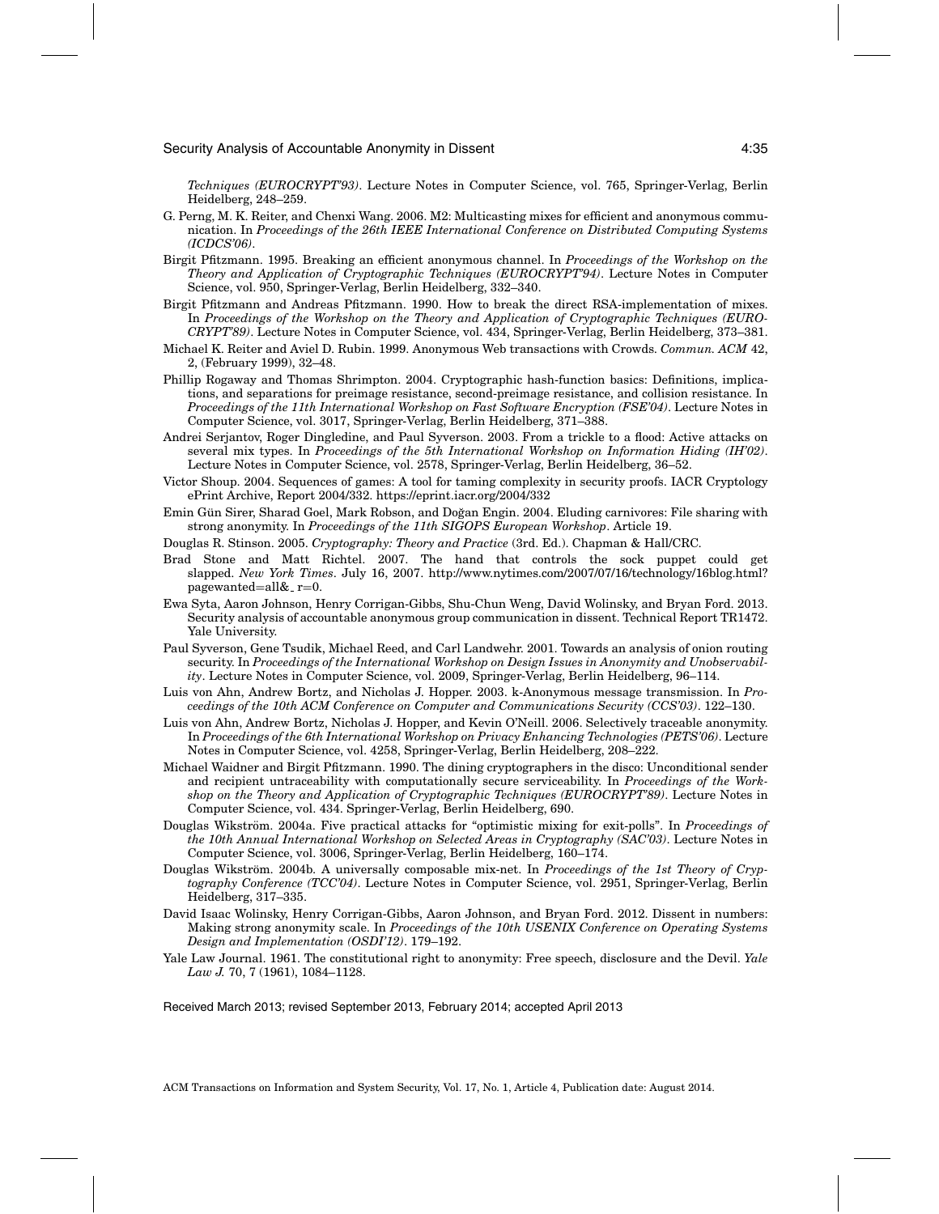*Techniques (EUROCRYPT'93)*. Lecture Notes in Computer Science, vol. 765, Springer-Verlag, Berlin Heidelberg, 248–259.

G. Perng, M. K. Reiter, and Chenxi Wang. 2006. M2: Multicasting mixes for efficient and anonymous communication. In *Proceedings of the 26th IEEE International Conference on Distributed Computing Systems (ICDCS'06)*.

Birgit Pfitzmann. 1995. Breaking an efficient anonymous channel. In *Proceedings of the Workshop on the Theory and Application of Cryptographic Techniques (EUROCRYPT'94)*. Lecture Notes in Computer Science, vol. 950, Springer-Verlag, Berlin Heidelberg, 332–340.

Birgit Pfitzmann and Andreas Pfitzmann. 1990. How to break the direct RSA-implementation of mixes. In *Proceedings of the Workshop on the Theory and Application of Cryptographic Techniques (EUROCRYPT'89)*. Lecture Notes in Computer Science, vol. 434, Springer-Verlag, Berlin Heidelberg, 373–381.

Michael K. Reiter and Aviel D. Rubin. 1999. Anonymous Web transactions with Crowds. *Commun. ACM* 42, 2, (February 1999), 32–48.

Phillip Rogaway and Thomas Shrimpton. 2004. Cryptographic hash-function basics: Definitions, implications, and separations for preimage resistance, second-preimage resistance, and collision resistance. In *Proceedings of the 11th International Workshop on Fast Software Encryption (FSE'04)*. Lecture Notes in Computer Science, vol. 3017, Springer-Verlag, Berlin Heidelberg, 371–388.

Andrei Serjantov, Roger Dingledine, and Paul Syverson. 2003. From a trickle to a flood: Active attacks on several mix types. In *Proceedings of the 5th International Workshop on Information Hiding (IH'02)*. Lecture Notes in Computer Science, vol. 2578, Springer-Verlag, Berlin Heidelberg, 36–52.

Victor Shoup. 2004. Sequences of games: A tool for taming complexity in security proofs. IACR Cryptology ePrint Archive, Report 2004/332. https://eprint.iacr.org/2004/332

Emin Gün Sirer, Sharad Goel, Mark Robson, and Doğan Engin. 2004. Eluding carnivores: File sharing with strong anonymity. In *Proceedings of the 11th SIGOPS European Workshop*. Article 19.

Douglas R. Stinson. 2005. *Cryptography: Theory and Practice* (3rd. Ed.). Chapman & Hall/CRC.

Brad Stone and Matt Richtel. 2007. The hand that controls the sock puppet could get slapped. *New York Times*. July 16, 2007. http://www.nytimes.com/2007/07/16/technology/16blog.html?pagewanted=all&_r=0.

Ewa Syta, Aaron Johnson, Henry Corrigan-Gibbs, Shu-Chun Weng, David Wolinsky, and Bryan Ford. 2013. Security analysis of accountable anonymous group communication in dissent. Technical Report TR1472. Yale University.

Paul Syverson, Gene Tsudik, Michael Reed, and Carl Landwehr. 2001. Towards an analysis of onion routing security. In *Proceedings of the International Workshop on Design Issues in Anonymity and Unobservability*. Lecture Notes in Computer Science, vol. 2009, Springer-Verlag, Berlin Heidelberg, 96–114.

Luis von Ahn, Andrew Bortz, and Nicholas J. Hopper. 2003. k-Anonymous message transmission. In *Proceedings of the 10th ACM Conference on Computer and Communications Security (CCS'03)*. 122–130.

Luis von Ahn, Andrew Bortz, Nicholas J. Hopper, and Kevin O'Neill. 2006. Selectively traceable anonymity. In *Proceedings of the 6th International Workshop on Privacy Enhancing Technologies (PETS'06)*. Lecture Notes in Computer Science, vol. 4258, Springer-Verlag, Berlin Heidelberg, 208–222.

Michael Waidner and Birgit Pfitzmann. 1990. The dining cryptographers in the disco: Unconditional sender and recipient untraceability with computationally secure serviceability. In *Proceedings of the Workshop on the Theory and Application of Cryptographic Techniques (EUROCRYPT'89)*. Lecture Notes in Computer Science, vol. 434. Springer-Verlag, Berlin Heidelberg, 690.

Douglas Wikström. 2004a. Five practical attacks for "optimistic mixing for exit-polls". In *Proceedings of the 10th Annual International Workshop on Selected Areas in Cryptography (SAC'03)*. Lecture Notes in Computer Science, vol. 3006, Springer-Verlag, Berlin Heidelberg, 160–174.

Douglas Wikström. 2004b. A universally composable mix-net. In *Proceedings of the 1st Theory of Cryptography Conference (TCC'04)*. Lecture Notes in Computer Science, vol. 2951, Springer-Verlag, Berlin Heidelberg, 317–335.

David Isaac Wolinsky, Henry Corrigan-Gibbs, Aaron Johnson, and Bryan Ford. 2012. Dissent in numbers: Making strong anonymity scale. In *Proceedings of the 10th USENIX Conference on Operating Systems Design and Implementation (OSDI'12)*. 179–192.

Yale Law Journal. 1961. The constitutional right to anonymity: Free speech, disclosure and the Devil. *Yale Law J.* 70, 7 (1961), 1084–1128.

Received March 2013; revised September 2013, February 2014; accepted April 2013